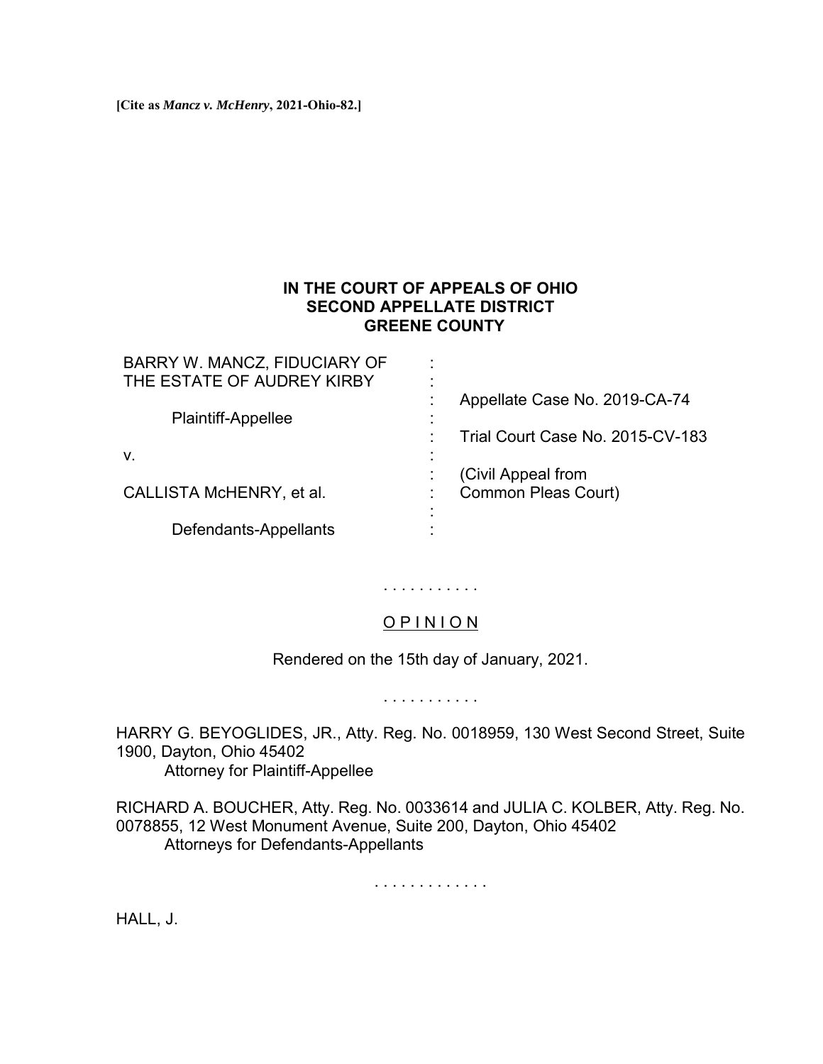**[Cite as *Mancz v. McHenry*, 2021-Ohio-82.]**

**IN THE COURT OF APPEALS OF OHIO**
**SECOND APPELLATE DISTRICT**
**GREENE COUNTY**

| | | |
|---|---|---|
| BARRY W. MANCZ, FIDUCIARY OF THE ESTATE OF AUDREY KIRBY | : | Appellate Case No. 2019-CA-74 |
| Plaintiff-Appellee | : | Trial Court Case No. 2015-CV-183 |
| v. | : | (Civil Appeal from Common Pleas Court) |
| CALLISTA McHENRY, et al. | : | |
| Defendants-Appellants | : | |

. . . . . . . . . . .

O P I N I O N

Rendered on the 15th day of January, 2021.

. . . . . . . . . . .

HARRY G. BEYOGLIDES, JR., Atty. Reg. No. 0018959, 130 West Second Street, Suite 1900, Dayton, Ohio 45402
Attorney for Plaintiff-Appellee

RICHARD A. BOUCHER, Atty. Reg. No. 0033614 and JULIA C. KOLBER, Atty. Reg. No. 0078855, 12 West Monument Avenue, Suite 200, Dayton, Ohio 45402
Attorneys for Defendants-Appellants

. . . . . . . . . . . . .

HALL, J.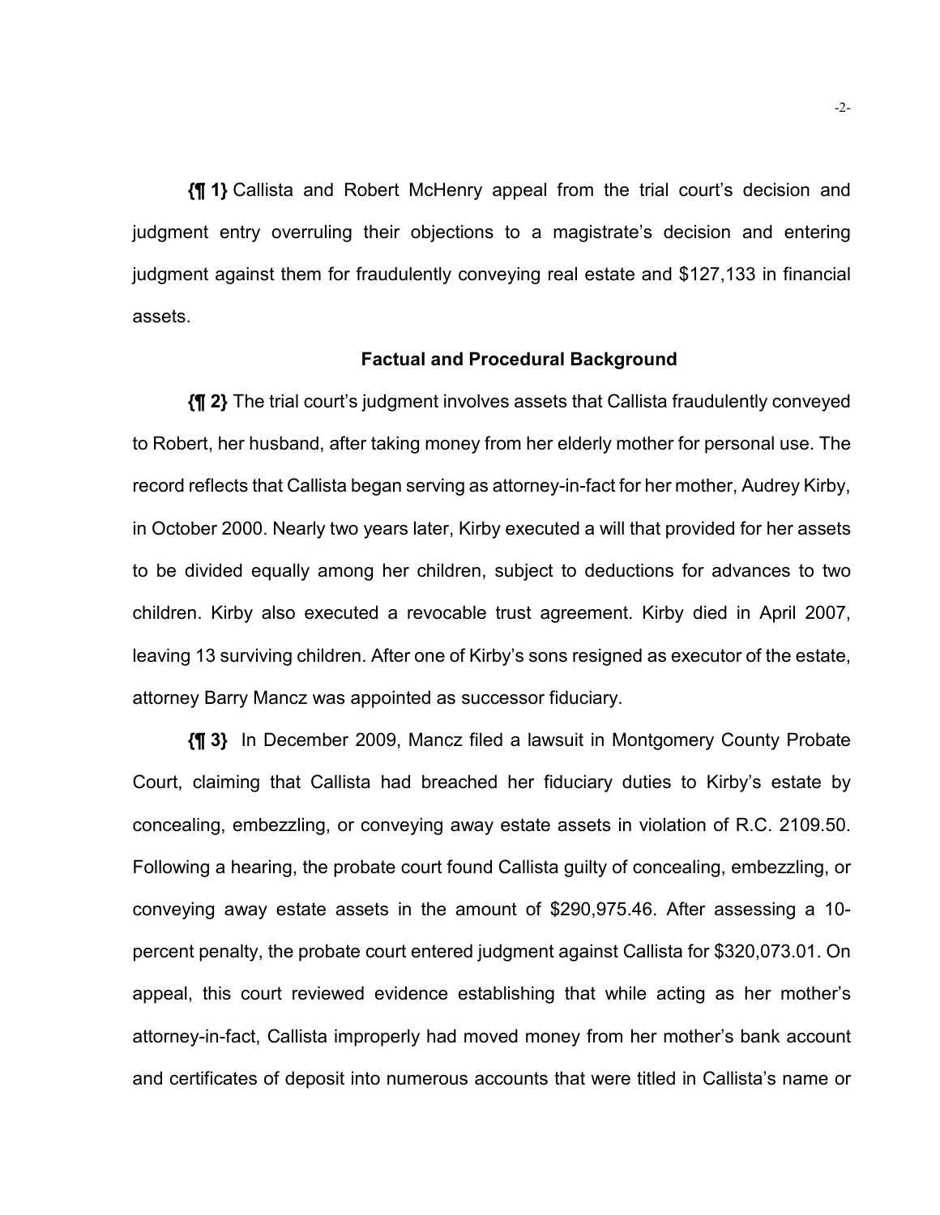**{¶ 1}** Callista and Robert McHenry appeal from the trial court's decision and judgment entry overruling their objections to a magistrate's decision and entering judgment against them for fraudulently conveying real estate and $127,133 in financial assets.

## Factual and Procedural Background

**{¶ 2}** The trial court's judgment involves assets that Callista fraudulently conveyed to Robert, her husband, after taking money from her elderly mother for personal use. The record reflects that Callista began serving as attorney-in-fact for her mother, Audrey Kirby, in October 2000. Nearly two years later, Kirby executed a will that provided for her assets to be divided equally among her children, subject to deductions for advances to two children. Kirby also executed a revocable trust agreement. Kirby died in April 2007, leaving 13 surviving children. After one of Kirby's sons resigned as executor of the estate, attorney Barry Mancz was appointed as successor fiduciary.

**{¶ 3}** In December 2009, Mancz filed a lawsuit in Montgomery County Probate Court, claiming that Callista had breached her fiduciary duties to Kirby's estate by concealing, embezzling, or conveying away estate assets in violation of R.C. 2109.50. Following a hearing, the probate court found Callista guilty of concealing, embezzling, or conveying away estate assets in the amount of $290,975.46. After assessing a 10-percent penalty, the probate court entered judgment against Callista for $320,073.01. On appeal, this court reviewed evidence establishing that while acting as her mother's attorney-in-fact, Callista improperly had moved money from her mother's bank account and certificates of deposit into numerous accounts that were titled in Callista's name or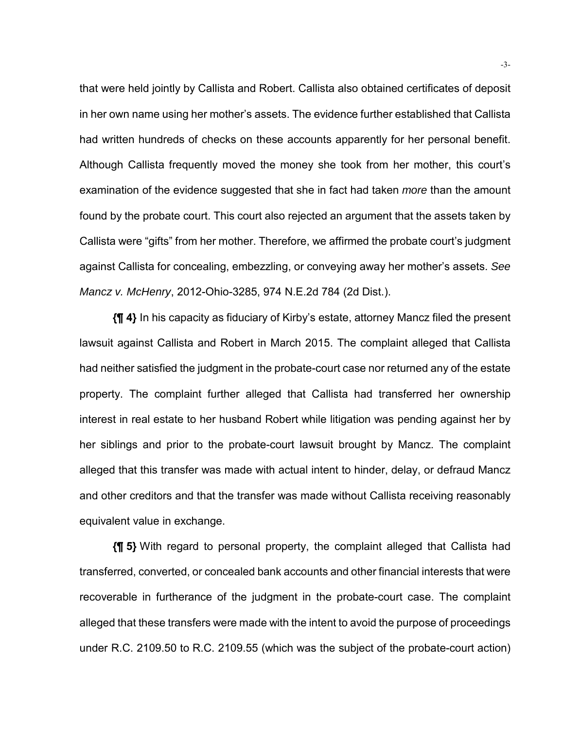that were held jointly by Callista and Robert. Callista also obtained certificates of deposit in her own name using her mother's assets. The evidence further established that Callista had written hundreds of checks on these accounts apparently for her personal benefit. Although Callista frequently moved the money she took from her mother, this court's examination of the evidence suggested that she in fact had taken *more* than the amount found by the probate court. This court also rejected an argument that the assets taken by Callista were "gifts" from her mother. Therefore, we affirmed the probate court's judgment against Callista for concealing, embezzling, or conveying away her mother's assets. *See Mancz v. McHenry*, 2012-Ohio-3285, 974 N.E.2d 784 (2d Dist.).

**{¶ 4}** In his capacity as fiduciary of Kirby's estate, attorney Mancz filed the present lawsuit against Callista and Robert in March 2015. The complaint alleged that Callista had neither satisfied the judgment in the probate-court case nor returned any of the estate property. The complaint further alleged that Callista had transferred her ownership interest in real estate to her husband Robert while litigation was pending against her by her siblings and prior to the probate-court lawsuit brought by Mancz. The complaint alleged that this transfer was made with actual intent to hinder, delay, or defraud Mancz and other creditors and that the transfer was made without Callista receiving reasonably equivalent value in exchange.

**{¶ 5}** With regard to personal property, the complaint alleged that Callista had transferred, converted, or concealed bank accounts and other financial interests that were recoverable in furtherance of the judgment in the probate-court case. The complaint alleged that these transfers were made with the intent to avoid the purpose of proceedings under R.C. 2109.50 to R.C. 2109.55 (which was the subject of the probate-court action)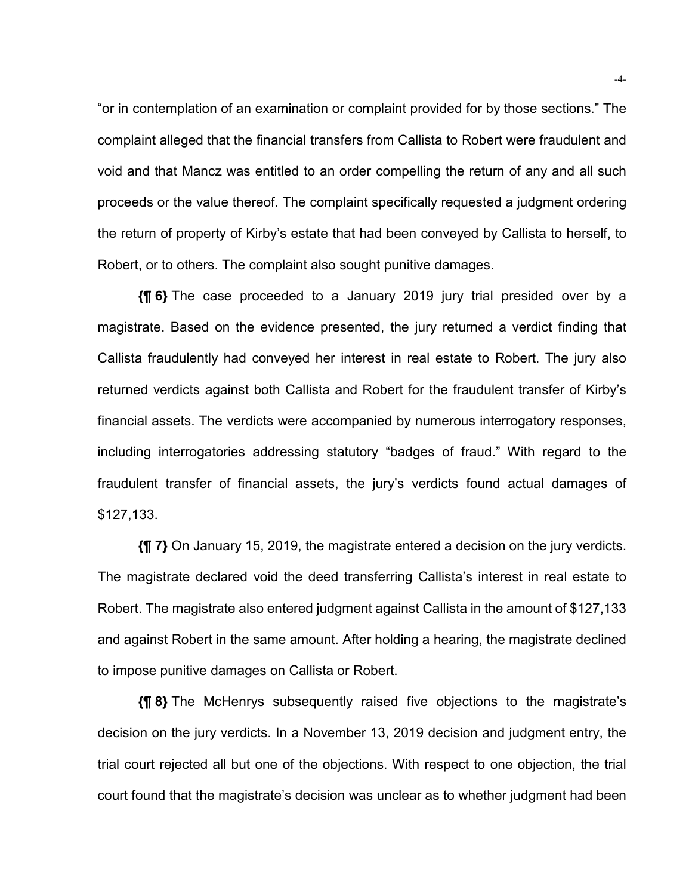"or in contemplation of an examination or complaint provided for by those sections." The complaint alleged that the financial transfers from Callista to Robert were fraudulent and void and that Mancz was entitled to an order compelling the return of any and all such proceeds or the value thereof. The complaint specifically requested a judgment ordering the return of property of Kirby's estate that had been conveyed by Callista to herself, to Robert, or to others. The complaint also sought punitive damages.

**{¶ 6}** The case proceeded to a January 2019 jury trial presided over by a magistrate. Based on the evidence presented, the jury returned a verdict finding that Callista fraudulently had conveyed her interest in real estate to Robert. The jury also returned verdicts against both Callista and Robert for the fraudulent transfer of Kirby's financial assets. The verdicts were accompanied by numerous interrogatory responses, including interrogatories addressing statutory "badges of fraud." With regard to the fraudulent transfer of financial assets, the jury's verdicts found actual damages of $127,133.

**{¶ 7}** On January 15, 2019, the magistrate entered a decision on the jury verdicts. The magistrate declared void the deed transferring Callista's interest in real estate to Robert. The magistrate also entered judgment against Callista in the amount of $127,133 and against Robert in the same amount. After holding a hearing, the magistrate declined to impose punitive damages on Callista or Robert.

**{¶ 8}** The McHenrys subsequently raised five objections to the magistrate's decision on the jury verdicts. In a November 13, 2019 decision and judgment entry, the trial court rejected all but one of the objections. With respect to one objection, the trial court found that the magistrate's decision was unclear as to whether judgment had been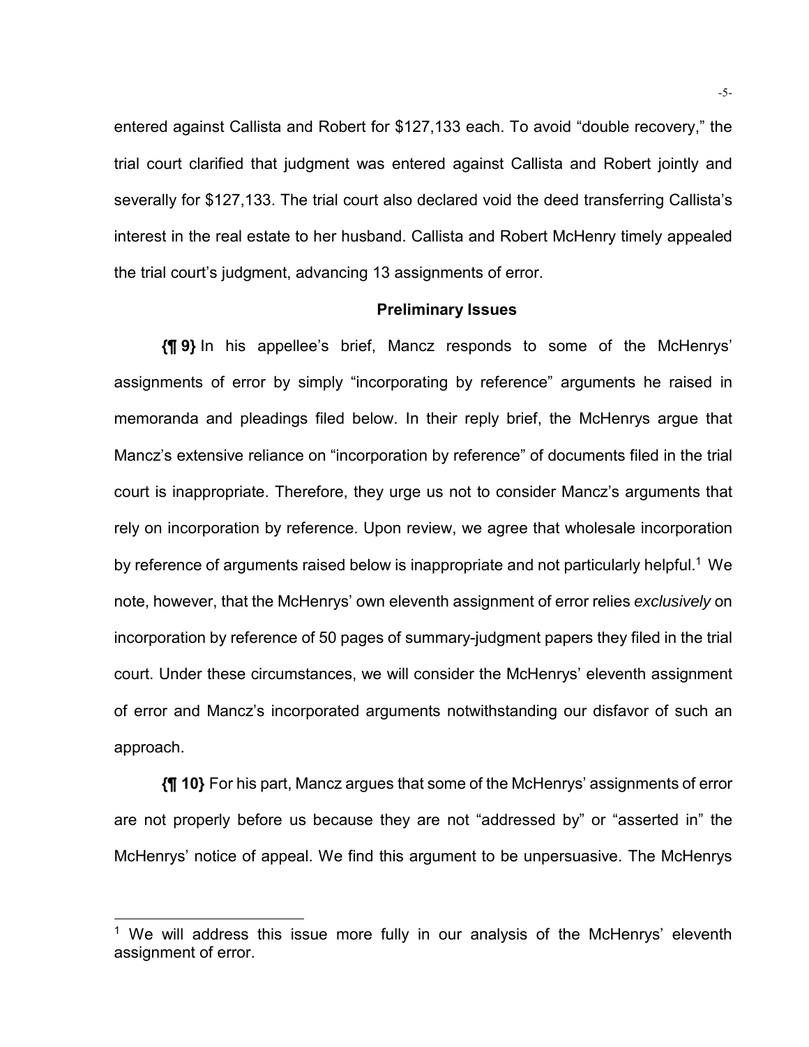entered against Callista and Robert for $127,133 each. To avoid "double recovery," the trial court clarified that judgment was entered against Callista and Robert jointly and severally for $127,133. The trial court also declared void the deed transferring Callista's interest in the real estate to her husband. Callista and Robert McHenry timely appealed the trial court's judgment, advancing 13 assignments of error.

### Preliminary Issues

**{¶ 9}** In his appellee's brief, Mancz responds to some of the McHenrys' assignments of error by simply "incorporating by reference" arguments he raised in memoranda and pleadings filed below. In their reply brief, the McHenrys argue that Mancz's extensive reliance on "incorporation by reference" of documents filed in the trial court is inappropriate. Therefore, they urge us not to consider Mancz's arguments that rely on incorporation by reference. Upon review, we agree that wholesale incorporation by reference of arguments raised below is inappropriate and not particularly helpful.[1] We note, however, that the McHenrys' own eleventh assignment of error relies *exclusively* on incorporation by reference of 50 pages of summary-judgment papers they filed in the trial court. Under these circumstances, we will consider the McHenrys' eleventh assignment of error and Mancz's incorporated arguments notwithstanding our disfavor of such an approach.

**{¶ 10}** For his part, Mancz argues that some of the McHenrys' assignments of error are not properly before us because they are not "addressed by" or "asserted in" the McHenrys' notice of appeal. We find this argument to be unpersuasive. The McHenrys

---

[1] We will address this issue more fully in our analysis of the McHenrys' eleventh assignment of error.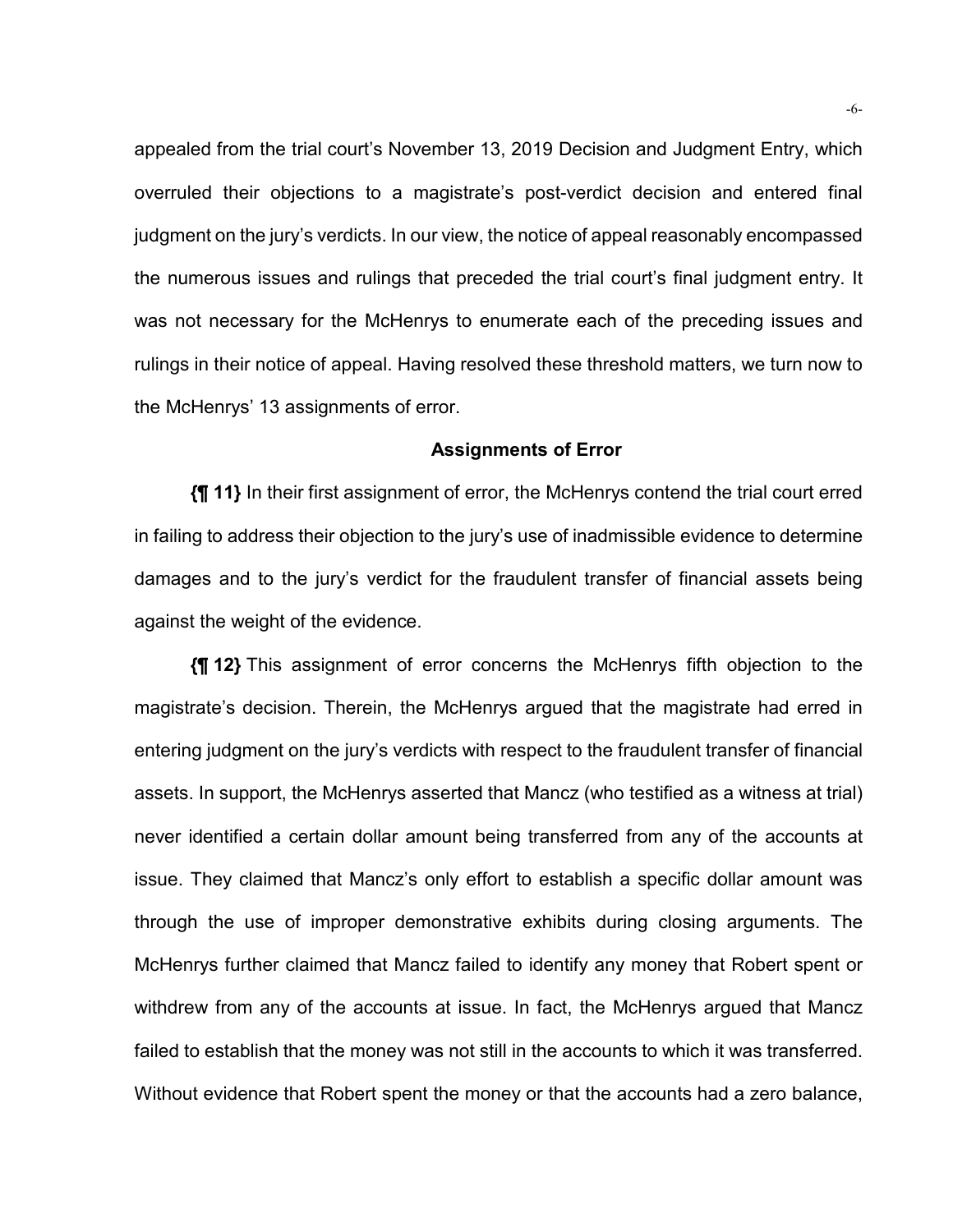appealed from the trial court's November 13, 2019 Decision and Judgment Entry, which overruled their objections to a magistrate's post-verdict decision and entered final judgment on the jury's verdicts. In our view, the notice of appeal reasonably encompassed the numerous issues and rulings that preceded the trial court's final judgment entry. It was not necessary for the McHenrys to enumerate each of the preceding issues and rulings in their notice of appeal. Having resolved these threshold matters, we turn now to the McHenrys' 13 assignments of error.

### Assignments of Error

**{¶ 11}** In their first assignment of error, the McHenrys contend the trial court erred in failing to address their objection to the jury's use of inadmissible evidence to determine damages and to the jury's verdict for the fraudulent transfer of financial assets being against the weight of the evidence.

**{¶ 12}** This assignment of error concerns the McHenrys fifth objection to the magistrate's decision. Therein, the McHenrys argued that the magistrate had erred in entering judgment on the jury's verdicts with respect to the fraudulent transfer of financial assets. In support, the McHenrys asserted that Mancz (who testified as a witness at trial) never identified a certain dollar amount being transferred from any of the accounts at issue. They claimed that Mancz's only effort to establish a specific dollar amount was through the use of improper demonstrative exhibits during closing arguments. The McHenrys further claimed that Mancz failed to identify any money that Robert spent or withdrew from any of the accounts at issue. In fact, the McHenrys argued that Mancz failed to establish that the money was not still in the accounts to which it was transferred. Without evidence that Robert spent the money or that the accounts had a zero balance,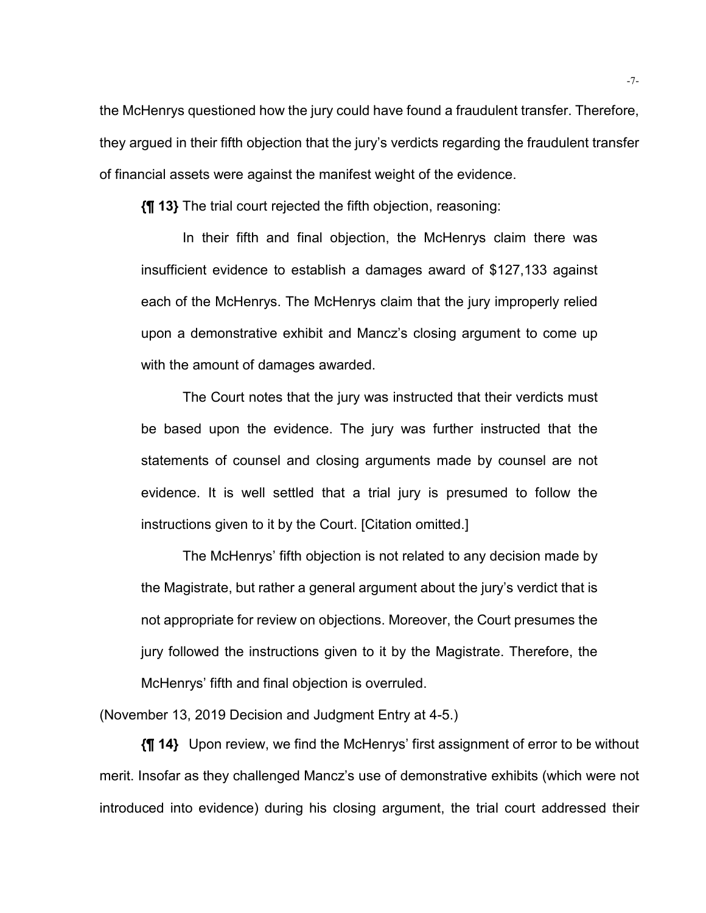the McHenrys questioned how the jury could have found a fraudulent transfer. Therefore, they argued in their fifth objection that the jury's verdicts regarding the fraudulent transfer of financial assets were against the manifest weight of the evidence.

**{¶ 13}** The trial court rejected the fifth objection, reasoning:

> In their fifth and final objection, the McHenrys claim there was insufficient evidence to establish a damages award of $127,133 against each of the McHenrys. The McHenrys claim that the jury improperly relied upon a demonstrative exhibit and Mancz's closing argument to come up with the amount of damages awarded.
>
> The Court notes that the jury was instructed that their verdicts must be based upon the evidence. The jury was further instructed that the statements of counsel and closing arguments made by counsel are not evidence. It is well settled that a trial jury is presumed to follow the instructions given to it by the Court. [Citation omitted.]
>
> The McHenrys' fifth objection is not related to any decision made by the Magistrate, but rather a general argument about the jury's verdict that is not appropriate for review on objections. Moreover, the Court presumes the jury followed the instructions given to it by the Magistrate. Therefore, the McHenrys' fifth and final objection is overruled.

(November 13, 2019 Decision and Judgment Entry at 4-5.)

**{¶ 14}** Upon review, we find the McHenrys' first assignment of error to be without merit. Insofar as they challenged Mancz's use of demonstrative exhibits (which were not introduced into evidence) during his closing argument, the trial court addressed their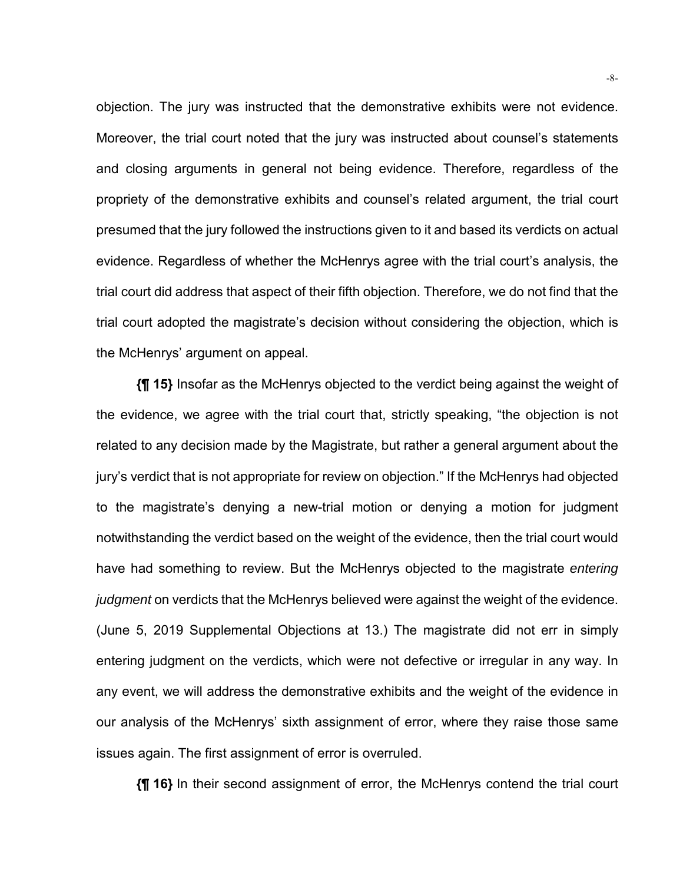objection. The jury was instructed that the demonstrative exhibits were not evidence. Moreover, the trial court noted that the jury was instructed about counsel's statements and closing arguments in general not being evidence. Therefore, regardless of the propriety of the demonstrative exhibits and counsel's related argument, the trial court presumed that the jury followed the instructions given to it and based its verdicts on actual evidence. Regardless of whether the McHenrys agree with the trial court's analysis, the trial court did address that aspect of their fifth objection. Therefore, we do not find that the trial court adopted the magistrate's decision without considering the objection, which is the McHenrys' argument on appeal.

**{¶ 15}** Insofar as the McHenrys objected to the verdict being against the weight of the evidence, we agree with the trial court that, strictly speaking, "the objection is not related to any decision made by the Magistrate, but rather a general argument about the jury's verdict that is not appropriate for review on objection." If the McHenrys had objected to the magistrate's denying a new-trial motion or denying a motion for judgment notwithstanding the verdict based on the weight of the evidence, then the trial court would have had something to review. But the McHenrys objected to the magistrate *entering judgment* on verdicts that the McHenrys believed were against the weight of the evidence. (June 5, 2019 Supplemental Objections at 13.) The magistrate did not err in simply entering judgment on the verdicts, which were not defective or irregular in any way. In any event, we will address the demonstrative exhibits and the weight of the evidence in our analysis of the McHenrys' sixth assignment of error, where they raise those same issues again. The first assignment of error is overruled.

**{¶ 16}** In their second assignment of error, the McHenrys contend the trial court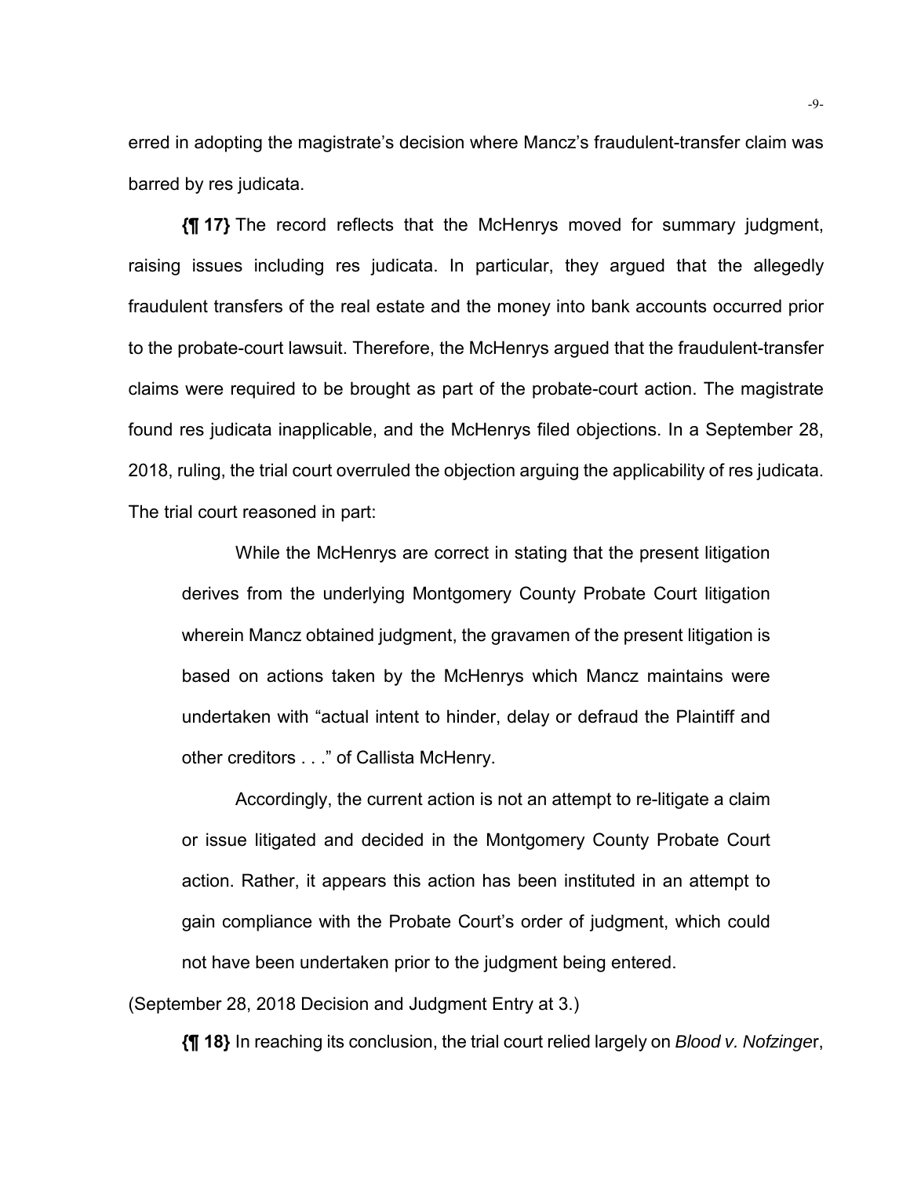erred in adopting the magistrate's decision where Mancz's fraudulent-transfer claim was barred by res judicata.

**{¶ 17}** The record reflects that the McHenrys moved for summary judgment, raising issues including res judicata. In particular, they argued that the allegedly fraudulent transfers of the real estate and the money into bank accounts occurred prior to the probate-court lawsuit. Therefore, the McHenrys argued that the fraudulent-transfer claims were required to be brought as part of the probate-court action. The magistrate found res judicata inapplicable, and the McHenrys filed objections. In a September 28, 2018, ruling, the trial court overruled the objection arguing the applicability of res judicata. The trial court reasoned in part:

> While the McHenrys are correct in stating that the present litigation derives from the underlying Montgomery County Probate Court litigation wherein Mancz obtained judgment, the gravamen of the present litigation is based on actions taken by the McHenrys which Mancz maintains were undertaken with "actual intent to hinder, delay or defraud the Plaintiff and other creditors . . ." of Callista McHenry.
>
> Accordingly, the current action is not an attempt to re-litigate a claim or issue litigated and decided in the Montgomery County Probate Court action. Rather, it appears this action has been instituted in an attempt to gain compliance with the Probate Court's order of judgment, which could not have been undertaken prior to the judgment being entered.

(September 28, 2018 Decision and Judgment Entry at 3.)

**{¶ 18}** In reaching its conclusion, the trial court relied largely on *Blood v. Nofzinger*,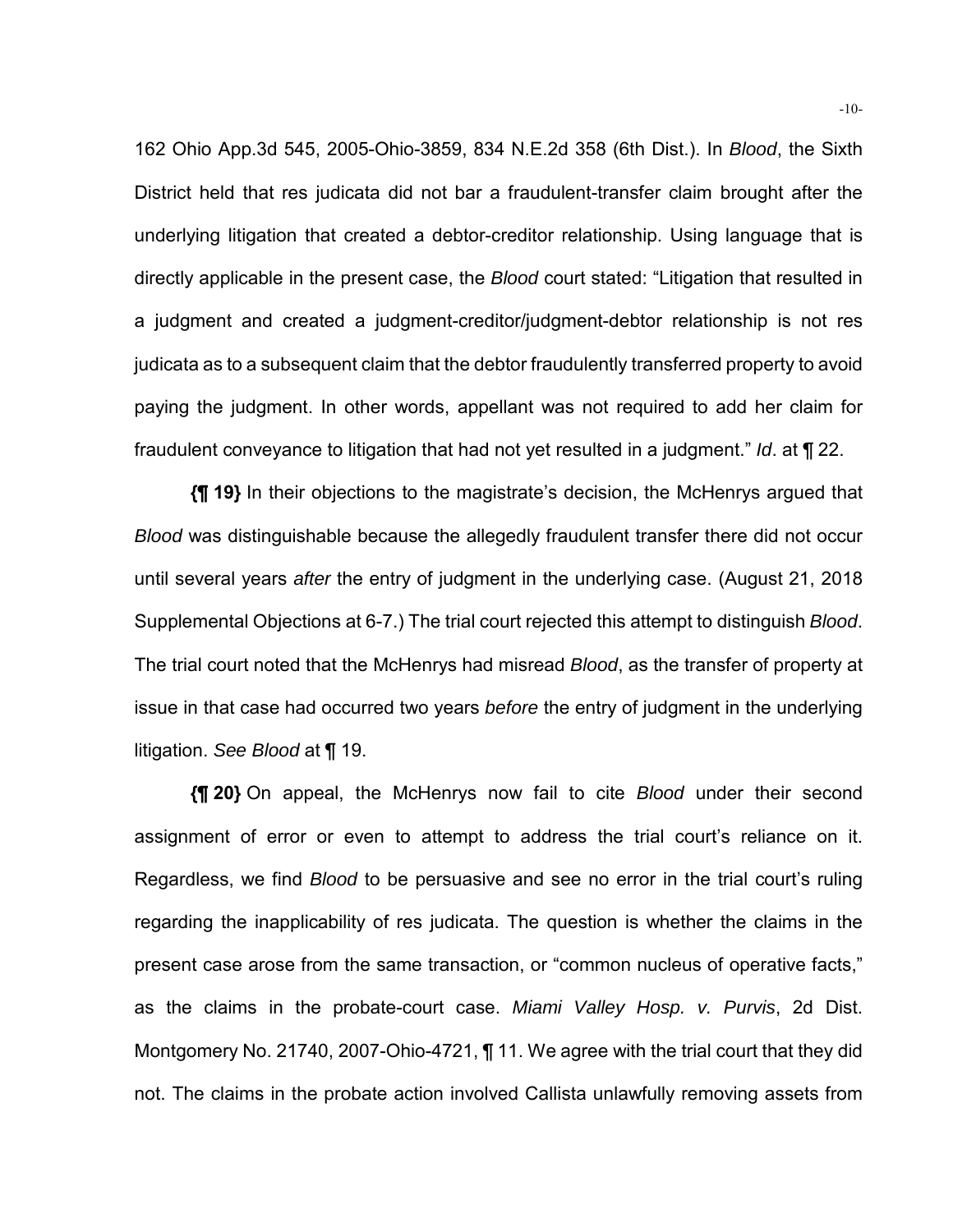162 Ohio App.3d 545, 2005-Ohio-3859, 834 N.E.2d 358 (6th Dist.). In *Blood*, the Sixth District held that res judicata did not bar a fraudulent-transfer claim brought after the underlying litigation that created a debtor-creditor relationship. Using language that is directly applicable in the present case, the *Blood* court stated: "Litigation that resulted in a judgment and created a judgment-creditor/judgment-debtor relationship is not res judicata as to a subsequent claim that the debtor fraudulently transferred property to avoid paying the judgment. In other words, appellant was not required to add her claim for fraudulent conveyance to litigation that had not yet resulted in a judgment." *Id*. at ¶ 22.

**{¶ 19}** In their objections to the magistrate's decision, the McHenrys argued that *Blood* was distinguishable because the allegedly fraudulent transfer there did not occur until several years *after* the entry of judgment in the underlying case. (August 21, 2018 Supplemental Objections at 6-7.) The trial court rejected this attempt to distinguish *Blood*. The trial court noted that the McHenrys had misread *Blood*, as the transfer of property at issue in that case had occurred two years *before* the entry of judgment in the underlying litigation. *See Blood* at ¶ 19.

**{¶ 20}** On appeal, the McHenrys now fail to cite *Blood* under their second assignment of error or even to attempt to address the trial court's reliance on it. Regardless, we find *Blood* to be persuasive and see no error in the trial court's ruling regarding the inapplicability of res judicata. The question is whether the claims in the present case arose from the same transaction, or "common nucleus of operative facts," as the claims in the probate-court case. *Miami Valley Hosp. v. Purvis*, 2d Dist. Montgomery No. 21740, 2007-Ohio-4721, ¶ 11. We agree with the trial court that they did not. The claims in the probate action involved Callista unlawfully removing assets from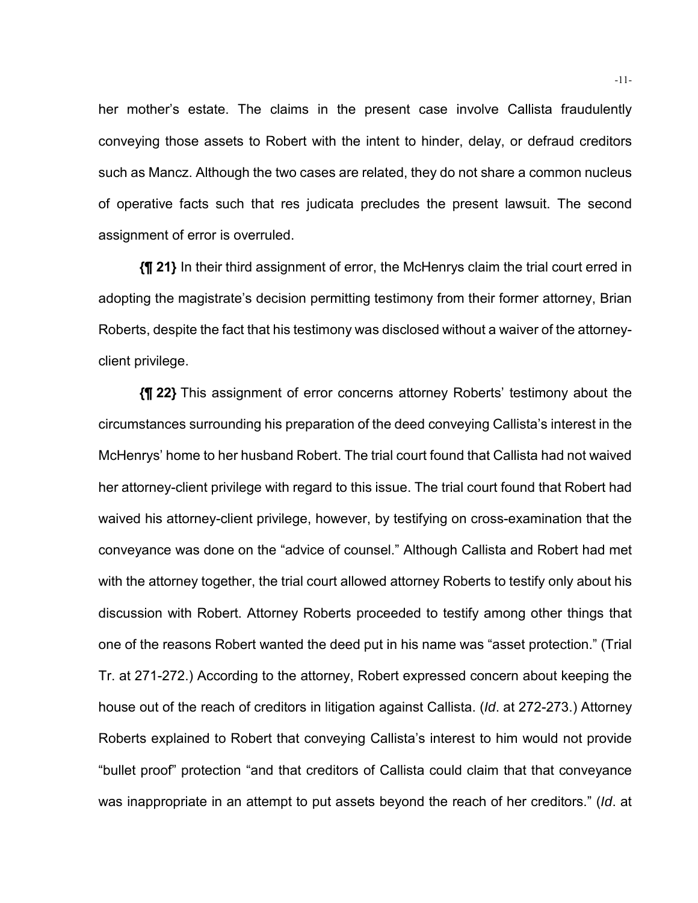her mother's estate. The claims in the present case involve Callista fraudulently conveying those assets to Robert with the intent to hinder, delay, or defraud creditors such as Mancz. Although the two cases are related, they do not share a common nucleus of operative facts such that res judicata precludes the present lawsuit. The second assignment of error is overruled.

**{¶ 21}** In their third assignment of error, the McHenrys claim the trial court erred in adopting the magistrate's decision permitting testimony from their former attorney, Brian Roberts, despite the fact that his testimony was disclosed without a waiver of the attorney-client privilege.

**{¶ 22}** This assignment of error concerns attorney Roberts' testimony about the circumstances surrounding his preparation of the deed conveying Callista's interest in the McHenrys' home to her husband Robert. The trial court found that Callista had not waived her attorney-client privilege with regard to this issue. The trial court found that Robert had waived his attorney-client privilege, however, by testifying on cross-examination that the conveyance was done on the "advice of counsel." Although Callista and Robert had met with the attorney together, the trial court allowed attorney Roberts to testify only about his discussion with Robert. Attorney Roberts proceeded to testify among other things that one of the reasons Robert wanted the deed put in his name was "asset protection." (Trial Tr. at 271-272.) According to the attorney, Robert expressed concern about keeping the house out of the reach of creditors in litigation against Callista. (*Id*. at 272-273.) Attorney Roberts explained to Robert that conveying Callista's interest to him would not provide "bullet proof" protection "and that creditors of Callista could claim that that conveyance was inappropriate in an attempt to put assets beyond the reach of her creditors." (*Id*. at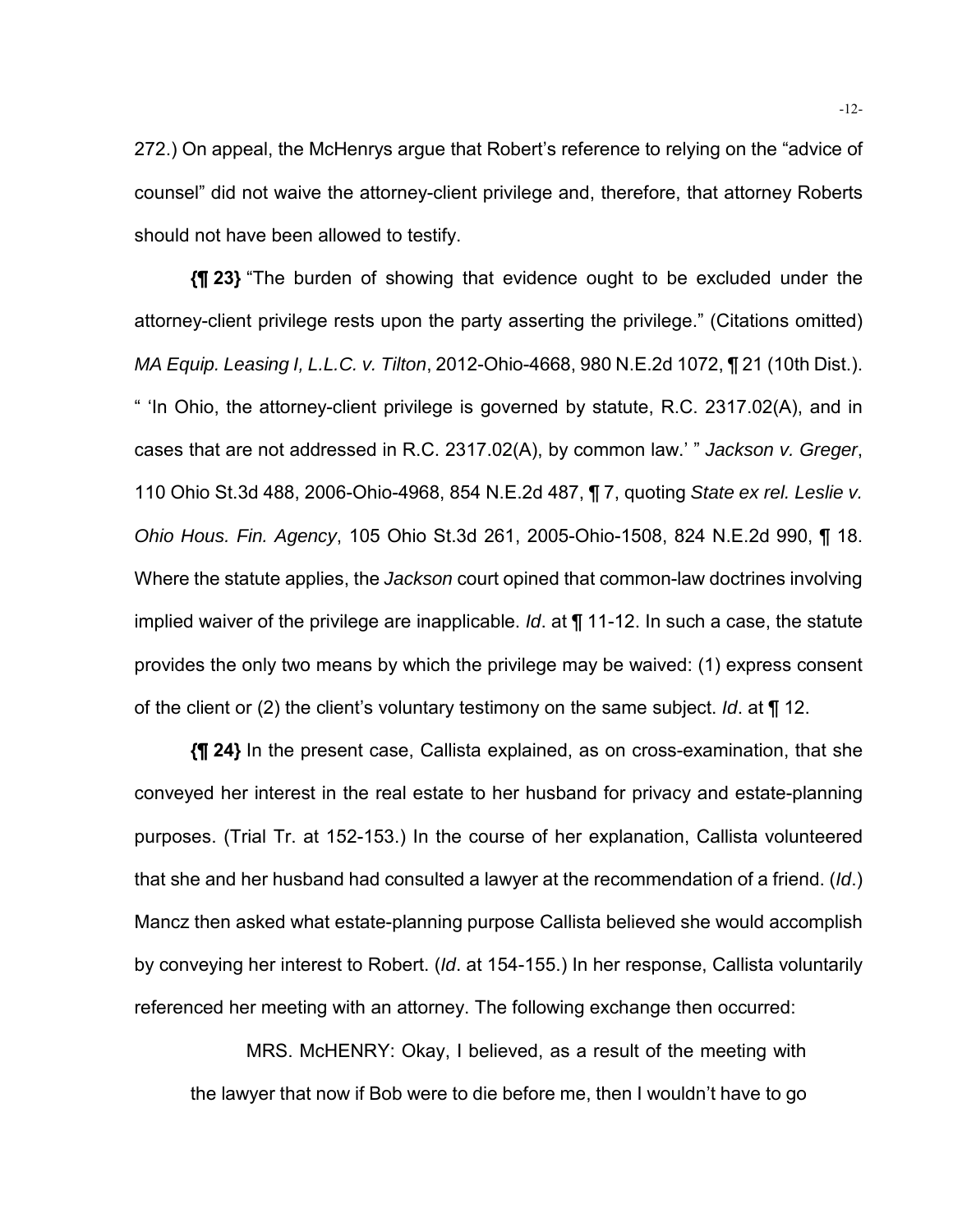272.) On appeal, the McHenrys argue that Robert's reference to relying on the "advice of counsel" did not waive the attorney-client privilege and, therefore, that attorney Roberts should not have been allowed to testify.

**{¶ 23}** "The burden of showing that evidence ought to be excluded under the attorney-client privilege rests upon the party asserting the privilege." (Citations omitted) *MA Equip. Leasing I, L.L.C. v. Tilton*, 2012-Ohio-4668, 980 N.E.2d 1072, ¶ 21 (10th Dist.). " 'In Ohio, the attorney-client privilege is governed by statute, R.C. 2317.02(A), and in cases that are not addressed in R.C. 2317.02(A), by common law.' " *Jackson v. Greger*, 110 Ohio St.3d 488, 2006-Ohio-4968, 854 N.E.2d 487, ¶ 7, quoting *State ex rel. Leslie v. Ohio Hous. Fin. Agency*, 105 Ohio St.3d 261, 2005-Ohio-1508, 824 N.E.2d 990, ¶ 18. Where the statute applies, the *Jackson* court opined that common-law doctrines involving implied waiver of the privilege are inapplicable. *Id*. at ¶ 11-12. In such a case, the statute provides the only two means by which the privilege may be waived: (1) express consent of the client or (2) the client's voluntary testimony on the same subject. *Id*. at ¶ 12.

**{¶ 24}** In the present case, Callista explained, as on cross-examination, that she conveyed her interest in the real estate to her husband for privacy and estate-planning purposes. (Trial Tr. at 152-153.) In the course of her explanation, Callista volunteered that she and her husband had consulted a lawyer at the recommendation of a friend. (*Id*.) Mancz then asked what estate-planning purpose Callista believed she would accomplish by conveying her interest to Robert. (*Id*. at 154-155.) In her response, Callista voluntarily referenced her meeting with an attorney. The following exchange then occurred:

> MRS. McHENRY: Okay, I believed, as a result of the meeting with the lawyer that now if Bob were to die before me, then I wouldn't have to go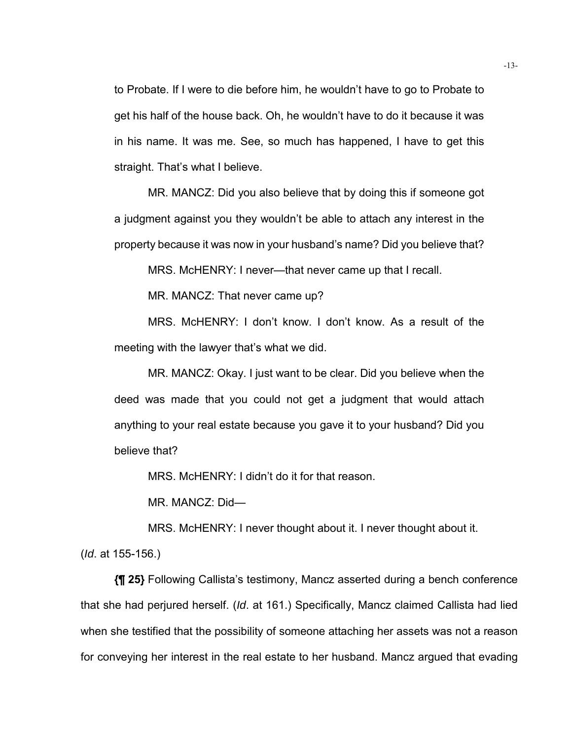to Probate. If I were to die before him, he wouldn't have to go to Probate to get his half of the house back. Oh, he wouldn't have to do it because it was in his name. It was me. See, so much has happened, I have to get this straight. That's what I believe.

MR. MANCZ: Did you also believe that by doing this if someone got a judgment against you they wouldn't be able to attach any interest in the property because it was now in your husband's name? Did you believe that?

MRS. McHENRY: I never—that never came up that I recall.

MR. MANCZ: That never came up?

MRS. McHENRY: I don't know. I don't know. As a result of the meeting with the lawyer that's what we did.

MR. MANCZ: Okay. I just want to be clear. Did you believe when the deed was made that you could not get a judgment that would attach anything to your real estate because you gave it to your husband? Did you believe that?

MRS. McHENRY: I didn't do it for that reason.

MR. MANCZ: Did—

MRS. McHENRY: I never thought about it. I never thought about it.

(*Id*. at 155-156.)

**{¶ 25}** Following Callista's testimony, Mancz asserted during a bench conference that she had perjured herself. (*Id*. at 161.) Specifically, Mancz claimed Callista had lied when she testified that the possibility of someone attaching her assets was not a reason for conveying her interest in the real estate to her husband. Mancz argued that evading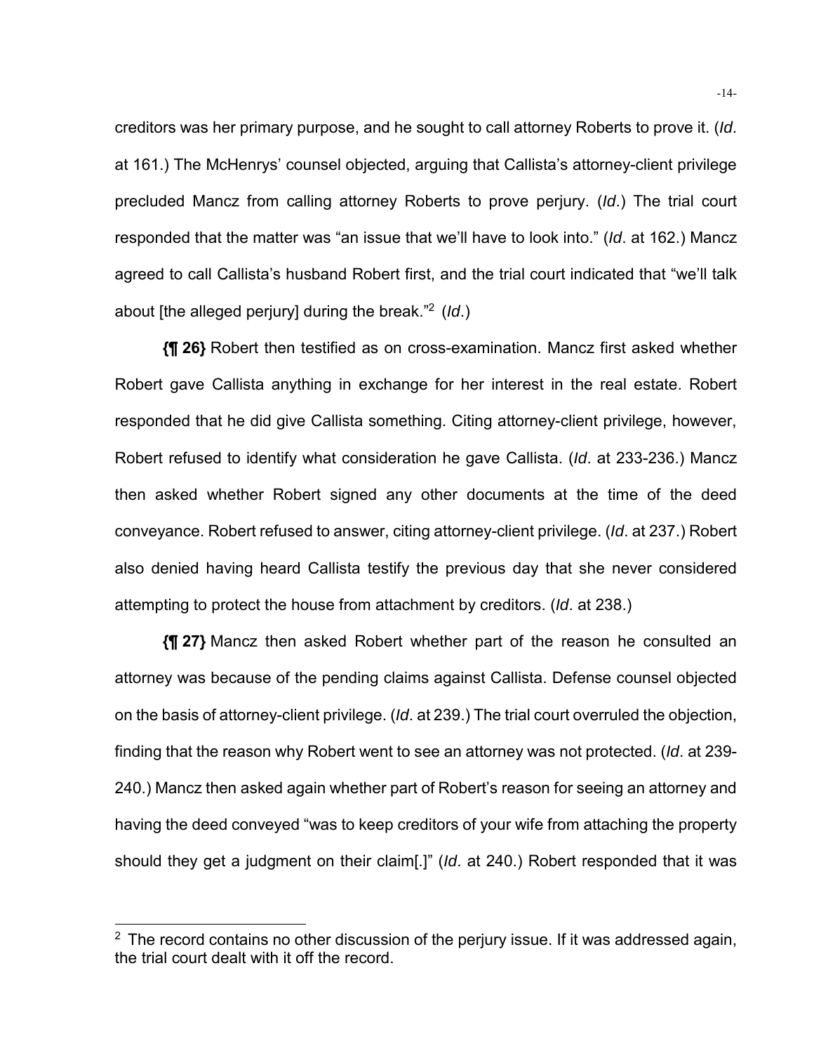creditors was her primary purpose, and he sought to call attorney Roberts to prove it. (*Id*. at 161.) The McHenrys' counsel objected, arguing that Callista's attorney-client privilege precluded Mancz from calling attorney Roberts to prove perjury. (*Id*.) The trial court responded that the matter was "an issue that we'll have to look into." (*Id*. at 162.) Mancz agreed to call Callista's husband Robert first, and the trial court indicated that "we'll talk about [the alleged perjury] during the break."[2] (*Id*.)

**{¶ 26}** Robert then testified as on cross-examination. Mancz first asked whether Robert gave Callista anything in exchange for her interest in the real estate. Robert responded that he did give Callista something. Citing attorney-client privilege, however, Robert refused to identify what consideration he gave Callista. (*Id*. at 233-236.) Mancz then asked whether Robert signed any other documents at the time of the deed conveyance. Robert refused to answer, citing attorney-client privilege. (*Id*. at 237.) Robert also denied having heard Callista testify the previous day that she never considered attempting to protect the house from attachment by creditors. (*Id*. at 238.)

**{¶ 27}** Mancz then asked Robert whether part of the reason he consulted an attorney was because of the pending claims against Callista. Defense counsel objected on the basis of attorney-client privilege. (*Id*. at 239.) The trial court overruled the objection, finding that the reason why Robert went to see an attorney was not protected. (*Id*. at 239-240.) Mancz then asked again whether part of Robert's reason for seeing an attorney and having the deed conveyed "was to keep creditors of your wife from attaching the property should they get a judgment on their claim[.]" (*Id*. at 240.) Robert responded that it was

---

[2] The record contains no other discussion of the perjury issue. If it was addressed again, the trial court dealt with it off the record.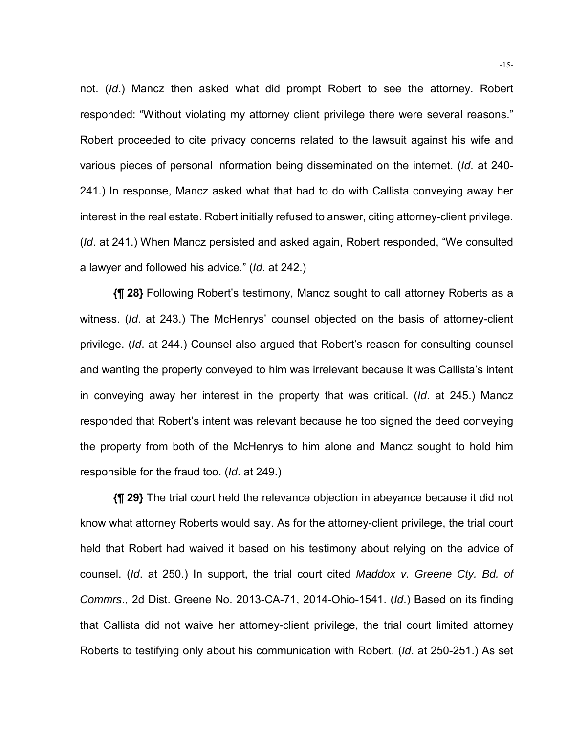not. (*Id*.) Mancz then asked what did prompt Robert to see the attorney. Robert responded: "Without violating my attorney client privilege there were several reasons." Robert proceeded to cite privacy concerns related to the lawsuit against his wife and various pieces of personal information being disseminated on the internet. (*Id*. at 240-241.) In response, Mancz asked what that had to do with Callista conveying away her interest in the real estate. Robert initially refused to answer, citing attorney-client privilege. (*Id*. at 241.) When Mancz persisted and asked again, Robert responded, "We consulted a lawyer and followed his advice." (*Id*. at 242.)

**{¶ 28}** Following Robert's testimony, Mancz sought to call attorney Roberts as a witness. (*Id*. at 243.) The McHenrys' counsel objected on the basis of attorney-client privilege. (*Id*. at 244.) Counsel also argued that Robert's reason for consulting counsel and wanting the property conveyed to him was irrelevant because it was Callista's intent in conveying away her interest in the property that was critical. (*Id*. at 245.) Mancz responded that Robert's intent was relevant because he too signed the deed conveying the property from both of the McHenrys to him alone and Mancz sought to hold him responsible for the fraud too. (*Id*. at 249.)

**{¶ 29}** The trial court held the relevance objection in abeyance because it did not know what attorney Roberts would say. As for the attorney-client privilege, the trial court held that Robert had waived it based on his testimony about relying on the advice of counsel. (*Id*. at 250.) In support, the trial court cited *Maddox v. Greene Cty. Bd. of Commrs*., 2d Dist. Greene No. 2013-CA-71, 2014-Ohio-1541. (*Id*.) Based on its finding that Callista did not waive her attorney-client privilege, the trial court limited attorney Roberts to testifying only about his communication with Robert. (*Id*. at 250-251.) As set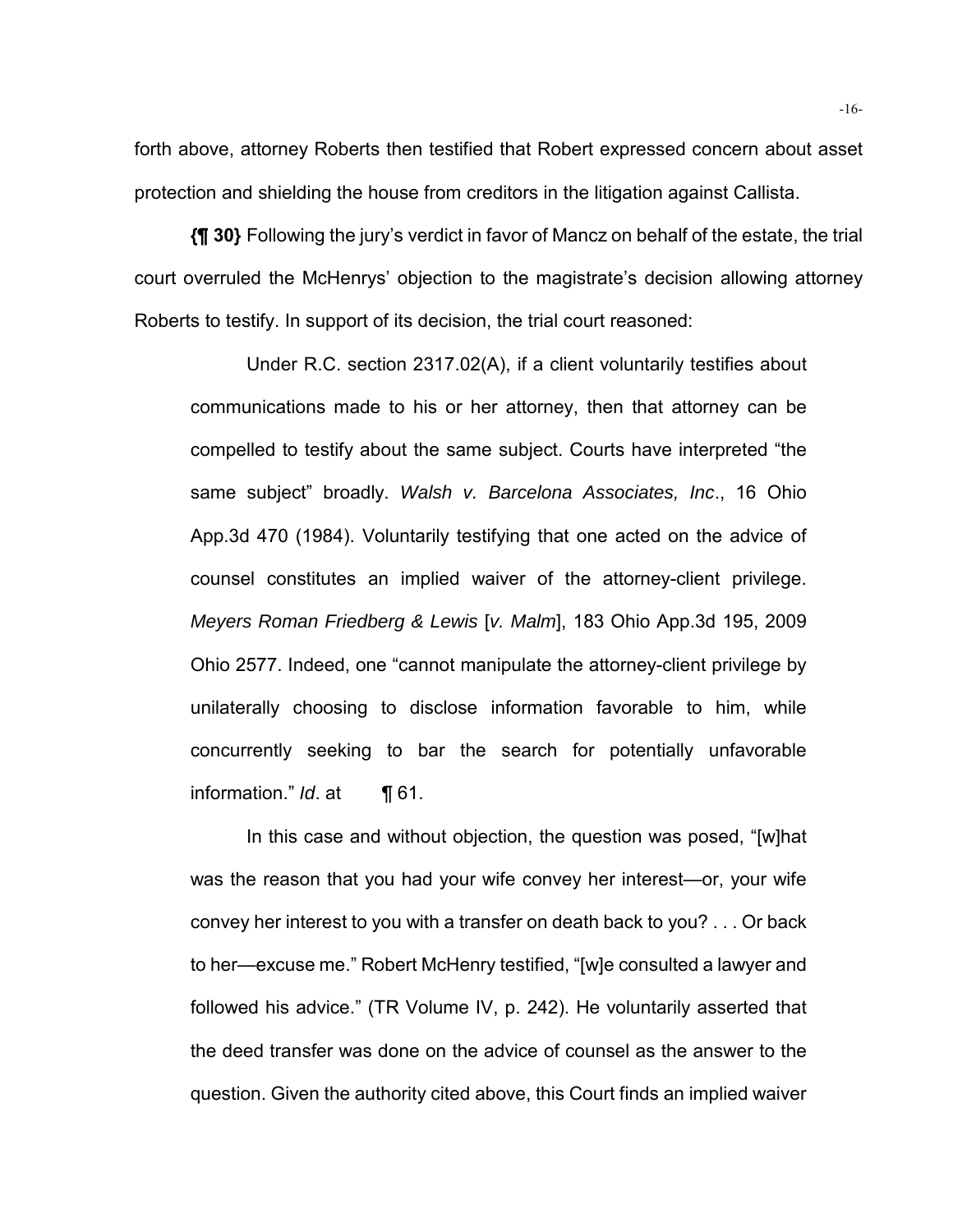forth above, attorney Roberts then testified that Robert expressed concern about asset protection and shielding the house from creditors in the litigation against Callista.

**{¶ 30}** Following the jury's verdict in favor of Mancz on behalf of the estate, the trial court overruled the McHenrys' objection to the magistrate's decision allowing attorney Roberts to testify. In support of its decision, the trial court reasoned:

> Under R.C. section 2317.02(A), if a client voluntarily testifies about communications made to his or her attorney, then that attorney can be compelled to testify about the same subject. Courts have interpreted "the same subject" broadly. *Walsh v. Barcelona Associates, Inc*., 16 Ohio App.3d 470 (1984). Voluntarily testifying that one acted on the advice of counsel constitutes an implied waiver of the attorney-client privilege. *Meyers Roman Friedberg & Lewis* [*v. Malm*], 183 Ohio App.3d 195, 2009 Ohio 2577. Indeed, one "cannot manipulate the attorney-client privilege by unilaterally choosing to disclose information favorable to him, while concurrently seeking to bar the search for potentially unfavorable information." *Id*. at ¶ 61.
>
> In this case and without objection, the question was posed, "[w]hat was the reason that you had your wife convey her interest—or, your wife convey her interest to you with a transfer on death back to you? . . . Or back to her—excuse me." Robert McHenry testified, "[w]e consulted a lawyer and followed his advice." (TR Volume IV, p. 242). He voluntarily asserted that the deed transfer was done on the advice of counsel as the answer to the question. Given the authority cited above, this Court finds an implied waiver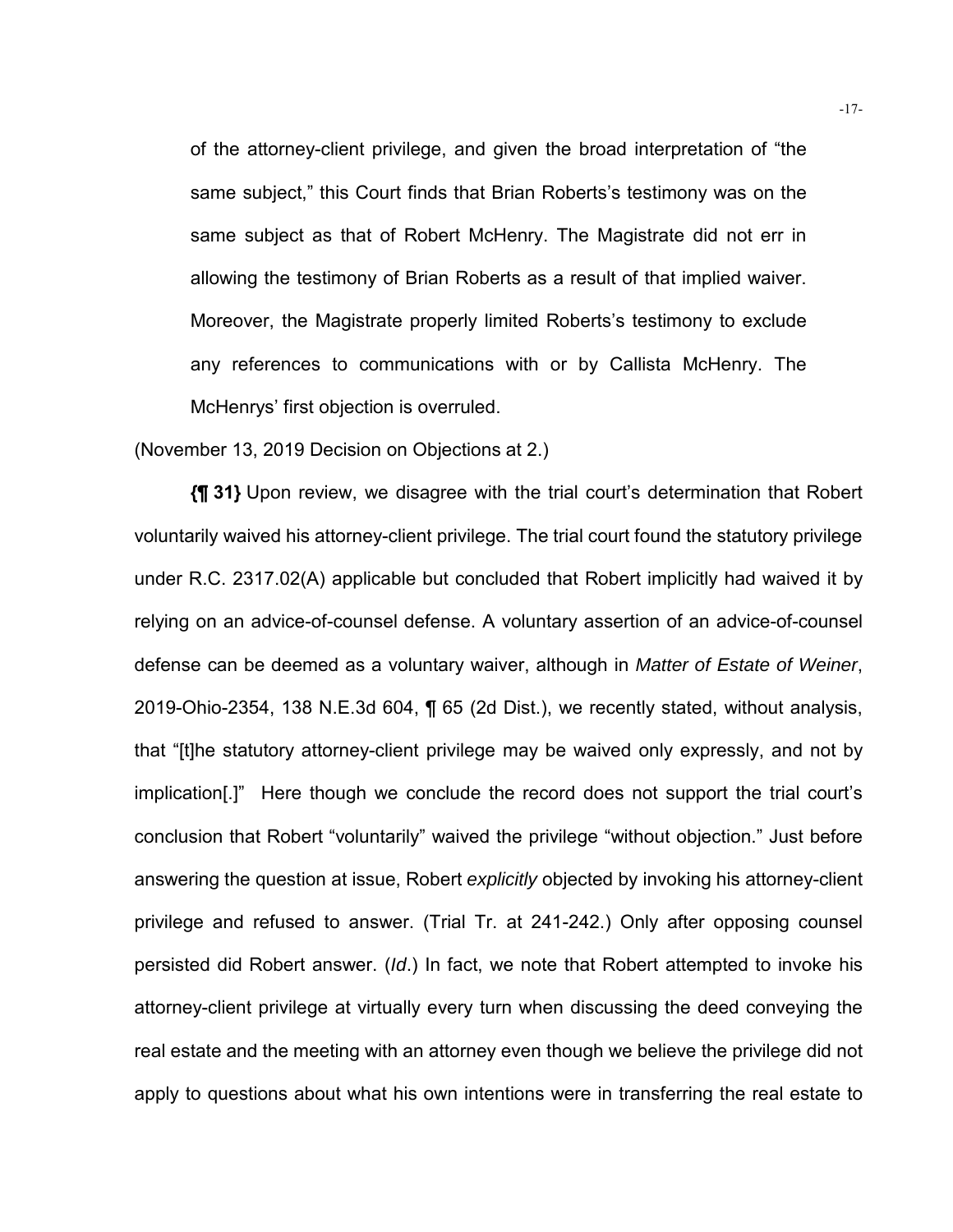> of the attorney-client privilege, and given the broad interpretation of "the same subject," this Court finds that Brian Roberts's testimony was on the same subject as that of Robert McHenry. The Magistrate did not err in allowing the testimony of Brian Roberts as a result of that implied waiver. Moreover, the Magistrate properly limited Roberts's testimony to exclude any references to communications with or by Callista McHenry. The McHenrys' first objection is overruled.

(November 13, 2019 Decision on Objections at 2.)

**{¶ 31}** Upon review, we disagree with the trial court's determination that Robert voluntarily waived his attorney-client privilege. The trial court found the statutory privilege under R.C. 2317.02(A) applicable but concluded that Robert implicitly had waived it by relying on an advice-of-counsel defense. A voluntary assertion of an advice-of-counsel defense can be deemed as a voluntary waiver, although in *Matter of Estate of Weiner*, 2019-Ohio-2354, 138 N.E.3d 604, ¶ 65 (2d Dist.), we recently stated, without analysis, that "[t]he statutory attorney-client privilege may be waived only expressly, and not by implication[.]" Here though we conclude the record does not support the trial court's conclusion that Robert "voluntarily" waived the privilege "without objection." Just before answering the question at issue, Robert *explicitly* objected by invoking his attorney-client privilege and refused to answer. (Trial Tr. at 241-242.) Only after opposing counsel persisted did Robert answer. (*Id*.) In fact, we note that Robert attempted to invoke his attorney-client privilege at virtually every turn when discussing the deed conveying the real estate and the meeting with an attorney even though we believe the privilege did not apply to questions about what his own intentions were in transferring the real estate to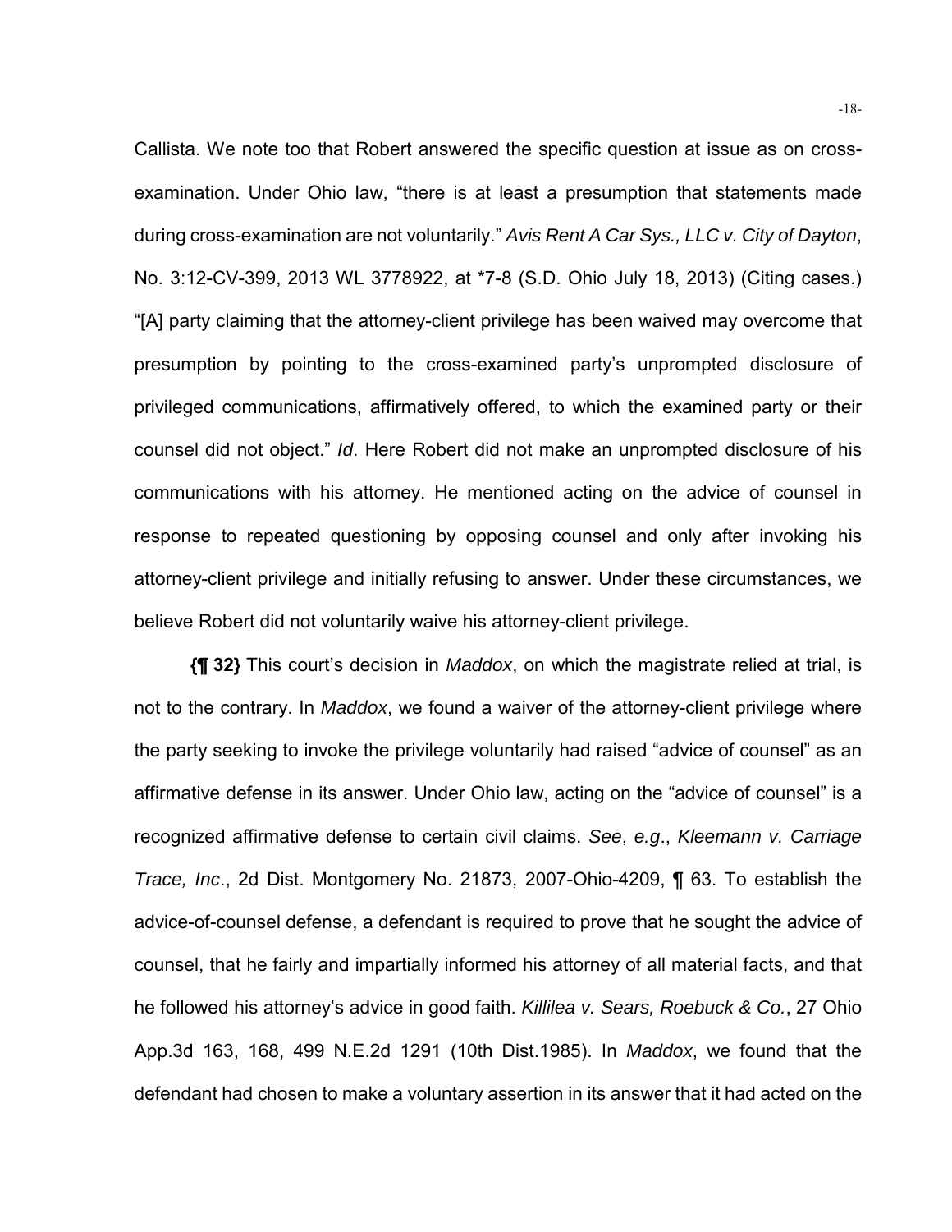Callista. We note too that Robert answered the specific question at issue as on cross-examination. Under Ohio law, "there is at least a presumption that statements made during cross-examination are not voluntarily." *Avis Rent A Car Sys., LLC v. City of Dayton*, No. 3:12-CV-399, 2013 WL 3778922, at *7-8 (S.D. Ohio July 18, 2013) (Citing cases.) "[A] party claiming that the attorney-client privilege has been waived may overcome that presumption by pointing to the cross-examined party's unprompted disclosure of privileged communications, affirmatively offered, to which the examined party or their counsel did not object." *Id*. Here Robert did not make an unprompted disclosure of his communications with his attorney. He mentioned acting on the advice of counsel in response to repeated questioning by opposing counsel and only after invoking his attorney-client privilege and initially refusing to answer. Under these circumstances, we believe Robert did not voluntarily waive his attorney-client privilege.

**{¶ 32}** This court's decision in *Maddox*, on which the magistrate relied at trial, is not to the contrary. In *Maddox*, we found a waiver of the attorney-client privilege where the party seeking to invoke the privilege voluntarily had raised "advice of counsel" as an affirmative defense in its answer. Under Ohio law, acting on the "advice of counsel" is a recognized affirmative defense to certain civil claims. *See*, *e.g*., *Kleemann v. Carriage Trace, Inc*., 2d Dist. Montgomery No. 21873, 2007-Ohio-4209, ¶ 63. To establish the advice-of-counsel defense, a defendant is required to prove that he sought the advice of counsel, that he fairly and impartially informed his attorney of all material facts, and that he followed his attorney's advice in good faith. *Killilea v. Sears, Roebuck & Co.*, 27 Ohio App.3d 163, 168, 499 N.E.2d 1291 (10th Dist.1985). In *Maddox*, we found that the defendant had chosen to make a voluntary assertion in its answer that it had acted on the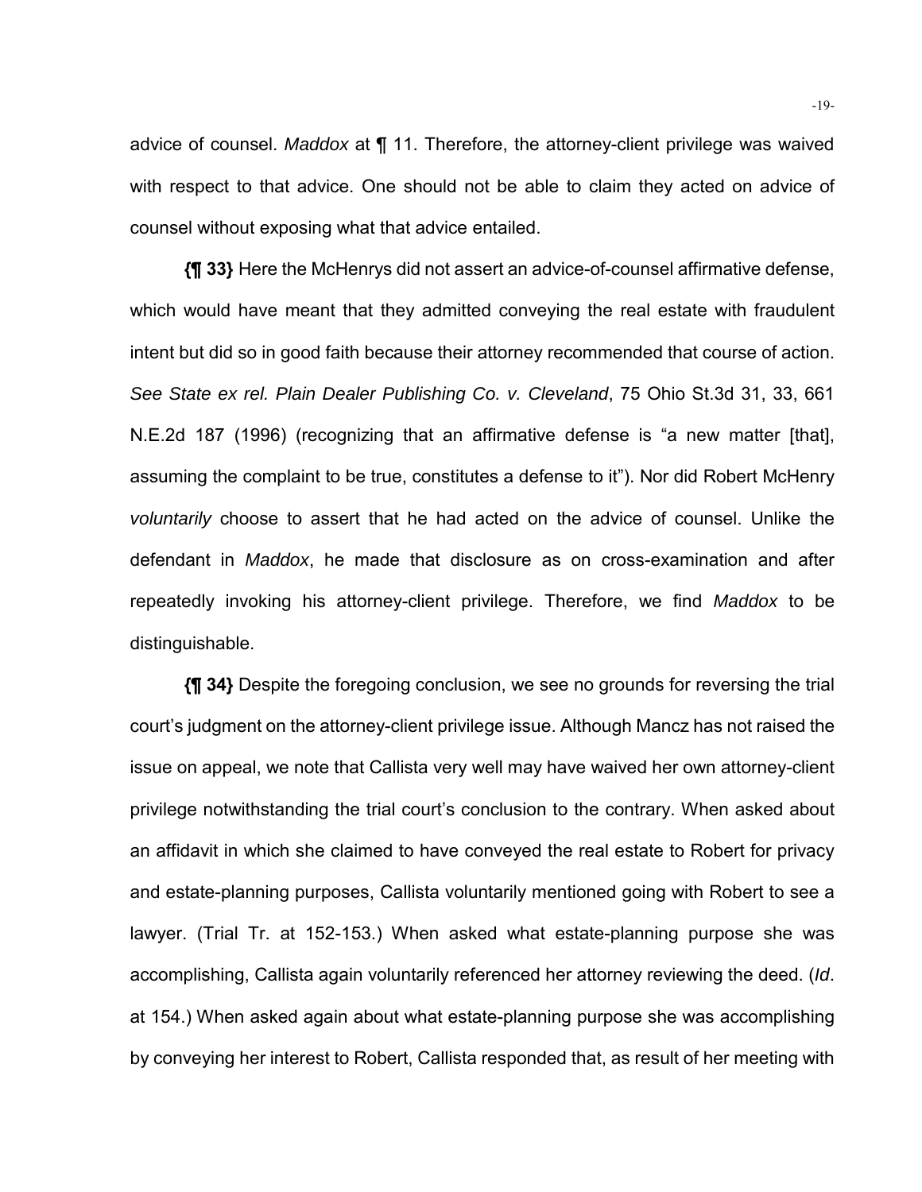advice of counsel. *Maddox* at ¶ 11. Therefore, the attorney-client privilege was waived with respect to that advice. One should not be able to claim they acted on advice of counsel without exposing what that advice entailed.

**{¶ 33}** Here the McHenrys did not assert an advice-of-counsel affirmative defense, which would have meant that they admitted conveying the real estate with fraudulent intent but did so in good faith because their attorney recommended that course of action. *See State ex rel. Plain Dealer Publishing Co. v. Cleveland*, 75 Ohio St.3d 31, 33, 661 N.E.2d 187 (1996) (recognizing that an affirmative defense is "a new matter [that], assuming the complaint to be true, constitutes a defense to it"). Nor did Robert McHenry *voluntarily* choose to assert that he had acted on the advice of counsel. Unlike the defendant in *Maddox*, he made that disclosure as on cross-examination and after repeatedly invoking his attorney-client privilege. Therefore, we find *Maddox* to be distinguishable.

**{¶ 34}** Despite the foregoing conclusion, we see no grounds for reversing the trial court's judgment on the attorney-client privilege issue. Although Mancz has not raised the issue on appeal, we note that Callista very well may have waived her own attorney-client privilege notwithstanding the trial court's conclusion to the contrary. When asked about an affidavit in which she claimed to have conveyed the real estate to Robert for privacy and estate-planning purposes, Callista voluntarily mentioned going with Robert to see a lawyer. (Trial Tr. at 152-153.) When asked what estate-planning purpose she was accomplishing, Callista again voluntarily referenced her attorney reviewing the deed. (*Id*. at 154.) When asked again about what estate-planning purpose she was accomplishing by conveying her interest to Robert, Callista responded that, as result of her meeting with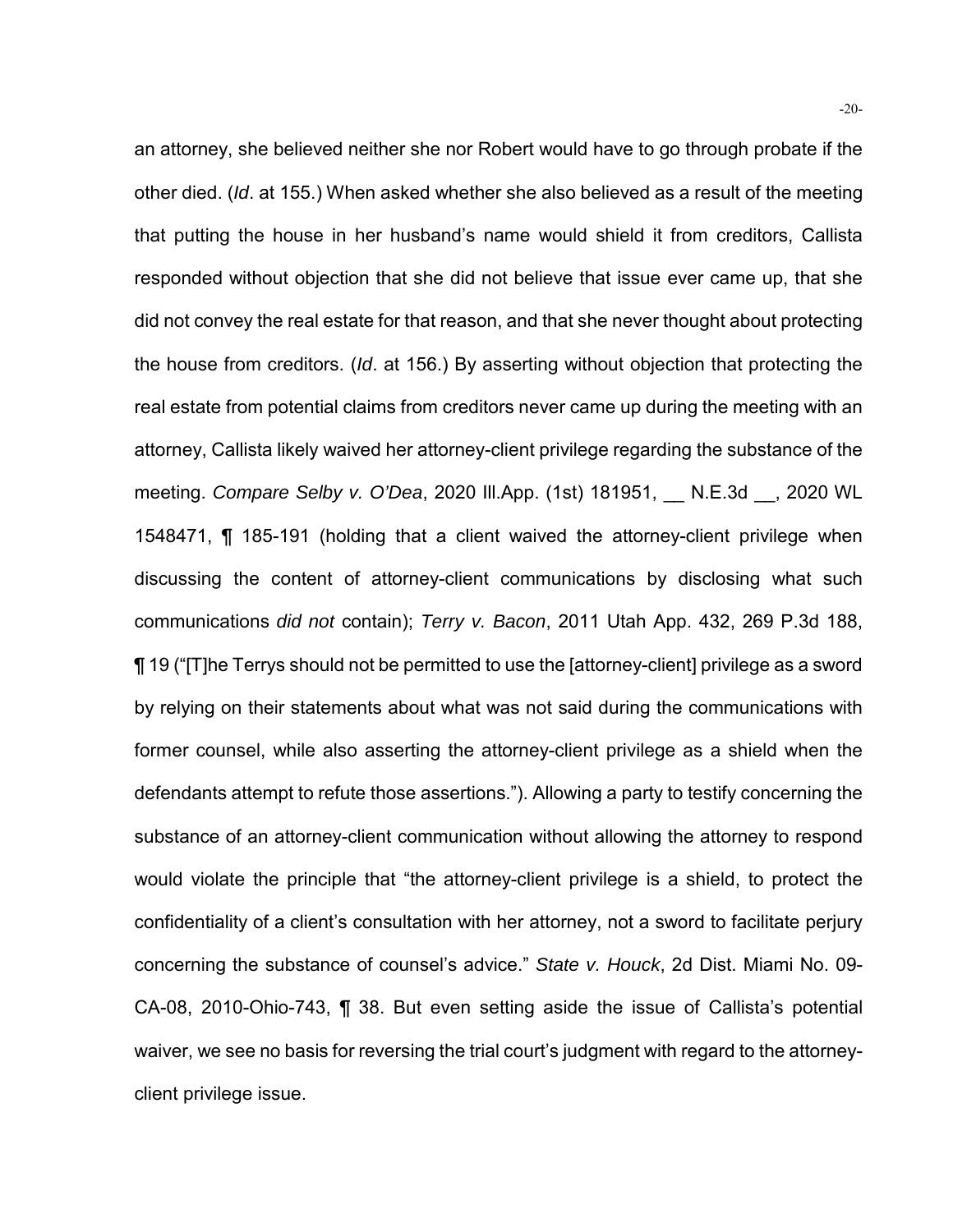an attorney, she believed neither she nor Robert would have to go through probate if the other died. (*Id*. at 155.) When asked whether she also believed as a result of the meeting that putting the house in her husband's name would shield it from creditors, Callista responded without objection that she did not believe that issue ever came up, that she did not convey the real estate for that reason, and that she never thought about protecting the house from creditors. (*Id*. at 156.) By asserting without objection that protecting the real estate from potential claims from creditors never came up during the meeting with an attorney, Callista likely waived her attorney-client privilege regarding the substance of the meeting. *Compare Selby v. O'Dea*, 2020 Ill.App. (1st) 181951, __ N.E.3d __, 2020 WL 1548471, ¶ 185-191 (holding that a client waived the attorney-client privilege when discussing the content of attorney-client communications by disclosing what such communications *did not* contain); *Terry v. Bacon*, 2011 Utah App. 432, 269 P.3d 188, ¶ 19 ("[T]he Terrys should not be permitted to use the [attorney-client] privilege as a sword by relying on their statements about what was not said during the communications with former counsel, while also asserting the attorney-client privilege as a shield when the defendants attempt to refute those assertions."). Allowing a party to testify concerning the substance of an attorney-client communication without allowing the attorney to respond would violate the principle that "the attorney-client privilege is a shield, to protect the confidentiality of a client's consultation with her attorney, not a sword to facilitate perjury concerning the substance of counsel's advice." *State v. Houck*, 2d Dist. Miami No. 09-CA-08, 2010-Ohio-743, ¶ 38. But even setting aside the issue of Callista's potential waiver, we see no basis for reversing the trial court's judgment with regard to the attorney-client privilege issue.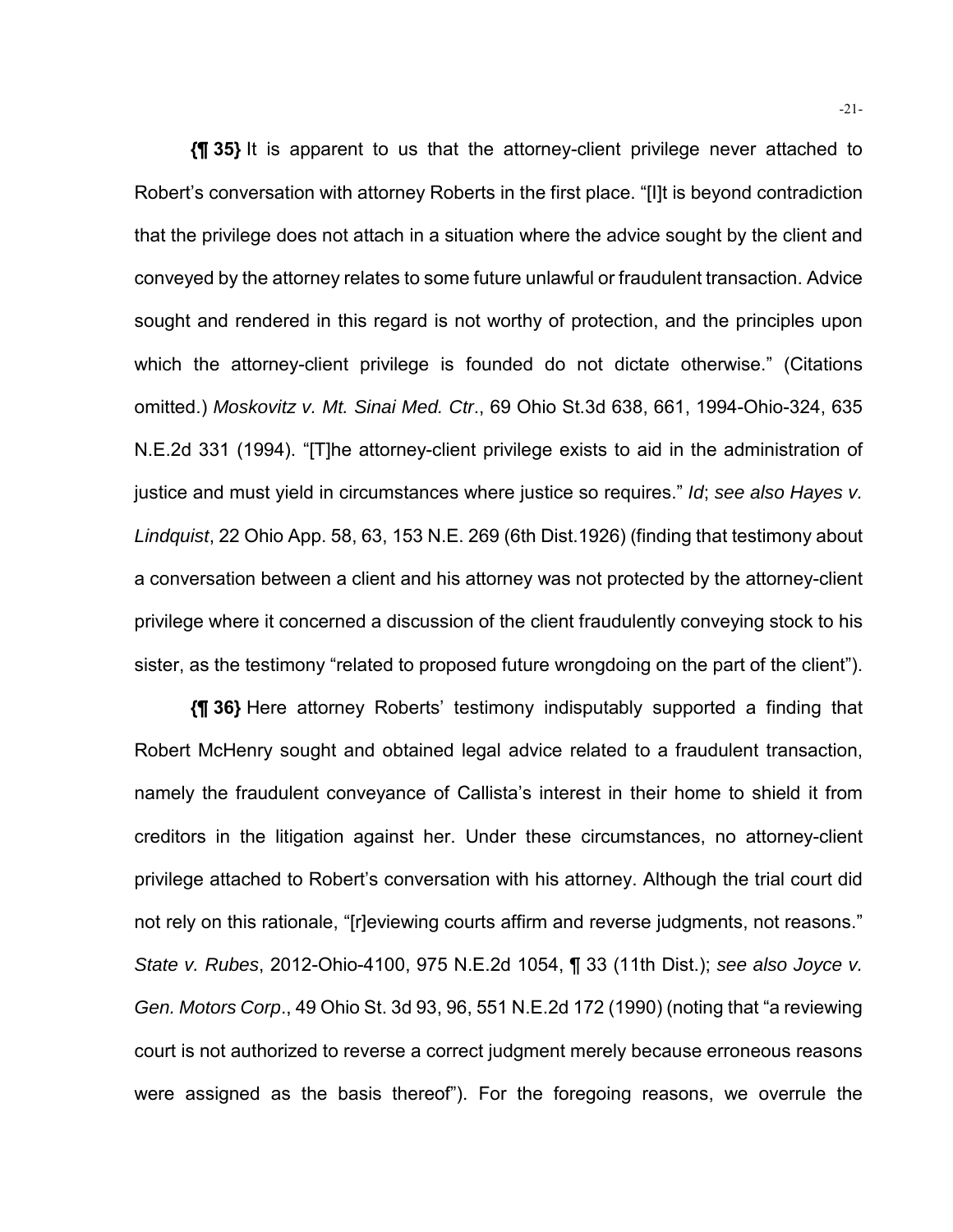**{¶ 35}** It is apparent to us that the attorney-client privilege never attached to Robert's conversation with attorney Roberts in the first place. "[I]t is beyond contradiction that the privilege does not attach in a situation where the advice sought by the client and conveyed by the attorney relates to some future unlawful or fraudulent transaction. Advice sought and rendered in this regard is not worthy of protection, and the principles upon which the attorney-client privilege is founded do not dictate otherwise." (Citations omitted.) *Moskovitz v. Mt. Sinai Med. Ctr*., 69 Ohio St.3d 638, 661, 1994-Ohio-324, 635 N.E.2d 331 (1994). "[T]he attorney-client privilege exists to aid in the administration of justice and must yield in circumstances where justice so requires." *Id*; *see also Hayes v. Lindquist*, 22 Ohio App. 58, 63, 153 N.E. 269 (6th Dist.1926) (finding that testimony about a conversation between a client and his attorney was not protected by the attorney-client privilege where it concerned a discussion of the client fraudulently conveying stock to his sister, as the testimony "related to proposed future wrongdoing on the part of the client").

**{¶ 36}** Here attorney Roberts' testimony indisputably supported a finding that Robert McHenry sought and obtained legal advice related to a fraudulent transaction, namely the fraudulent conveyance of Callista's interest in their home to shield it from creditors in the litigation against her. Under these circumstances, no attorney-client privilege attached to Robert's conversation with his attorney. Although the trial court did not rely on this rationale, "[r]eviewing courts affirm and reverse judgments, not reasons." *State v. Rubes*, 2012-Ohio-4100, 975 N.E.2d 1054, ¶ 33 (11th Dist.); *see also Joyce v. Gen. Motors Corp*., 49 Ohio St. 3d 93, 96, 551 N.E.2d 172 (1990) (noting that "a reviewing court is not authorized to reverse a correct judgment merely because erroneous reasons were assigned as the basis thereof"). For the foregoing reasons, we overrule the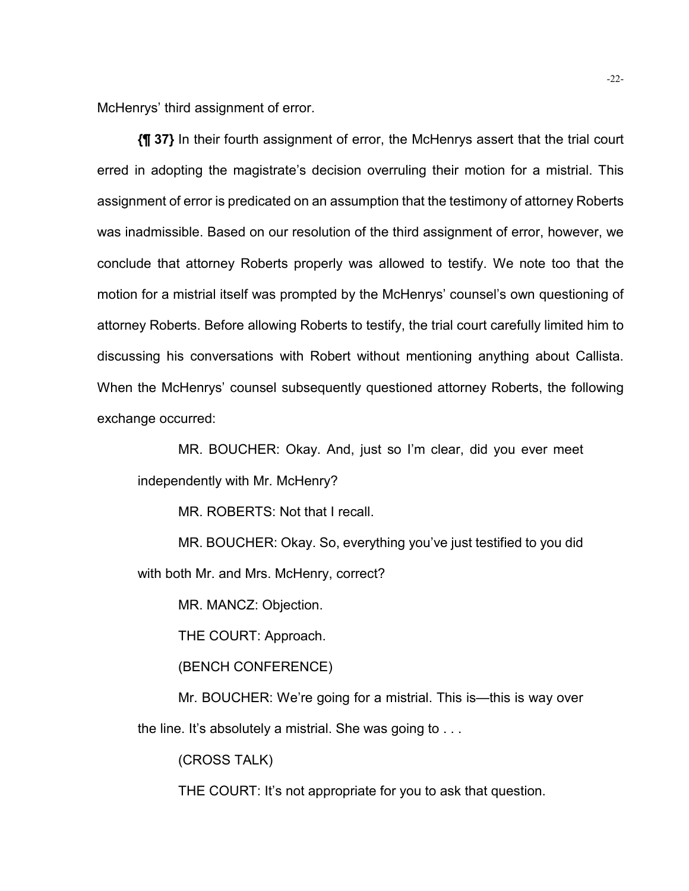McHenrys' third assignment of error.

**{¶ 37}** In their fourth assignment of error, the McHenrys assert that the trial court erred in adopting the magistrate's decision overruling their motion for a mistrial. This assignment of error is predicated on an assumption that the testimony of attorney Roberts was inadmissible. Based on our resolution of the third assignment of error, however, we conclude that attorney Roberts properly was allowed to testify. We note too that the motion for a mistrial itself was prompted by the McHenrys' counsel's own questioning of attorney Roberts. Before allowing Roberts to testify, the trial court carefully limited him to discussing his conversations with Robert without mentioning anything about Callista. When the McHenrys' counsel subsequently questioned attorney Roberts, the following exchange occurred:

> MR. BOUCHER: Okay. And, just so I'm clear, did you ever meet independently with Mr. McHenry?
>
> MR. ROBERTS: Not that I recall.
>
> MR. BOUCHER: Okay. So, everything you've just testified to you did with both Mr. and Mrs. McHenry, correct?
>
> MR. MANCZ: Objection.
>
> THE COURT: Approach.
>
> (BENCH CONFERENCE)
>
> Mr. BOUCHER: We're going for a mistrial. This is—this is way over the line. It's absolutely a mistrial. She was going to . . .
>
> (CROSS TALK)
>
> THE COURT: It's not appropriate for you to ask that question.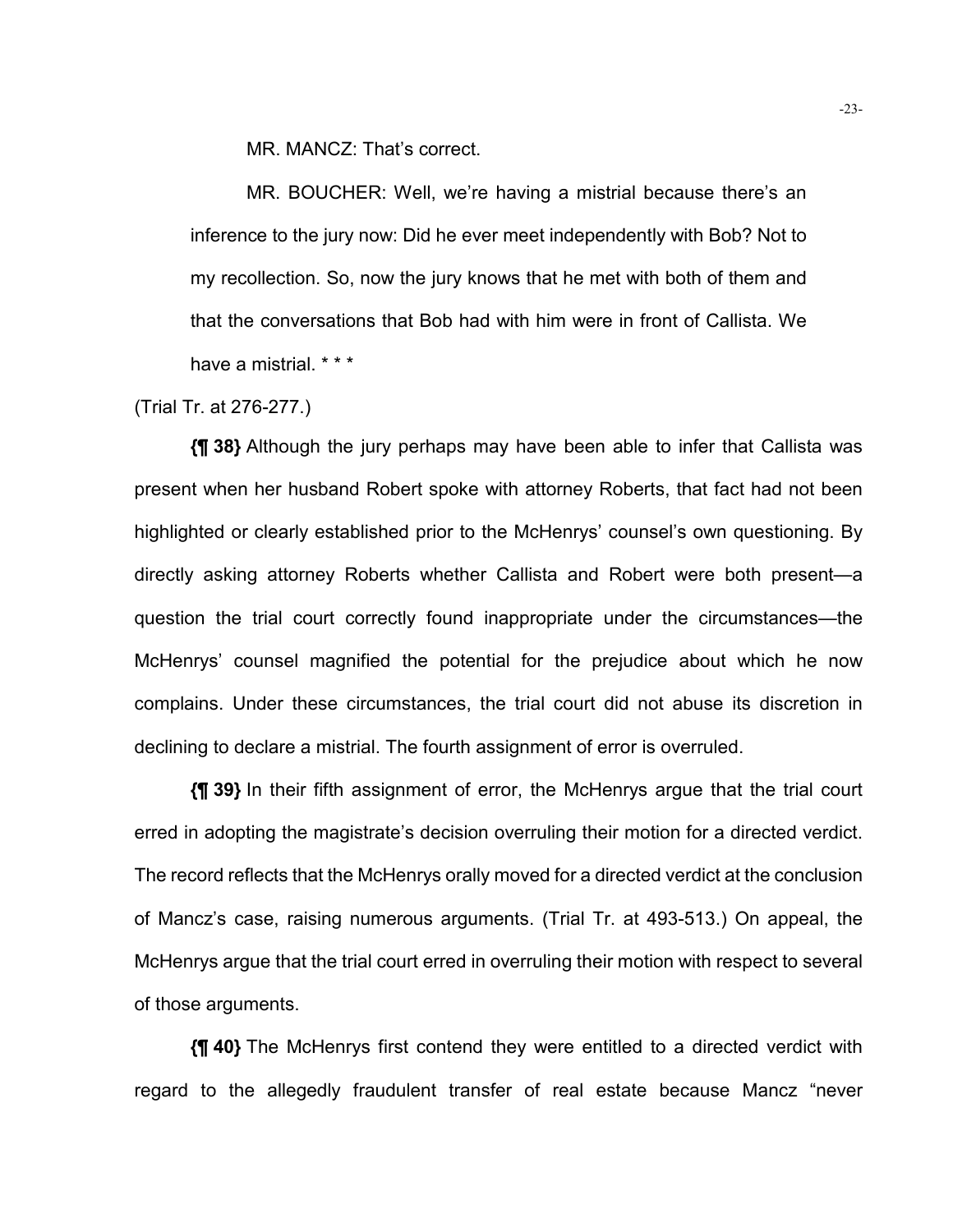MR. MANCZ: That's correct.

MR. BOUCHER: Well, we're having a mistrial because there's an inference to the jury now: Did he ever meet independently with Bob? Not to my recollection. So, now the jury knows that he met with both of them and that the conversations that Bob had with him were in front of Callista. We have a mistrial. * * *

(Trial Tr. at 276-277.)

**{¶ 38}** Although the jury perhaps may have been able to infer that Callista was present when her husband Robert spoke with attorney Roberts, that fact had not been highlighted or clearly established prior to the McHenrys' counsel's own questioning. By directly asking attorney Roberts whether Callista and Robert were both present—a question the trial court correctly found inappropriate under the circumstances—the McHenrys' counsel magnified the potential for the prejudice about which he now complains. Under these circumstances, the trial court did not abuse its discretion in declining to declare a mistrial. The fourth assignment of error is overruled.

**{¶ 39}** In their fifth assignment of error, the McHenrys argue that the trial court erred in adopting the magistrate's decision overruling their motion for a directed verdict. The record reflects that the McHenrys orally moved for a directed verdict at the conclusion of Mancz's case, raising numerous arguments. (Trial Tr. at 493-513.) On appeal, the McHenrys argue that the trial court erred in overruling their motion with respect to several of those arguments.

**{¶ 40}** The McHenrys first contend they were entitled to a directed verdict with regard to the allegedly fraudulent transfer of real estate because Mancz "never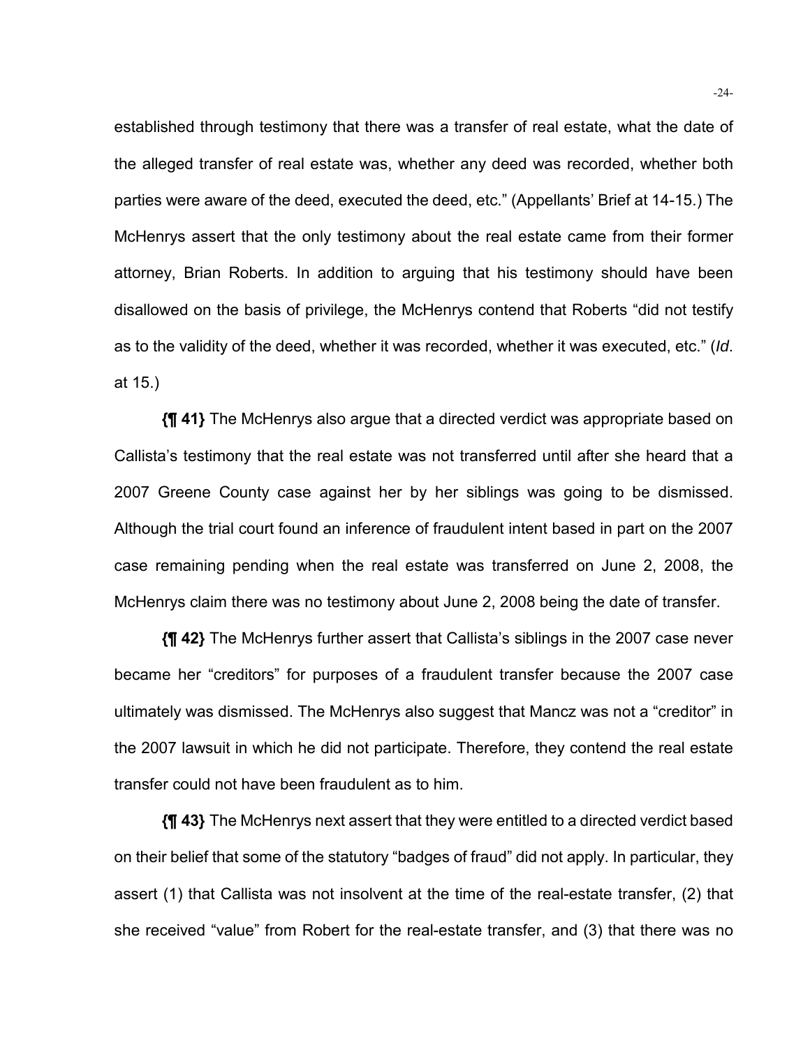established through testimony that there was a transfer of real estate, what the date of the alleged transfer of real estate was, whether any deed was recorded, whether both parties were aware of the deed, executed the deed, etc." (Appellants' Brief at 14-15.) The McHenrys assert that the only testimony about the real estate came from their former attorney, Brian Roberts. In addition to arguing that his testimony should have been disallowed on the basis of privilege, the McHenrys contend that Roberts "did not testify as to the validity of the deed, whether it was recorded, whether it was executed, etc." (*Id*. at 15.)

**{¶ 41}** The McHenrys also argue that a directed verdict was appropriate based on Callista's testimony that the real estate was not transferred until after she heard that a 2007 Greene County case against her by her siblings was going to be dismissed. Although the trial court found an inference of fraudulent intent based in part on the 2007 case remaining pending when the real estate was transferred on June 2, 2008, the McHenrys claim there was no testimony about June 2, 2008 being the date of transfer.

**{¶ 42}** The McHenrys further assert that Callista's siblings in the 2007 case never became her "creditors" for purposes of a fraudulent transfer because the 2007 case ultimately was dismissed. The McHenrys also suggest that Mancz was not a "creditor" in the 2007 lawsuit in which he did not participate. Therefore, they contend the real estate transfer could not have been fraudulent as to him.

**{¶ 43}** The McHenrys next assert that they were entitled to a directed verdict based on their belief that some of the statutory "badges of fraud" did not apply. In particular, they assert (1) that Callista was not insolvent at the time of the real-estate transfer, (2) that she received "value" from Robert for the real-estate transfer, and (3) that there was no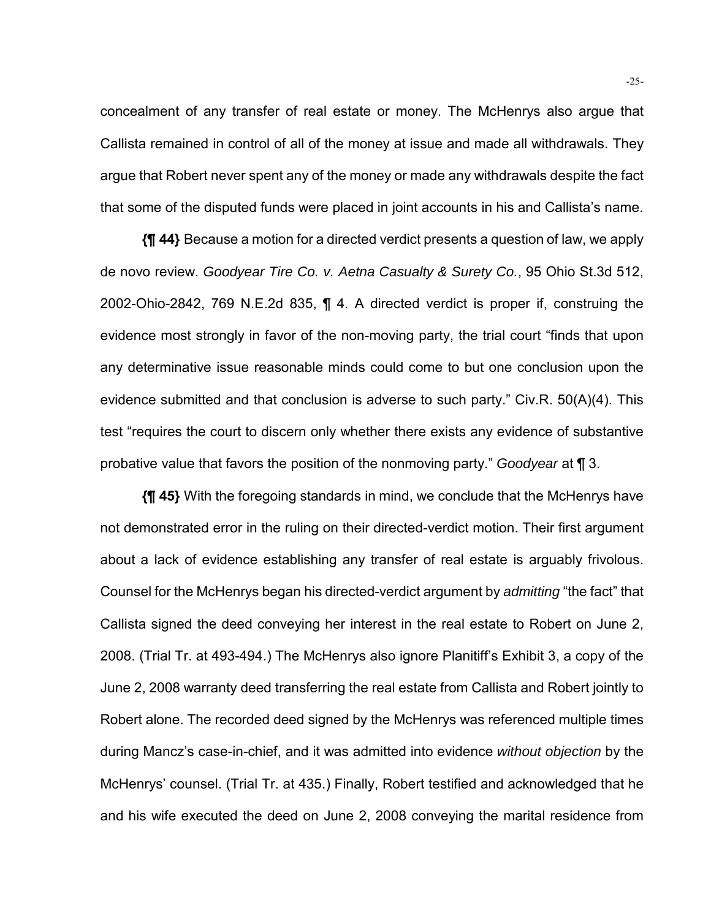concealment of any transfer of real estate or money. The McHenrys also argue that Callista remained in control of all of the money at issue and made all withdrawals. They argue that Robert never spent any of the money or made any withdrawals despite the fact that some of the disputed funds were placed in joint accounts in his and Callista's name.

**{¶ 44}** Because a motion for a directed verdict presents a question of law, we apply de novo review. *Goodyear Tire Co. v. Aetna Casualty & Surety Co.*, 95 Ohio St.3d 512, 2002-Ohio-2842, 769 N.E.2d 835, ¶ 4. A directed verdict is proper if, construing the evidence most strongly in favor of the non-moving party, the trial court "finds that upon any determinative issue reasonable minds could come to but one conclusion upon the evidence submitted and that conclusion is adverse to such party." Civ.R. 50(A)(4). This test "requires the court to discern only whether there exists any evidence of substantive probative value that favors the position of the nonmoving party." *Goodyear* at ¶ 3.

**{¶ 45}** With the foregoing standards in mind, we conclude that the McHenrys have not demonstrated error in the ruling on their directed-verdict motion. Their first argument about a lack of evidence establishing any transfer of real estate is arguably frivolous. Counsel for the McHenrys began his directed-verdict argument by *admitting* "the fact" that Callista signed the deed conveying her interest in the real estate to Robert on June 2, 2008. (Trial Tr. at 493-494.) The McHenrys also ignore Planitiff's Exhibit 3, a copy of the June 2, 2008 warranty deed transferring the real estate from Callista and Robert jointly to Robert alone. The recorded deed signed by the McHenrys was referenced multiple times during Mancz's case-in-chief, and it was admitted into evidence *without objection* by the McHenrys' counsel. (Trial Tr. at 435.) Finally, Robert testified and acknowledged that he and his wife executed the deed on June 2, 2008 conveying the marital residence from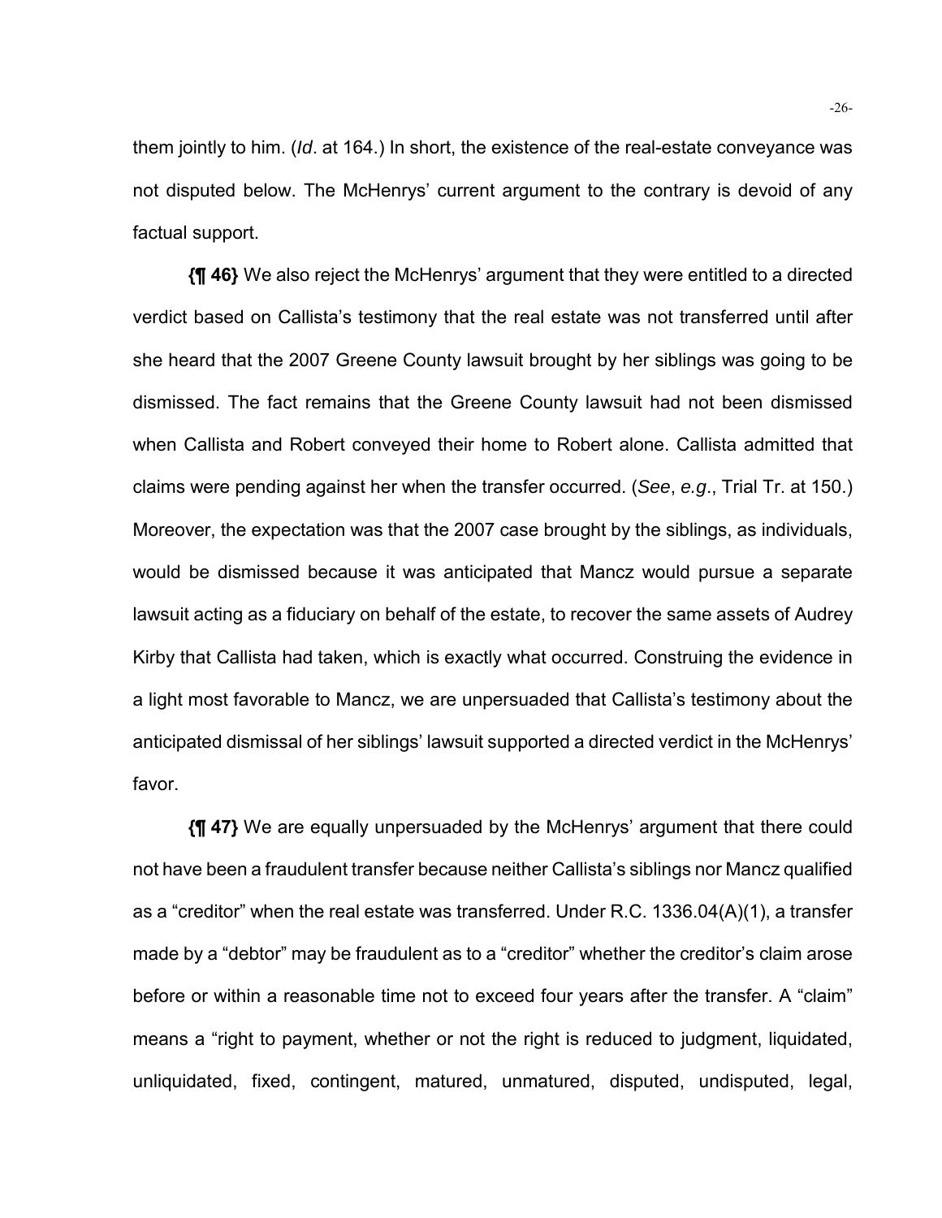them jointly to him. (*Id*. at 164.) In short, the existence of the real-estate conveyance was not disputed below. The McHenrys' current argument to the contrary is devoid of any factual support.

**{¶ 46}** We also reject the McHenrys' argument that they were entitled to a directed verdict based on Callista's testimony that the real estate was not transferred until after she heard that the 2007 Greene County lawsuit brought by her siblings was going to be dismissed. The fact remains that the Greene County lawsuit had not been dismissed when Callista and Robert conveyed their home to Robert alone. Callista admitted that claims were pending against her when the transfer occurred. (*See*, *e.g*., Trial Tr. at 150.) Moreover, the expectation was that the 2007 case brought by the siblings, as individuals, would be dismissed because it was anticipated that Mancz would pursue a separate lawsuit acting as a fiduciary on behalf of the estate, to recover the same assets of Audrey Kirby that Callista had taken, which is exactly what occurred. Construing the evidence in a light most favorable to Mancz, we are unpersuaded that Callista's testimony about the anticipated dismissal of her siblings' lawsuit supported a directed verdict in the McHenrys' favor.

**{¶ 47}** We are equally unpersuaded by the McHenrys' argument that there could not have been a fraudulent transfer because neither Callista's siblings nor Mancz qualified as a "creditor" when the real estate was transferred. Under R.C. 1336.04(A)(1), a transfer made by a "debtor" may be fraudulent as to a "creditor" whether the creditor's claim arose before or within a reasonable time not to exceed four years after the transfer. A "claim" means a "right to payment, whether or not the right is reduced to judgment, liquidated, unliquidated, fixed, contingent, matured, unmatured, disputed, undisputed, legal,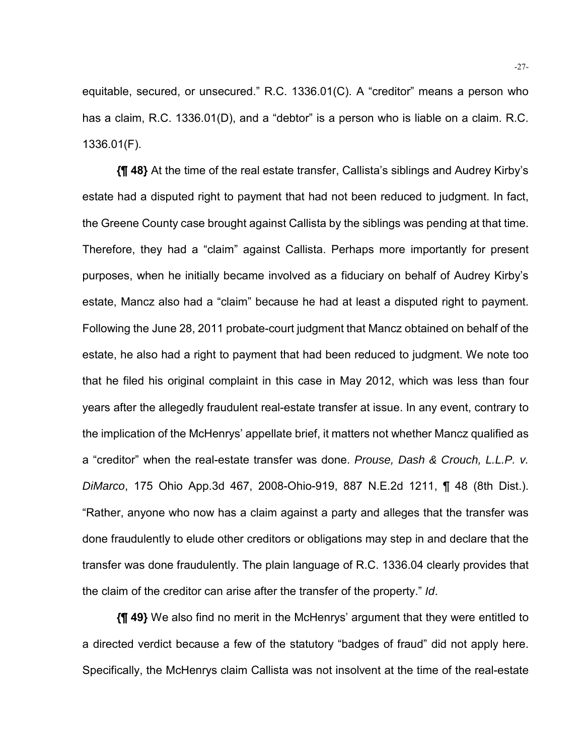equitable, secured, or unsecured." R.C. 1336.01(C). A "creditor" means a person who has a claim, R.C. 1336.01(D), and a "debtor" is a person who is liable on a claim. R.C. 1336.01(F).

**{¶ 48}** At the time of the real estate transfer, Callista's siblings and Audrey Kirby's estate had a disputed right to payment that had not been reduced to judgment. In fact, the Greene County case brought against Callista by the siblings was pending at that time. Therefore, they had a "claim" against Callista. Perhaps more importantly for present purposes, when he initially became involved as a fiduciary on behalf of Audrey Kirby's estate, Mancz also had a "claim" because he had at least a disputed right to payment. Following the June 28, 2011 probate-court judgment that Mancz obtained on behalf of the estate, he also had a right to payment that had been reduced to judgment. We note too that he filed his original complaint in this case in May 2012, which was less than four years after the allegedly fraudulent real-estate transfer at issue. In any event, contrary to the implication of the McHenrys' appellate brief, it matters not whether Mancz qualified as a "creditor" when the real-estate transfer was done. *Prouse, Dash & Crouch, L.L.P. v. DiMarco*, 175 Ohio App.3d 467, 2008-Ohio-919, 887 N.E.2d 1211, ¶ 48 (8th Dist.). "Rather, anyone who now has a claim against a party and alleges that the transfer was done fraudulently to elude other creditors or obligations may step in and declare that the transfer was done fraudulently. The plain language of R.C. 1336.04 clearly provides that the claim of the creditor can arise after the transfer of the property." *Id*.

**{¶ 49}** We also find no merit in the McHenrys' argument that they were entitled to a directed verdict because a few of the statutory "badges of fraud" did not apply here. Specifically, the McHenrys claim Callista was not insolvent at the time of the real-estate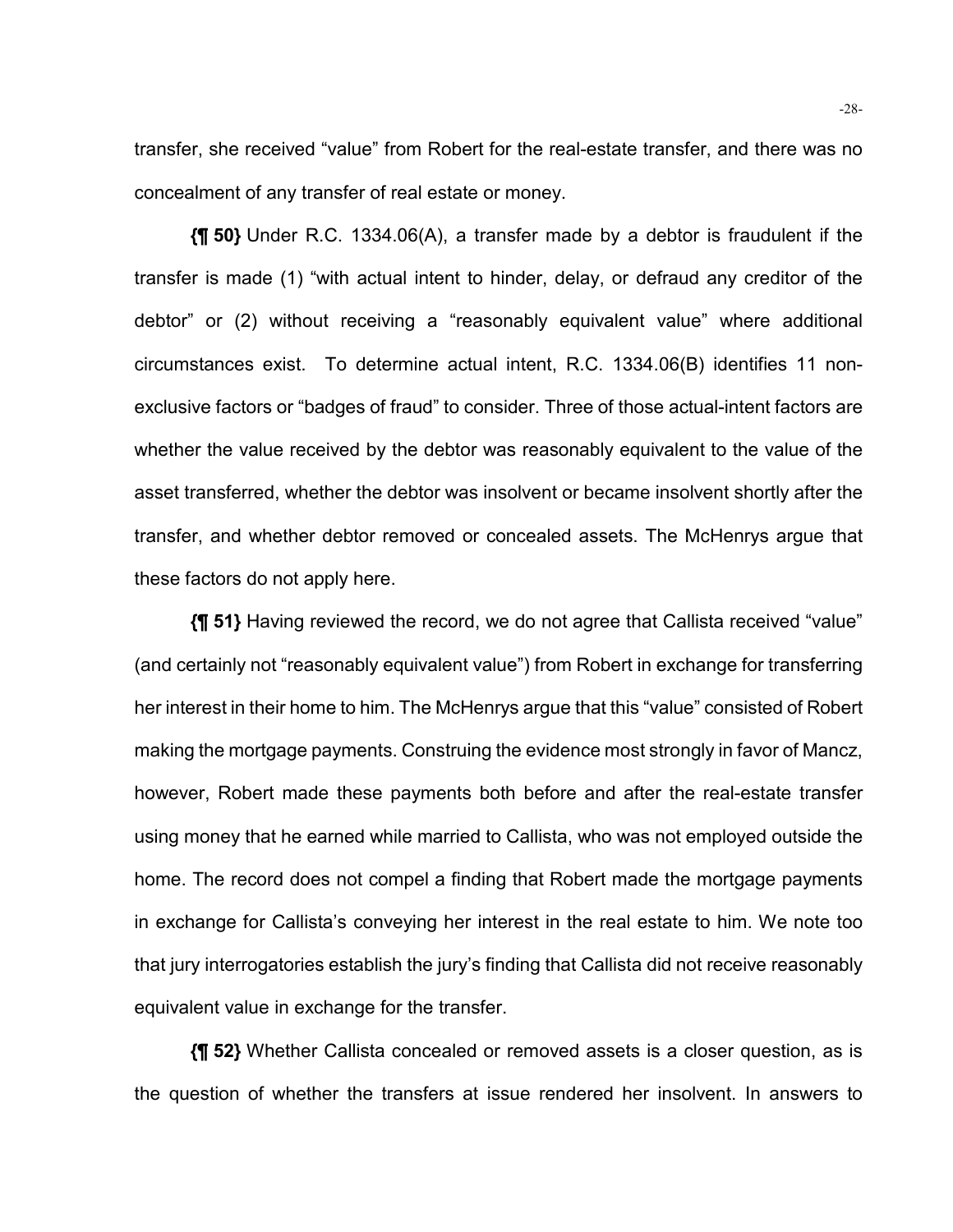transfer, she received "value" from Robert for the real-estate transfer, and there was no concealment of any transfer of real estate or money.

**{¶ 50}** Under R.C. 1334.06(A), a transfer made by a debtor is fraudulent if the transfer is made (1) "with actual intent to hinder, delay, or defraud any creditor of the debtor" or (2) without receiving a "reasonably equivalent value" where additional circumstances exist. To determine actual intent, R.C. 1334.06(B) identifies 11 non-exclusive factors or "badges of fraud" to consider. Three of those actual-intent factors are whether the value received by the debtor was reasonably equivalent to the value of the asset transferred, whether the debtor was insolvent or became insolvent shortly after the transfer, and whether debtor removed or concealed assets. The McHenrys argue that these factors do not apply here.

**{¶ 51}** Having reviewed the record, we do not agree that Callista received "value" (and certainly not "reasonably equivalent value") from Robert in exchange for transferring her interest in their home to him. The McHenrys argue that this "value" consisted of Robert making the mortgage payments. Construing the evidence most strongly in favor of Mancz, however, Robert made these payments both before and after the real-estate transfer using money that he earned while married to Callista, who was not employed outside the home. The record does not compel a finding that Robert made the mortgage payments in exchange for Callista's conveying her interest in the real estate to him. We note too that jury interrogatories establish the jury's finding that Callista did not receive reasonably equivalent value in exchange for the transfer.

**{¶ 52}** Whether Callista concealed or removed assets is a closer question, as is the question of whether the transfers at issue rendered her insolvent. In answers to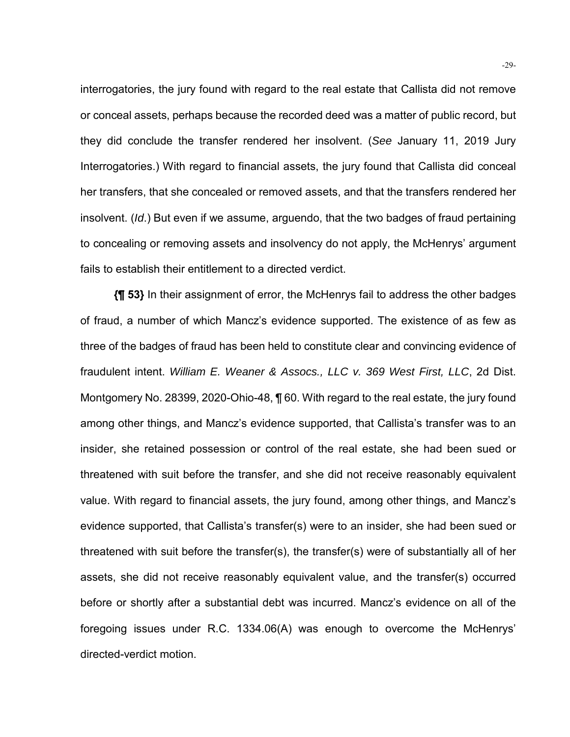interrogatories, the jury found with regard to the real estate that Callista did not remove or conceal assets, perhaps because the recorded deed was a matter of public record, but they did conclude the transfer rendered her insolvent. (*See* January 11, 2019 Jury Interrogatories.) With regard to financial assets, the jury found that Callista did conceal her transfers, that she concealed or removed assets, and that the transfers rendered her insolvent. (*Id*.) But even if we assume, arguendo, that the two badges of fraud pertaining to concealing or removing assets and insolvency do not apply, the McHenrys' argument fails to establish their entitlement to a directed verdict.

**{¶ 53}** In their assignment of error, the McHenrys fail to address the other badges of fraud, a number of which Mancz's evidence supported. The existence of as few as three of the badges of fraud has been held to constitute clear and convincing evidence of fraudulent intent. *William E. Weaner & Assocs., LLC v. 369 West First, LLC*, 2d Dist. Montgomery No. 28399, 2020-Ohio-48, ¶ 60. With regard to the real estate, the jury found among other things, and Mancz's evidence supported, that Callista's transfer was to an insider, she retained possession or control of the real estate, she had been sued or threatened with suit before the transfer, and she did not receive reasonably equivalent value. With regard to financial assets, the jury found, among other things, and Mancz's evidence supported, that Callista's transfer(s) were to an insider, she had been sued or threatened with suit before the transfer(s), the transfer(s) were of substantially all of her assets, she did not receive reasonably equivalent value, and the transfer(s) occurred before or shortly after a substantial debt was incurred. Mancz's evidence on all of the foregoing issues under R.C. 1334.06(A) was enough to overcome the McHenrys' directed-verdict motion.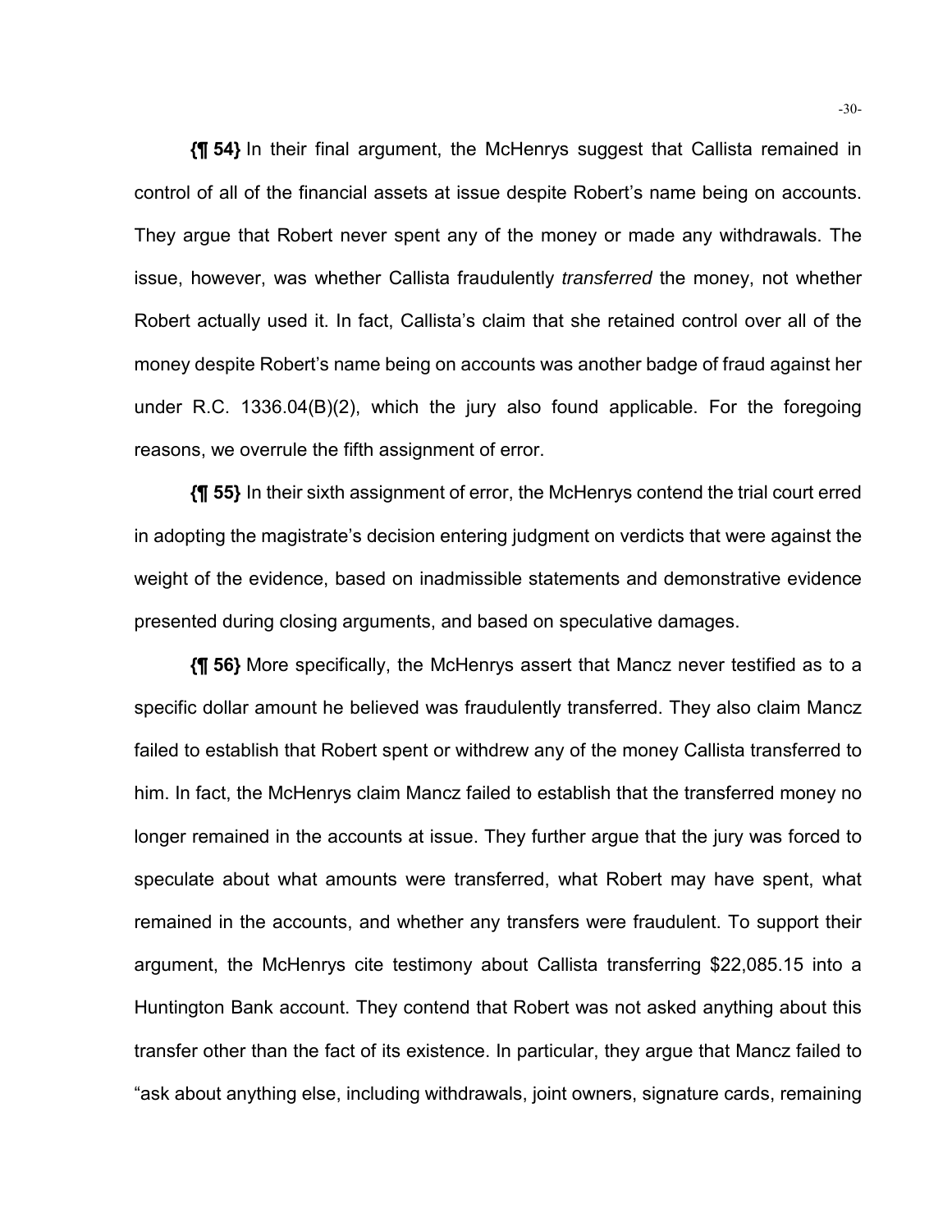**{¶ 54}** In their final argument, the McHenrys suggest that Callista remained in control of all of the financial assets at issue despite Robert's name being on accounts. They argue that Robert never spent any of the money or made any withdrawals. The issue, however, was whether Callista fraudulently *transferred* the money, not whether Robert actually used it. In fact, Callista's claim that she retained control over all of the money despite Robert's name being on accounts was another badge of fraud against her under R.C. 1336.04(B)(2), which the jury also found applicable. For the foregoing reasons, we overrule the fifth assignment of error.

**{¶ 55}** In their sixth assignment of error, the McHenrys contend the trial court erred in adopting the magistrate's decision entering judgment on verdicts that were against the weight of the evidence, based on inadmissible statements and demonstrative evidence presented during closing arguments, and based on speculative damages.

**{¶ 56}** More specifically, the McHenrys assert that Mancz never testified as to a specific dollar amount he believed was fraudulently transferred. They also claim Mancz failed to establish that Robert spent or withdrew any of the money Callista transferred to him. In fact, the McHenrys claim Mancz failed to establish that the transferred money no longer remained in the accounts at issue. They further argue that the jury was forced to speculate about what amounts were transferred, what Robert may have spent, what remained in the accounts, and whether any transfers were fraudulent. To support their argument, the McHenrys cite testimony about Callista transferring $22,085.15 into a Huntington Bank account. They contend that Robert was not asked anything about this transfer other than the fact of its existence. In particular, they argue that Mancz failed to "ask about anything else, including withdrawals, joint owners, signature cards, remaining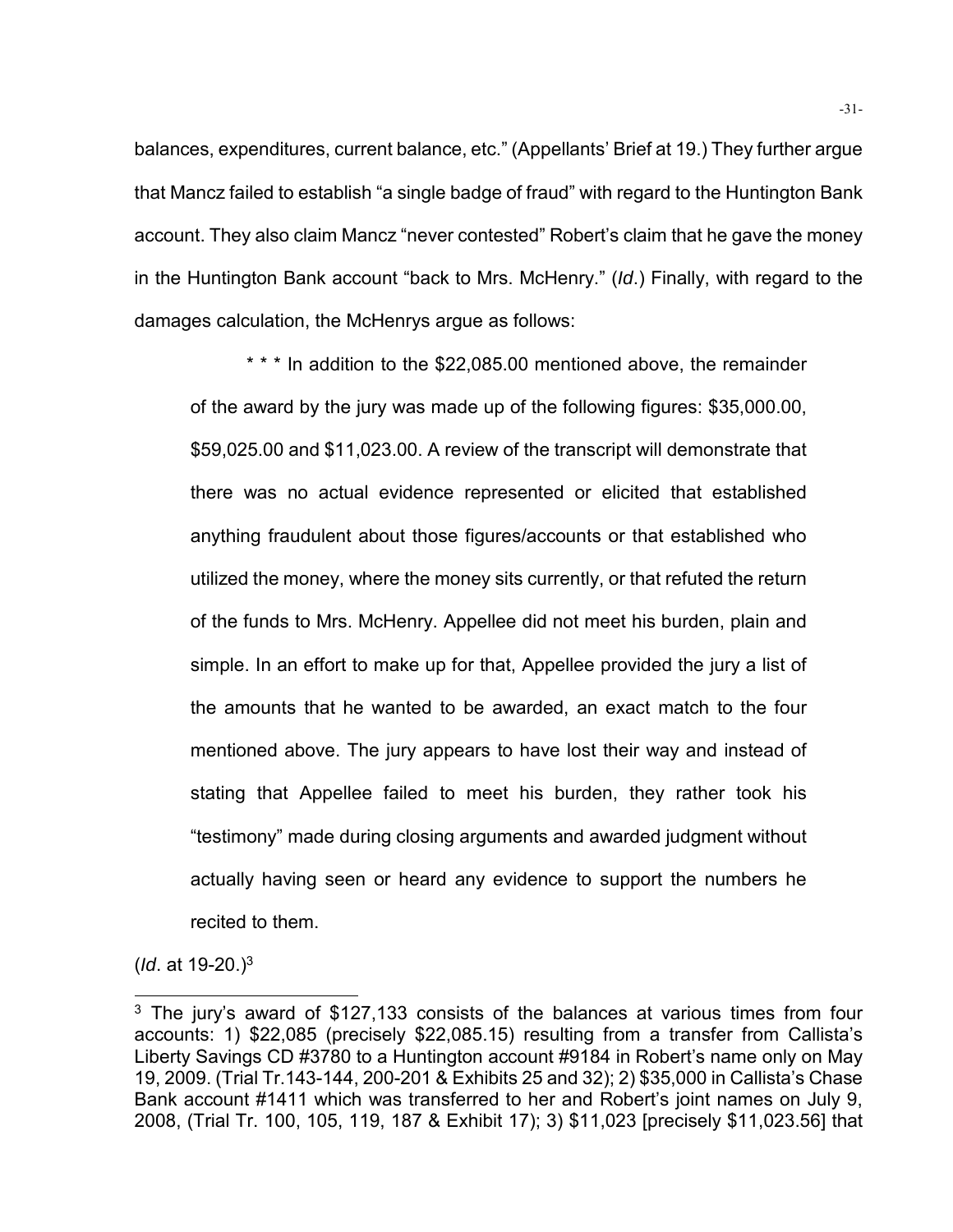balances, expenditures, current balance, etc." (Appellants' Brief at 19.) They further argue that Mancz failed to establish "a single badge of fraud" with regard to the Huntington Bank account. They also claim Mancz "never contested" Robert's claim that he gave the money in the Huntington Bank account "back to Mrs. McHenry." (*Id*.) Finally, with regard to the damages calculation, the McHenrys argue as follows:

> * * * In addition to the $22,085.00 mentioned above, the remainder of the award by the jury was made up of the following figures: $35,000.00, $59,025.00 and $11,023.00. A review of the transcript will demonstrate that there was no actual evidence represented or elicited that established anything fraudulent about those figures/accounts or that established who utilized the money, where the money sits currently, or that refuted the return of the funds to Mrs. McHenry. Appellee did not meet his burden, plain and simple. In an effort to make up for that, Appellee provided the jury a list of the amounts that he wanted to be awarded, an exact match to the four mentioned above. The jury appears to have lost their way and instead of stating that Appellee failed to meet his burden, they rather took his "testimony" made during closing arguments and awarded judgment without actually having seen or heard any evidence to support the numbers he recited to them.

(*Id*. at 19-20.)[3]

---

[3] The jury's award of $127,133 consists of the balances at various times from four accounts: 1) $22,085 (precisely $22,085.15) resulting from a transfer from Callista's Liberty Savings CD #3780 to a Huntington account #9184 in Robert's name only on May 19, 2009. (Trial Tr.143-144, 200-201 & Exhibits 25 and 32); 2) $35,000 in Callista's Chase Bank account #1411 which was transferred to her and Robert's joint names on July 9, 2008, (Trial Tr. 100, 105, 119, 187 & Exhibit 17); 3) $11,023 [precisely $11,023.56] that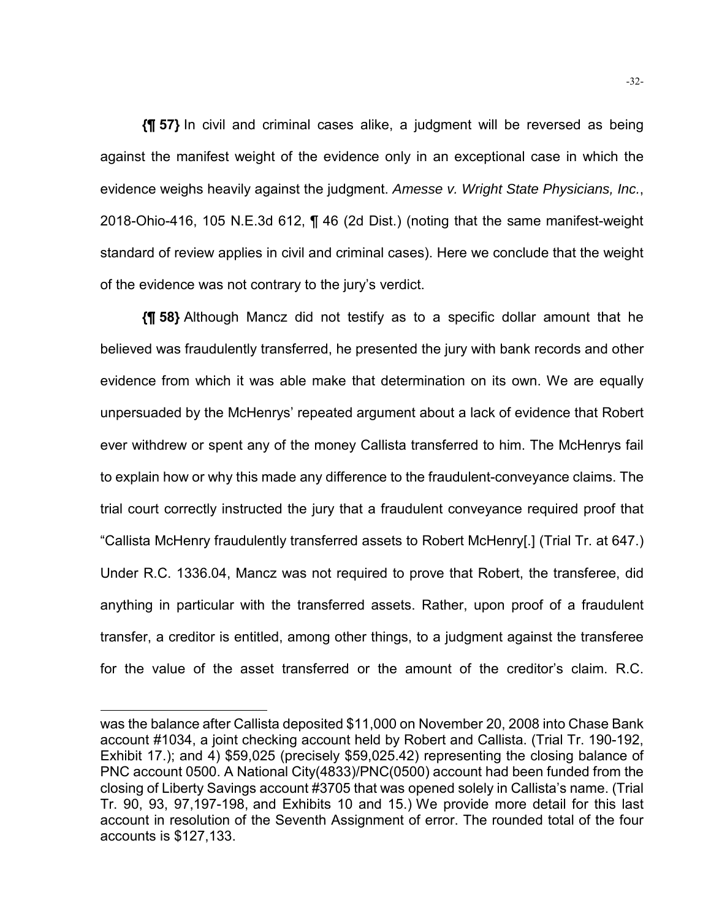**{¶ 57}** In civil and criminal cases alike, a judgment will be reversed as being against the manifest weight of the evidence only in an exceptional case in which the evidence weighs heavily against the judgment. *Amesse v. Wright State Physicians, Inc.*, 2018-Ohio-416, 105 N.E.3d 612, ¶ 46 (2d Dist.) (noting that the same manifest-weight standard of review applies in civil and criminal cases). Here we conclude that the weight of the evidence was not contrary to the jury's verdict.

**{¶ 58}** Although Mancz did not testify as to a specific dollar amount that he believed was fraudulently transferred, he presented the jury with bank records and other evidence from which it was able make that determination on its own. We are equally unpersuaded by the McHenrys' repeated argument about a lack of evidence that Robert ever withdrew or spent any of the money Callista transferred to him. The McHenrys fail to explain how or why this made any difference to the fraudulent-conveyance claims. The trial court correctly instructed the jury that a fraudulent conveyance required proof that "Callista McHenry fraudulently transferred assets to Robert McHenry[.] (Trial Tr. at 647.) Under R.C. 1336.04, Mancz was not required to prove that Robert, the transferee, did anything in particular with the transferred assets. Rather, upon proof of a fraudulent transfer, a creditor is entitled, among other things, to a judgment against the transferee for the value of the asset transferred or the amount of the creditor's claim. R.C.

---

was the balance after Callista deposited $11,000 on November 20, 2008 into Chase Bank account #1034, a joint checking account held by Robert and Callista. (Trial Tr. 190-192, Exhibit 17.); and 4) $59,025 (precisely $59,025.42) representing the closing balance of PNC account 0500. A National City(4833)/PNC(0500) account had been funded from the closing of Liberty Savings account #3705 that was opened solely in Callista's name. (Trial Tr. 90, 93, 97,197-198, and Exhibits 10 and 15.) We provide more detail for this last account in resolution of the Seventh Assignment of error. The rounded total of the four accounts is $127,133.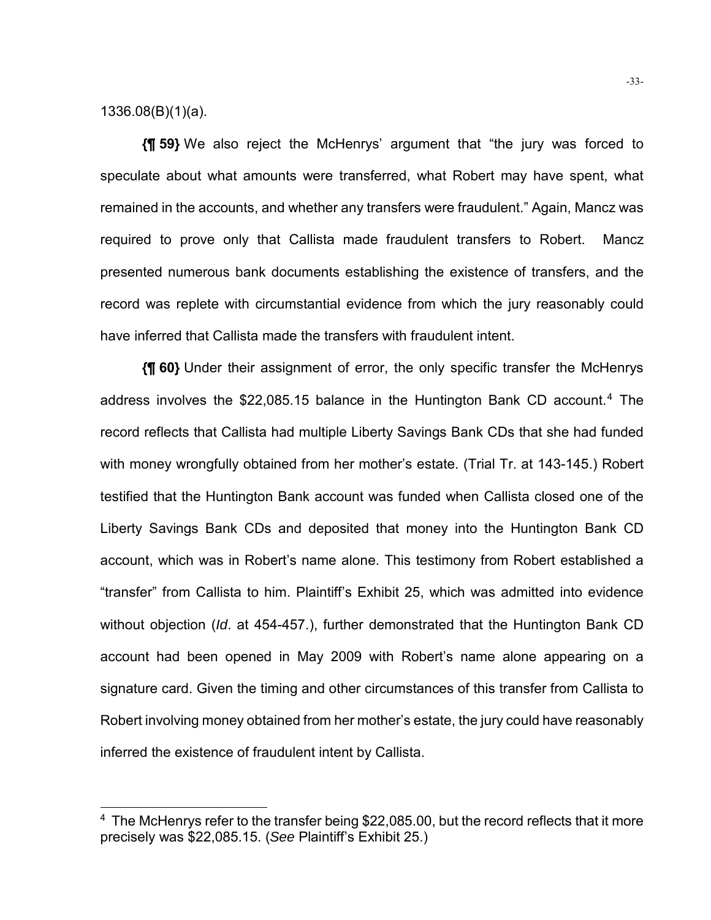1336.08(B)(1)(a).

**{¶ 59}** We also reject the McHenrys' argument that "the jury was forced to speculate about what amounts were transferred, what Robert may have spent, what remained in the accounts, and whether any transfers were fraudulent." Again, Mancz was required to prove only that Callista made fraudulent transfers to Robert. Mancz presented numerous bank documents establishing the existence of transfers, and the record was replete with circumstantial evidence from which the jury reasonably could have inferred that Callista made the transfers with fraudulent intent.

**{¶ 60}** Under their assignment of error, the only specific transfer the McHenrys address involves the $22,085.15 balance in the Huntington Bank CD account.[4] The record reflects that Callista had multiple Liberty Savings Bank CDs that she had funded with money wrongfully obtained from her mother's estate. (Trial Tr. at 143-145.) Robert testified that the Huntington Bank account was funded when Callista closed one of the Liberty Savings Bank CDs and deposited that money into the Huntington Bank CD account, which was in Robert's name alone. This testimony from Robert established a "transfer" from Callista to him. Plaintiff's Exhibit 25, which was admitted into evidence without objection (*Id*. at 454-457.), further demonstrated that the Huntington Bank CD account had been opened in May 2009 with Robert's name alone appearing on a signature card. Given the timing and other circumstances of this transfer from Callista to Robert involving money obtained from her mother's estate, the jury could have reasonably inferred the existence of fraudulent intent by Callista.

---

[4] The McHenrys refer to the transfer being $22,085.00, but the record reflects that it more precisely was $22,085.15. (*See* Plaintiff's Exhibit 25.)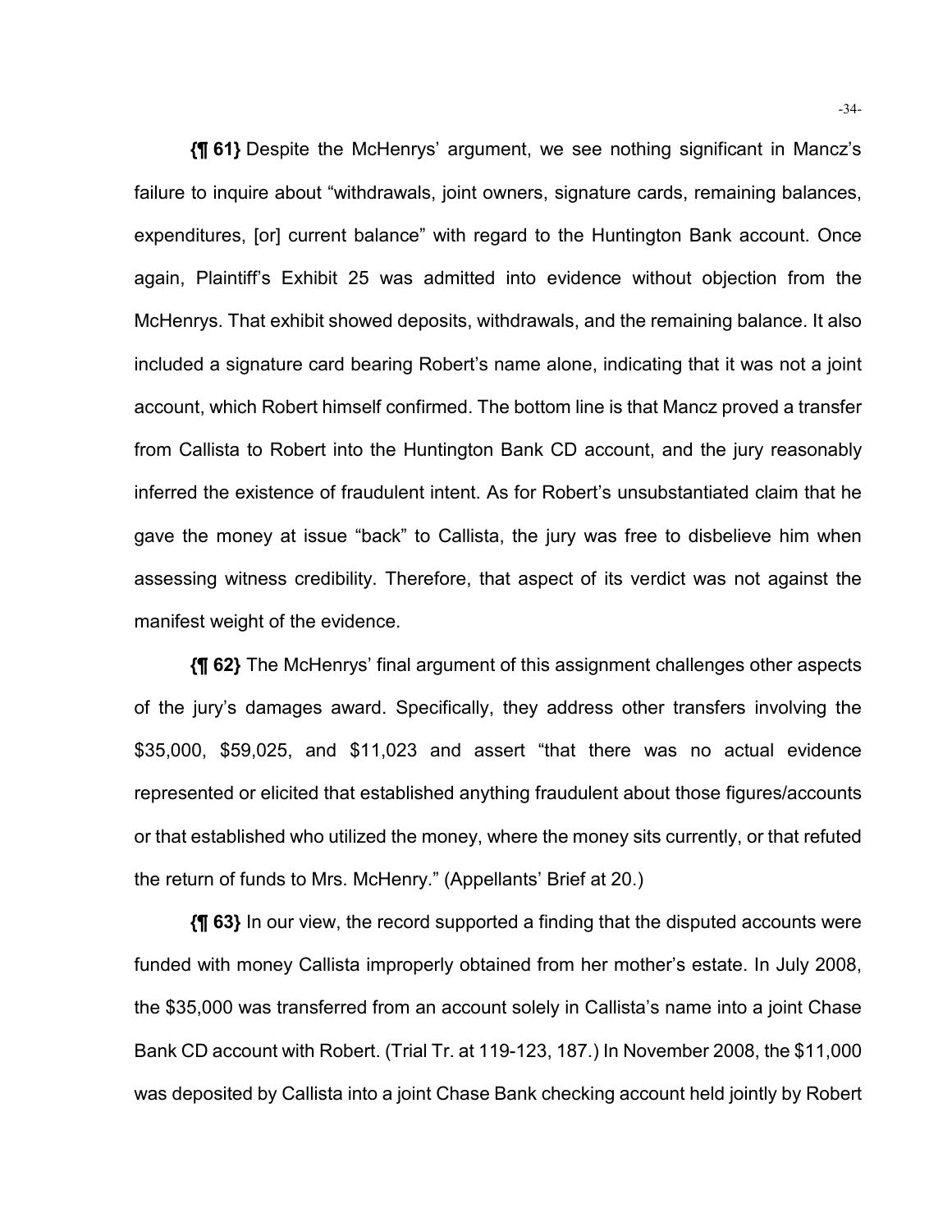**{¶ 61}** Despite the McHenrys' argument, we see nothing significant in Mancz's failure to inquire about "withdrawals, joint owners, signature cards, remaining balances, expenditures, [or] current balance" with regard to the Huntington Bank account. Once again, Plaintiff's Exhibit 25 was admitted into evidence without objection from the McHenrys. That exhibit showed deposits, withdrawals, and the remaining balance. It also included a signature card bearing Robert's name alone, indicating that it was not a joint account, which Robert himself confirmed. The bottom line is that Mancz proved a transfer from Callista to Robert into the Huntington Bank CD account, and the jury reasonably inferred the existence of fraudulent intent. As for Robert's unsubstantiated claim that he gave the money at issue "back" to Callista, the jury was free to disbelieve him when assessing witness credibility. Therefore, that aspect of its verdict was not against the manifest weight of the evidence.

**{¶ 62}** The McHenrys' final argument of this assignment challenges other aspects of the jury's damages award. Specifically, they address other transfers involving the $35,000, $59,025, and $11,023 and assert "that there was no actual evidence represented or elicited that established anything fraudulent about those figures/accounts or that established who utilized the money, where the money sits currently, or that refuted the return of funds to Mrs. McHenry." (Appellants' Brief at 20.)

**{¶ 63}** In our view, the record supported a finding that the disputed accounts were funded with money Callista improperly obtained from her mother's estate. In July 2008, the $35,000 was transferred from an account solely in Callista's name into a joint Chase Bank CD account with Robert. (Trial Tr. at 119-123, 187.) In November 2008, the $11,000 was deposited by Callista into a joint Chase Bank checking account held jointly by Robert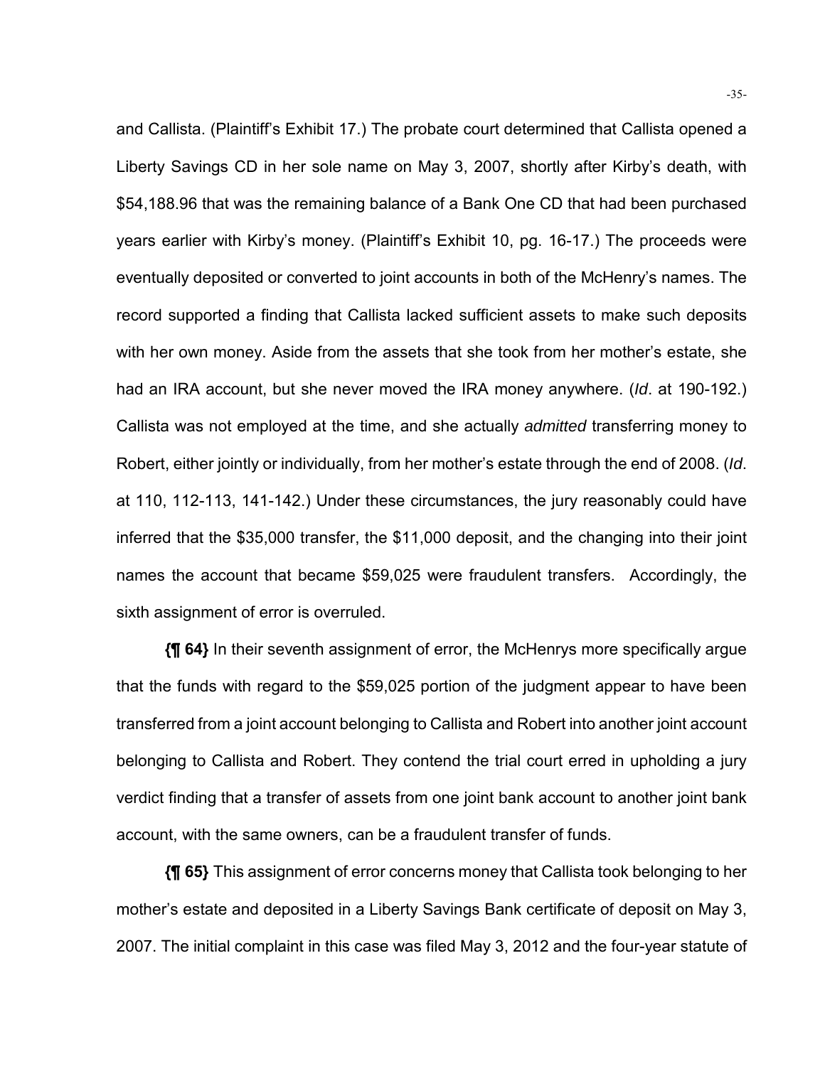and Callista. (Plaintiff's Exhibit 17.) The probate court determined that Callista opened a Liberty Savings CD in her sole name on May 3, 2007, shortly after Kirby's death, with $54,188.96 that was the remaining balance of a Bank One CD that had been purchased years earlier with Kirby's money. (Plaintiff's Exhibit 10, pg. 16-17.) The proceeds were eventually deposited or converted to joint accounts in both of the McHenry's names. The record supported a finding that Callista lacked sufficient assets to make such deposits with her own money. Aside from the assets that she took from her mother's estate, she had an IRA account, but she never moved the IRA money anywhere. (*Id*. at 190-192.) Callista was not employed at the time, and she actually *admitted* transferring money to Robert, either jointly or individually, from her mother's estate through the end of 2008. (*Id*. at 110, 112-113, 141-142.) Under these circumstances, the jury reasonably could have inferred that the $35,000 transfer, the $11,000 deposit, and the changing into their joint names the account that became $59,025 were fraudulent transfers. Accordingly, the sixth assignment of error is overruled.

**{¶ 64}** In their seventh assignment of error, the McHenrys more specifically argue that the funds with regard to the $59,025 portion of the judgment appear to have been transferred from a joint account belonging to Callista and Robert into another joint account belonging to Callista and Robert. They contend the trial court erred in upholding a jury verdict finding that a transfer of assets from one joint bank account to another joint bank account, with the same owners, can be a fraudulent transfer of funds.

**{¶ 65}** This assignment of error concerns money that Callista took belonging to her mother's estate and deposited in a Liberty Savings Bank certificate of deposit on May 3, 2007. The initial complaint in this case was filed May 3, 2012 and the four-year statute of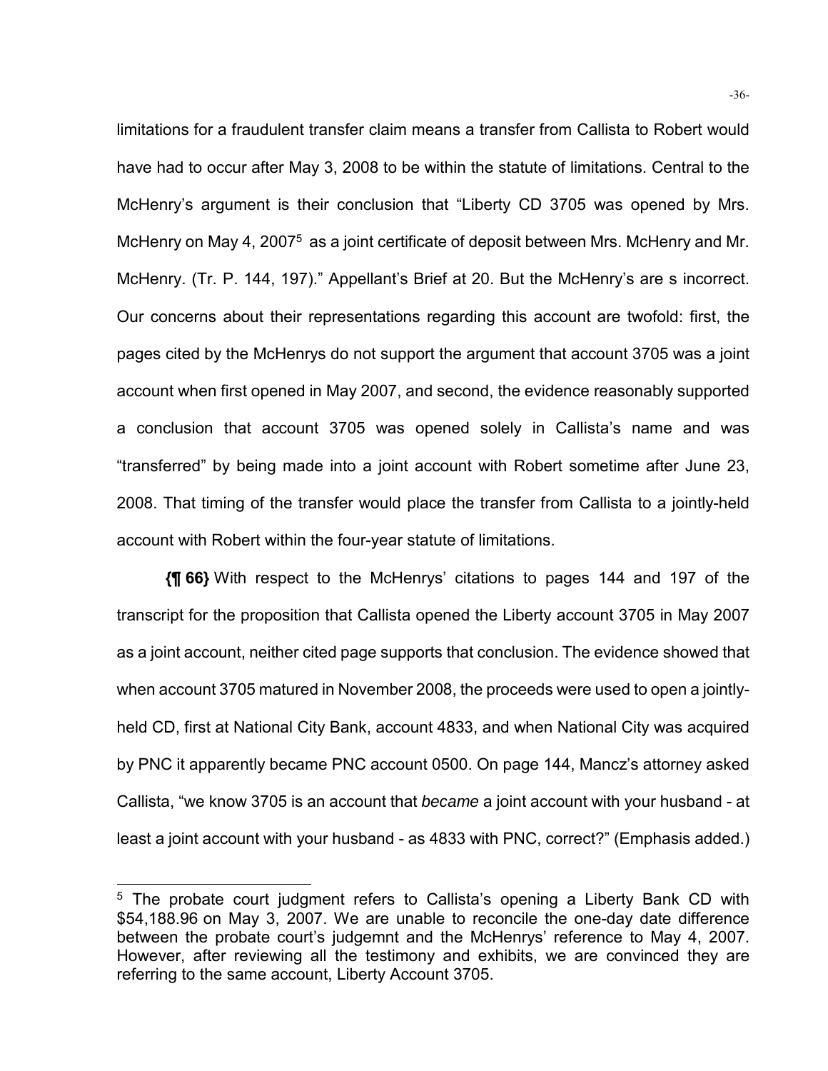limitations for a fraudulent transfer claim means a transfer from Callista to Robert would have had to occur after May 3, 2008 to be within the statute of limitations. Central to the McHenry's argument is their conclusion that "Liberty CD 3705 was opened by Mrs. McHenry on May 4, 2007[5] as a joint certificate of deposit between Mrs. McHenry and Mr. McHenry. (Tr. P. 144, 197)." Appellant's Brief at 20. But the McHenry's are s incorrect. Our concerns about their representations regarding this account are twofold: first, the pages cited by the McHenrys do not support the argument that account 3705 was a joint account when first opened in May 2007, and second, the evidence reasonably supported a conclusion that account 3705 was opened solely in Callista's name and was "transferred" by being made into a joint account with Robert sometime after June 23, 2008. That timing of the transfer would place the transfer from Callista to a jointly-held account with Robert within the four-year statute of limitations.

**{¶ 66}** With respect to the McHenrys' citations to pages 144 and 197 of the transcript for the proposition that Callista opened the Liberty account 3705 in May 2007 as a joint account, neither cited page supports that conclusion. The evidence showed that when account 3705 matured in November 2008, the proceeds were used to open a jointly-held CD, first at National City Bank, account 4833, and when National City was acquired by PNC it apparently became PNC account 0500. On page 144, Mancz's attorney asked Callista, "we know 3705 is an account that *became* a joint account with your husband - at least a joint account with your husband - as 4833 with PNC, correct?" (Emphasis added.)

---

[5] The probate court judgment refers to Callista's opening a Liberty Bank CD with $54,188.96 on May 3, 2007. We are unable to reconcile the one-day date difference between the probate court's judgemnt and the McHenrys' reference to May 4, 2007. However, after reviewing all the testimony and exhibits, we are convinced they are referring to the same account, Liberty Account 3705.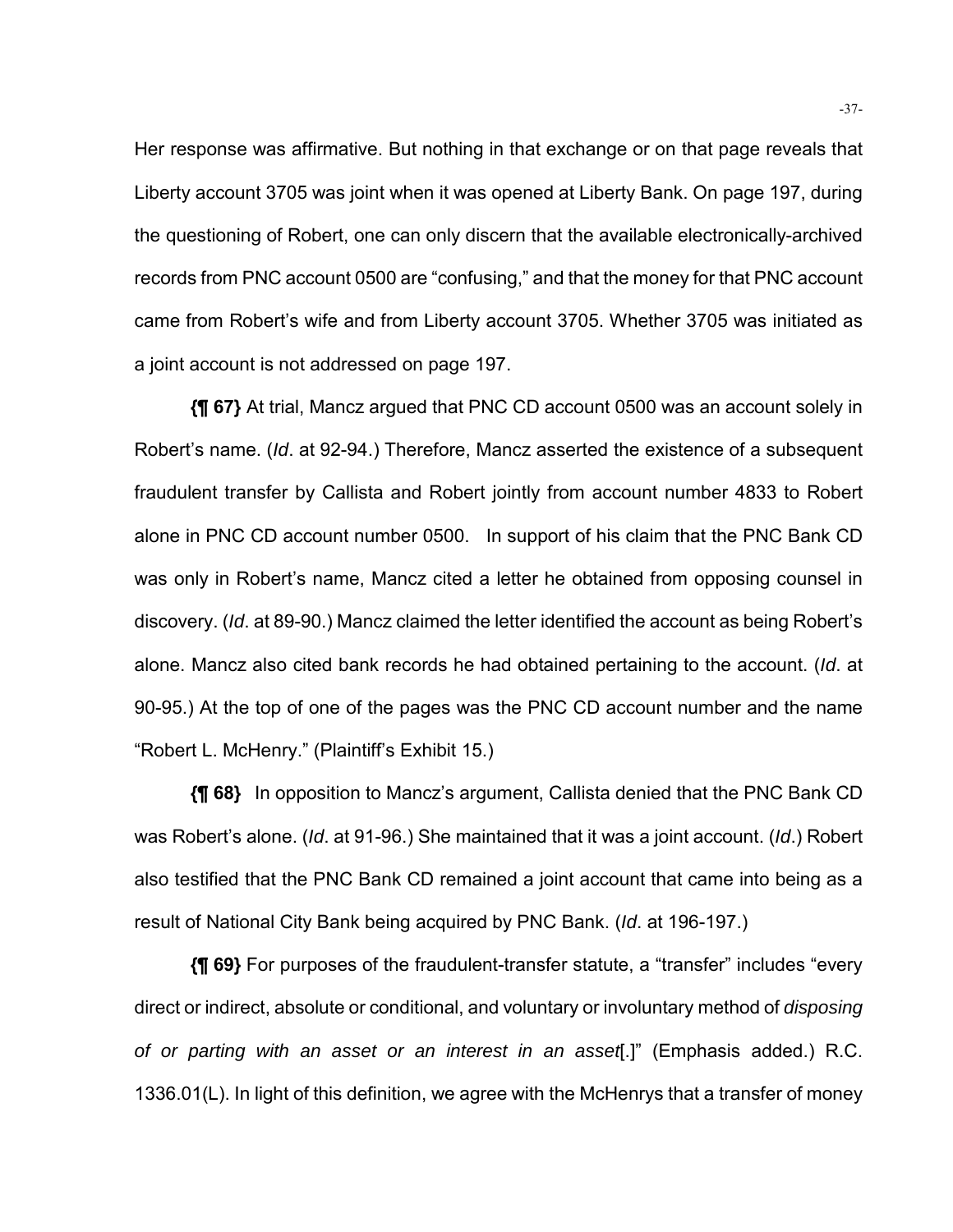Her response was affirmative. But nothing in that exchange or on that page reveals that Liberty account 3705 was joint when it was opened at Liberty Bank. On page 197, during the questioning of Robert, one can only discern that the available electronically-archived records from PNC account 0500 are "confusing," and that the money for that PNC account came from Robert's wife and from Liberty account 3705. Whether 3705 was initiated as a joint account is not addressed on page 197.

**{¶ 67}** At trial, Mancz argued that PNC CD account 0500 was an account solely in Robert's name. (*Id*. at 92-94.) Therefore, Mancz asserted the existence of a subsequent fraudulent transfer by Callista and Robert jointly from account number 4833 to Robert alone in PNC CD account number 0500. In support of his claim that the PNC Bank CD was only in Robert's name, Mancz cited a letter he obtained from opposing counsel in discovery. (*Id*. at 89-90.) Mancz claimed the letter identified the account as being Robert's alone. Mancz also cited bank records he had obtained pertaining to the account. (*Id*. at 90-95.) At the top of one of the pages was the PNC CD account number and the name "Robert L. McHenry." (Plaintiff's Exhibit 15.)

**{¶ 68}** In opposition to Mancz's argument, Callista denied that the PNC Bank CD was Robert's alone. (*Id*. at 91-96.) She maintained that it was a joint account. (*Id*.) Robert also testified that the PNC Bank CD remained a joint account that came into being as a result of National City Bank being acquired by PNC Bank. (*Id*. at 196-197.)

**{¶ 69}** For purposes of the fraudulent-transfer statute, a "transfer" includes "every direct or indirect, absolute or conditional, and voluntary or involuntary method of *disposing of or parting with an asset or an interest in an asset*[.]" (Emphasis added.) R.C. 1336.01(L). In light of this definition, we agree with the McHenrys that a transfer of money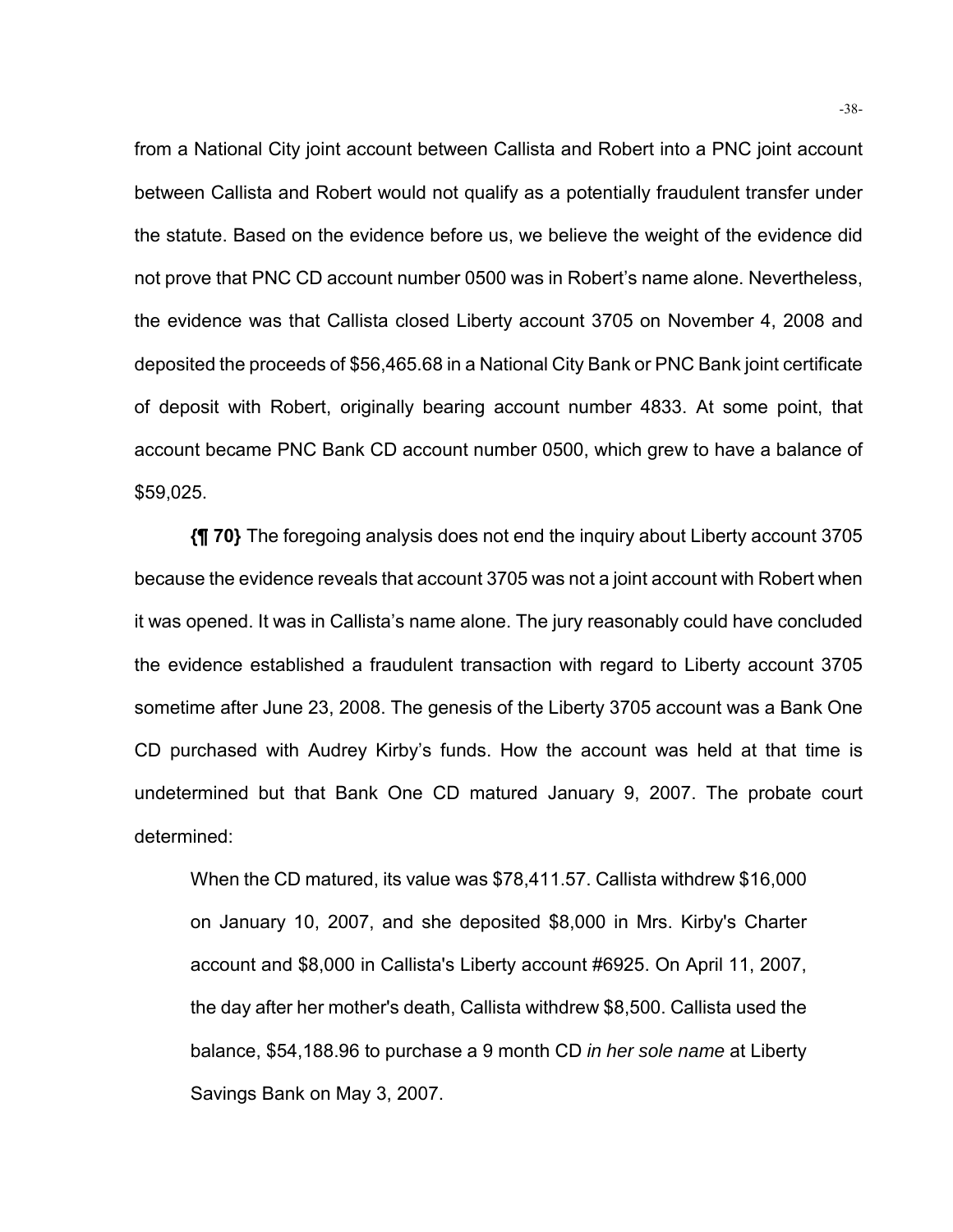from a National City joint account between Callista and Robert into a PNC joint account between Callista and Robert would not qualify as a potentially fraudulent transfer under the statute. Based on the evidence before us, we believe the weight of the evidence did not prove that PNC CD account number 0500 was in Robert's name alone. Nevertheless, the evidence was that Callista closed Liberty account 3705 on November 4, 2008 and deposited the proceeds of $56,465.68 in a National City Bank or PNC Bank joint certificate of deposit with Robert, originally bearing account number 4833. At some point, that account became PNC Bank CD account number 0500, which grew to have a balance of $59,025.

**{¶ 70}** The foregoing analysis does not end the inquiry about Liberty account 3705 because the evidence reveals that account 3705 was not a joint account with Robert when it was opened. It was in Callista's name alone. The jury reasonably could have concluded the evidence established a fraudulent transaction with regard to Liberty account 3705 sometime after June 23, 2008. The genesis of the Liberty 3705 account was a Bank One CD purchased with Audrey Kirby's funds. How the account was held at that time is undetermined but that Bank One CD matured January 9, 2007. The probate court determined:

> When the CD matured, its value was $78,411.57. Callista withdrew $16,000 on January 10, 2007, and she deposited $8,000 in Mrs. Kirby's Charter account and $8,000 in Callista's Liberty account #6925. On April 11, 2007, the day after her mother's death, Callista withdrew $8,500. Callista used the balance, $54,188.96 to purchase a 9 month CD *in her sole name* at Liberty Savings Bank on May 3, 2007.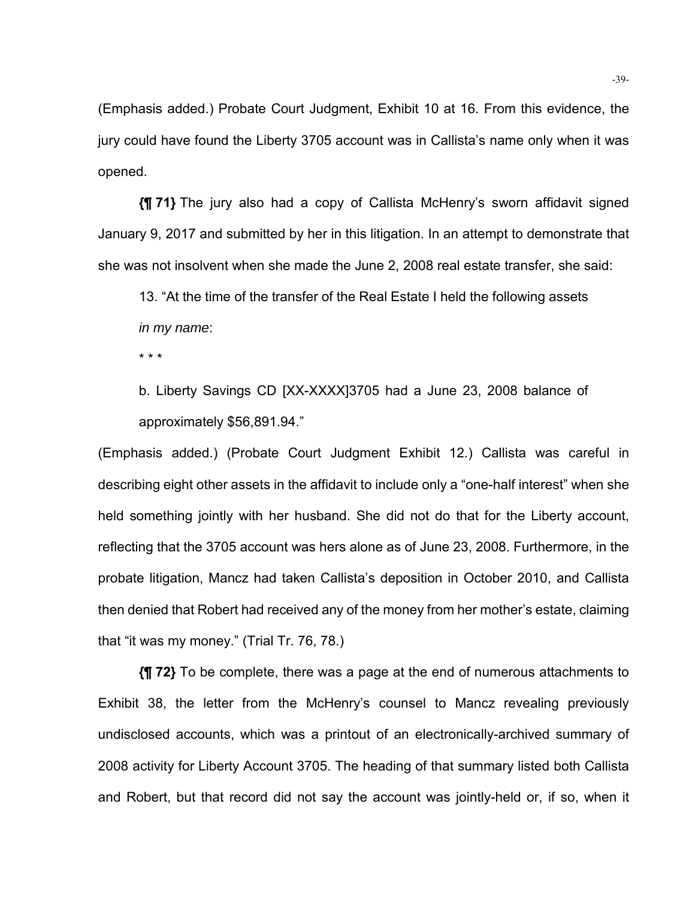(Emphasis added.) Probate Court Judgment, Exhibit 10 at 16. From this evidence, the jury could have found the Liberty 3705 account was in Callista's name only when it was opened.

**{¶ 71}** The jury also had a copy of Callista McHenry's sworn affidavit signed January 9, 2017 and submitted by her in this litigation. In an attempt to demonstrate that she was not insolvent when she made the June 2, 2008 real estate transfer, she said:

> 13. "At the time of the transfer of the Real Estate I held the following assets *in my name*:
>
> * * *
>
> b. Liberty Savings CD [XX-XXXX]3705 had a June 23, 2008 balance of approximately $56,891.94."

(Emphasis added.) (Probate Court Judgment Exhibit 12.) Callista was careful in describing eight other assets in the affidavit to include only a "one-half interest" when she held something jointly with her husband. She did not do that for the Liberty account, reflecting that the 3705 account was hers alone as of June 23, 2008. Furthermore, in the probate litigation, Mancz had taken Callista's deposition in October 2010, and Callista then denied that Robert had received any of the money from her mother's estate, claiming that "it was my money." (Trial Tr. 76, 78.)

**{¶ 72}** To be complete, there was a page at the end of numerous attachments to Exhibit 38, the letter from the McHenry's counsel to Mancz revealing previously undisclosed accounts, which was a printout of an electronically-archived summary of 2008 activity for Liberty Account 3705. The heading of that summary listed both Callista and Robert, but that record did not say the account was jointly-held or, if so, when it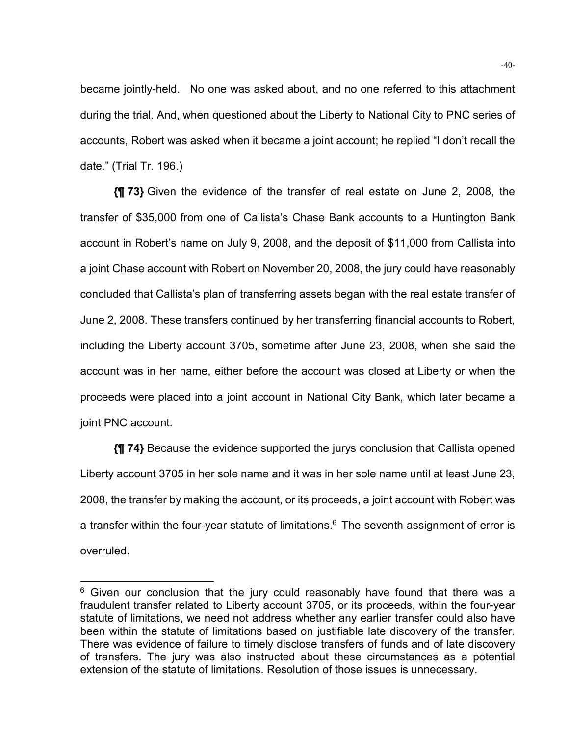became jointly-held. No one was asked about, and no one referred to this attachment during the trial. And, when questioned about the Liberty to National City to PNC series of accounts, Robert was asked when it became a joint account; he replied "I don't recall the date." (Trial Tr. 196.)

**{¶ 73}** Given the evidence of the transfer of real estate on June 2, 2008, the transfer of $35,000 from one of Callista's Chase Bank accounts to a Huntington Bank account in Robert's name on July 9, 2008, and the deposit of $11,000 from Callista into a joint Chase account with Robert on November 20, 2008, the jury could have reasonably concluded that Callista's plan of transferring assets began with the real estate transfer of June 2, 2008. These transfers continued by her transferring financial accounts to Robert, including the Liberty account 3705, sometime after June 23, 2008, when she said the account was in her name, either before the account was closed at Liberty or when the proceeds were placed into a joint account in National City Bank, which later became a joint PNC account.

**{¶ 74}** Because the evidence supported the jurys conclusion that Callista opened Liberty account 3705 in her sole name and it was in her sole name until at least June 23, 2008, the transfer by making the account, or its proceeds, a joint account with Robert was a transfer within the four-year statute of limitations.[6] The seventh assignment of error is overruled.

---

[6] Given our conclusion that the jury could reasonably have found that there was a fraudulent transfer related to Liberty account 3705, or its proceeds, within the four-year statute of limitations, we need not address whether any earlier transfer could also have been within the statute of limitations based on justifiable late discovery of the transfer. There was evidence of failure to timely disclose transfers of funds and of late discovery of transfers. The jury was also instructed about these circumstances as a potential extension of the statute of limitations. Resolution of those issues is unnecessary.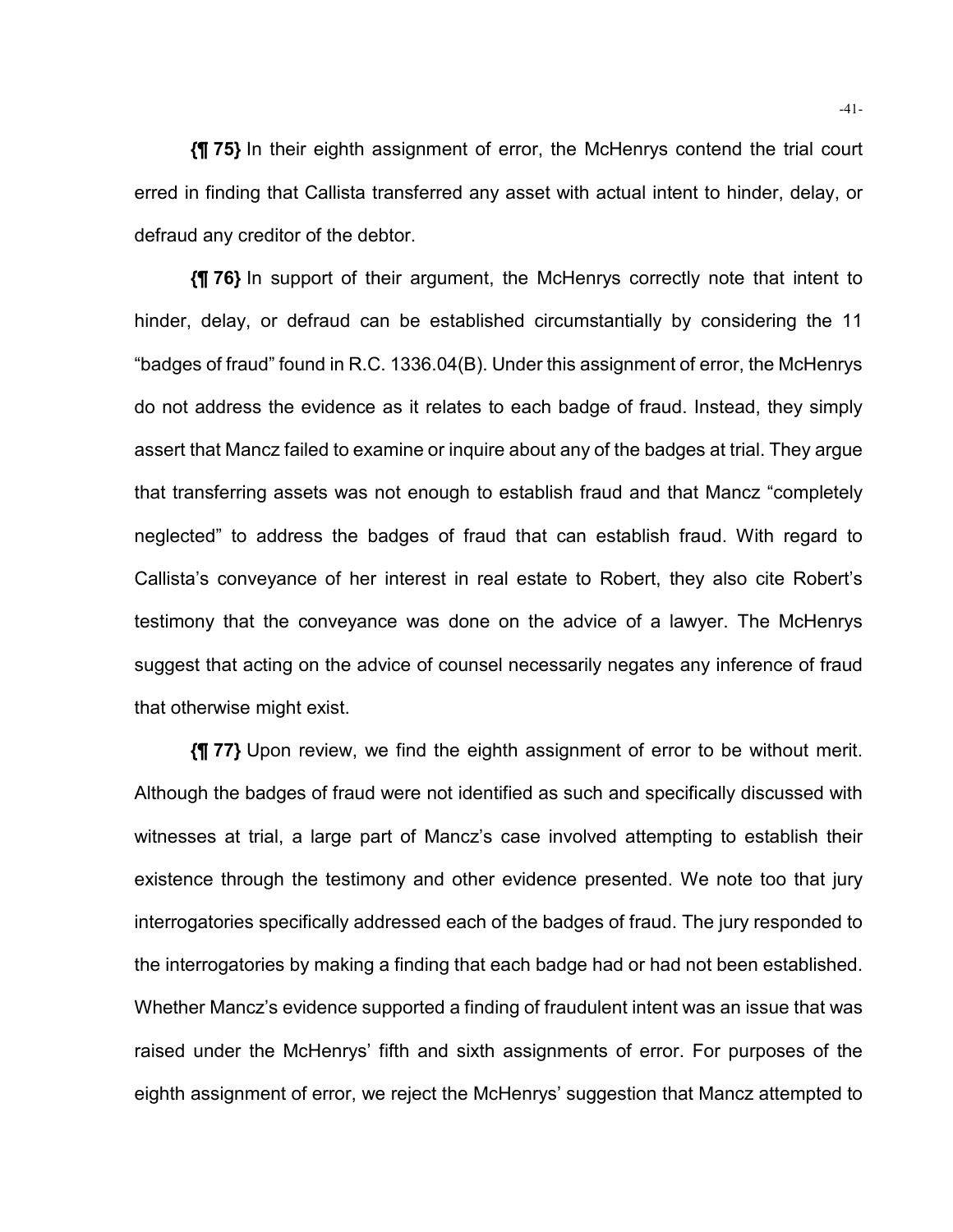**{¶ 75}** In their eighth assignment of error, the McHenrys contend the trial court erred in finding that Callista transferred any asset with actual intent to hinder, delay, or defraud any creditor of the debtor.

**{¶ 76}** In support of their argument, the McHenrys correctly note that intent to hinder, delay, or defraud can be established circumstantially by considering the 11 "badges of fraud" found in R.C. 1336.04(B). Under this assignment of error, the McHenrys do not address the evidence as it relates to each badge of fraud. Instead, they simply assert that Mancz failed to examine or inquire about any of the badges at trial. They argue that transferring assets was not enough to establish fraud and that Mancz "completely neglected" to address the badges of fraud that can establish fraud. With regard to Callista's conveyance of her interest in real estate to Robert, they also cite Robert's testimony that the conveyance was done on the advice of a lawyer. The McHenrys suggest that acting on the advice of counsel necessarily negates any inference of fraud that otherwise might exist.

**{¶ 77}** Upon review, we find the eighth assignment of error to be without merit. Although the badges of fraud were not identified as such and specifically discussed with witnesses at trial, a large part of Mancz's case involved attempting to establish their existence through the testimony and other evidence presented. We note too that jury interrogatories specifically addressed each of the badges of fraud. The jury responded to the interrogatories by making a finding that each badge had or had not been established. Whether Mancz's evidence supported a finding of fraudulent intent was an issue that was raised under the McHenrys' fifth and sixth assignments of error. For purposes of the eighth assignment of error, we reject the McHenrys' suggestion that Mancz attempted to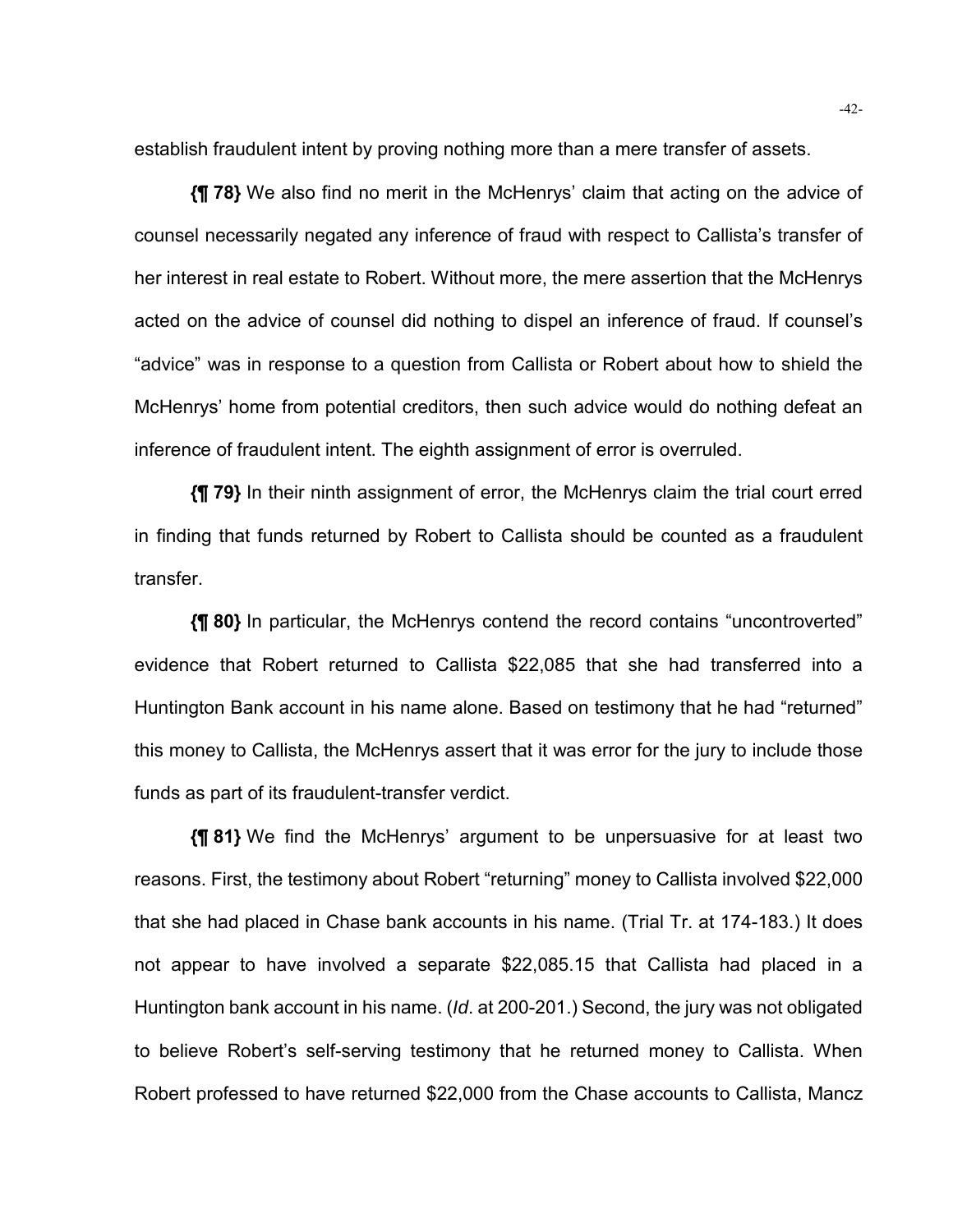establish fraudulent intent by proving nothing more than a mere transfer of assets.

**{¶ 78}** We also find no merit in the McHenrys' claim that acting on the advice of counsel necessarily negated any inference of fraud with respect to Callista's transfer of her interest in real estate to Robert. Without more, the mere assertion that the McHenrys acted on the advice of counsel did nothing to dispel an inference of fraud. If counsel's "advice" was in response to a question from Callista or Robert about how to shield the McHenrys' home from potential creditors, then such advice would do nothing defeat an inference of fraudulent intent. The eighth assignment of error is overruled.

**{¶ 79}** In their ninth assignment of error, the McHenrys claim the trial court erred in finding that funds returned by Robert to Callista should be counted as a fraudulent transfer.

**{¶ 80}** In particular, the McHenrys contend the record contains "uncontroverted" evidence that Robert returned to Callista $22,085 that she had transferred into a Huntington Bank account in his name alone. Based on testimony that he had "returned" this money to Callista, the McHenrys assert that it was error for the jury to include those funds as part of its fraudulent-transfer verdict.

**{¶ 81}** We find the McHenrys' argument to be unpersuasive for at least two reasons. First, the testimony about Robert "returning" money to Callista involved $22,000 that she had placed in Chase bank accounts in his name. (Trial Tr. at 174-183.) It does not appear to have involved a separate $22,085.15 that Callista had placed in a Huntington bank account in his name. (*Id*. at 200-201.) Second, the jury was not obligated to believe Robert's self-serving testimony that he returned money to Callista. When Robert professed to have returned $22,000 from the Chase accounts to Callista, Mancz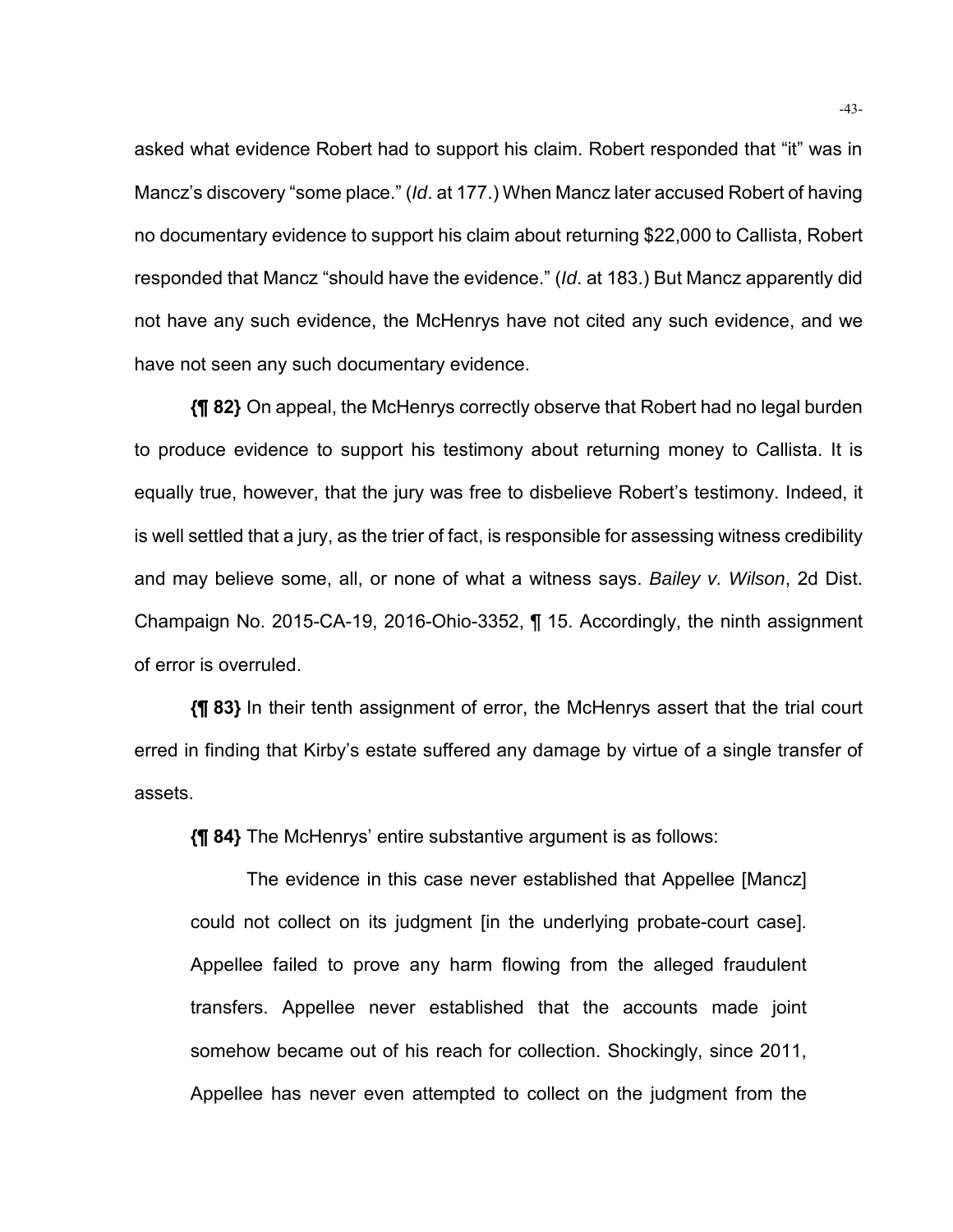asked what evidence Robert had to support his claim. Robert responded that "it" was in Mancz's discovery "some place." (*Id*. at 177.) When Mancz later accused Robert of having no documentary evidence to support his claim about returning $22,000 to Callista, Robert responded that Mancz "should have the evidence." (*Id*. at 183.) But Mancz apparently did not have any such evidence, the McHenrys have not cited any such evidence, and we have not seen any such documentary evidence.

**{¶ 82}** On appeal, the McHenrys correctly observe that Robert had no legal burden to produce evidence to support his testimony about returning money to Callista. It is equally true, however, that the jury was free to disbelieve Robert's testimony. Indeed, it is well settled that a jury, as the trier of fact, is responsible for assessing witness credibility and may believe some, all, or none of what a witness says. *Bailey v. Wilson*, 2d Dist. Champaign No. 2015-CA-19, 2016-Ohio-3352, ¶ 15. Accordingly, the ninth assignment of error is overruled.

**{¶ 83}** In their tenth assignment of error, the McHenrys assert that the trial court erred in finding that Kirby's estate suffered any damage by virtue of a single transfer of assets.

**{¶ 84}** The McHenrys' entire substantive argument is as follows:

> The evidence in this case never established that Appellee [Mancz] could not collect on its judgment [in the underlying probate-court case]. Appellee failed to prove any harm flowing from the alleged fraudulent transfers. Appellee never established that the accounts made joint somehow became out of his reach for collection. Shockingly, since 2011, Appellee has never even attempted to collect on the judgment from the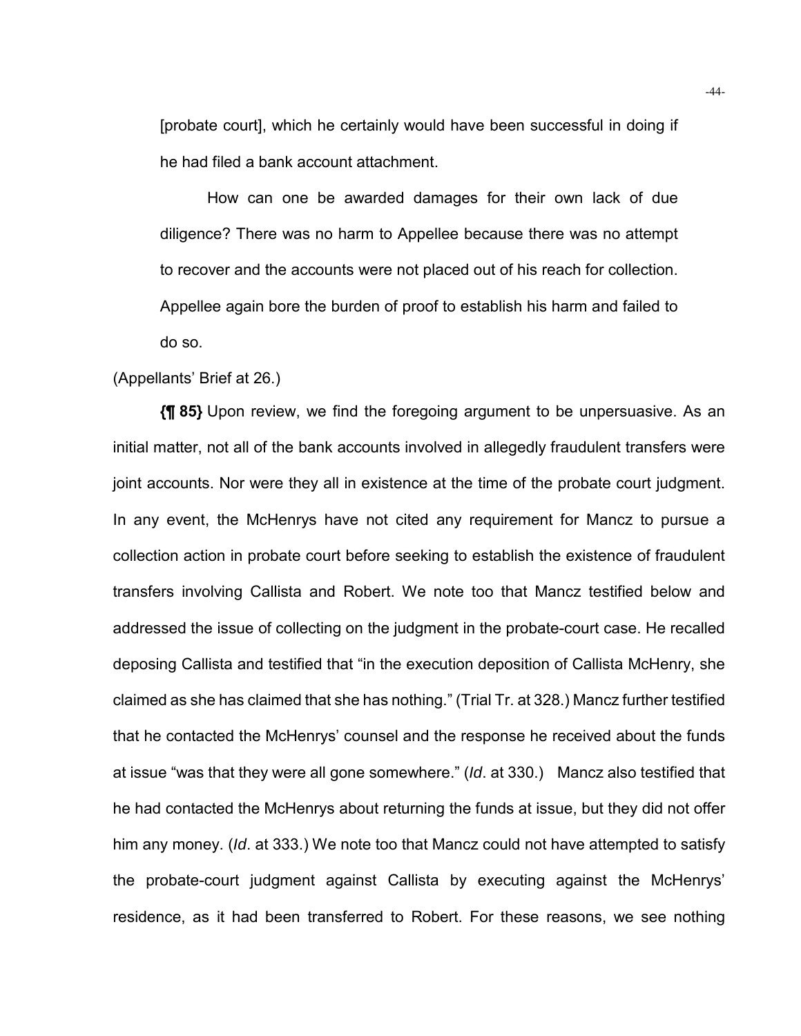> [probate court], which he certainly would have been successful in doing if he had filed a bank account attachment.
>
> How can one be awarded damages for their own lack of due diligence? There was no harm to Appellee because there was no attempt to recover and the accounts were not placed out of his reach for collection. Appellee again bore the burden of proof to establish his harm and failed to do so.

(Appellants' Brief at 26.)

**{¶ 85}** Upon review, we find the foregoing argument to be unpersuasive. As an initial matter, not all of the bank accounts involved in allegedly fraudulent transfers were joint accounts. Nor were they all in existence at the time of the probate court judgment. In any event, the McHenrys have not cited any requirement for Mancz to pursue a collection action in probate court before seeking to establish the existence of fraudulent transfers involving Callista and Robert. We note too that Mancz testified below and addressed the issue of collecting on the judgment in the probate-court case. He recalled deposing Callista and testified that "in the execution deposition of Callista McHenry, she claimed as she has claimed that she has nothing." (Trial Tr. at 328.) Mancz further testified that he contacted the McHenrys' counsel and the response he received about the funds at issue "was that they were all gone somewhere." (*Id*. at 330.) Mancz also testified that he had contacted the McHenrys about returning the funds at issue, but they did not offer him any money. (*Id*. at 333.) We note too that Mancz could not have attempted to satisfy the probate-court judgment against Callista by executing against the McHenrys' residence, as it had been transferred to Robert. For these reasons, we see nothing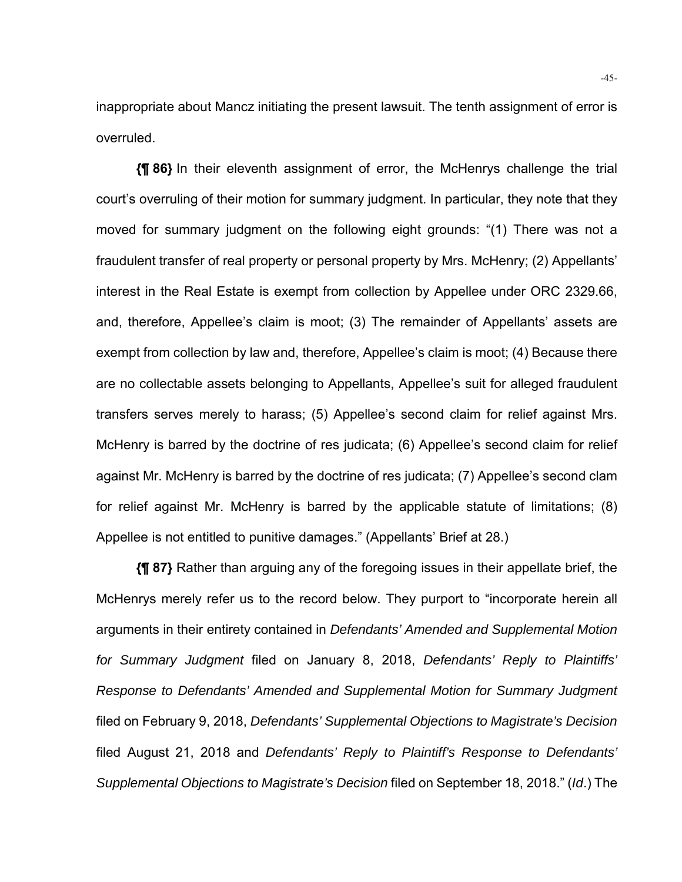inappropriate about Mancz initiating the present lawsuit. The tenth assignment of error is overruled.

**{¶ 86}** In their eleventh assignment of error, the McHenrys challenge the trial court's overruling of their motion for summary judgment. In particular, they note that they moved for summary judgment on the following eight grounds: "(1) There was not a fraudulent transfer of real property or personal property by Mrs. McHenry; (2) Appellants' interest in the Real Estate is exempt from collection by Appellee under ORC 2329.66, and, therefore, Appellee's claim is moot; (3) The remainder of Appellants' assets are exempt from collection by law and, therefore, Appellee's claim is moot; (4) Because there are no collectable assets belonging to Appellants, Appellee's suit for alleged fraudulent transfers serves merely to harass; (5) Appellee's second claim for relief against Mrs. McHenry is barred by the doctrine of res judicata; (6) Appellee's second claim for relief against Mr. McHenry is barred by the doctrine of res judicata; (7) Appellee's second clam for relief against Mr. McHenry is barred by the applicable statute of limitations; (8) Appellee is not entitled to punitive damages." (Appellants' Brief at 28.)

**{¶ 87}** Rather than arguing any of the foregoing issues in their appellate brief, the McHenrys merely refer us to the record below. They purport to "incorporate herein all arguments in their entirety contained in *Defendants' Amended and Supplemental Motion for Summary Judgment* filed on January 8, 2018, *Defendants' Reply to Plaintiffs' Response to Defendants' Amended and Supplemental Motion for Summary Judgment* filed on February 9, 2018, *Defendants' Supplemental Objections to Magistrate's Decision* filed August 21, 2018 and *Defendants' Reply to Plaintiff's Response to Defendants' Supplemental Objections to Magistrate's Decision* filed on September 18, 2018." (*Id*.) The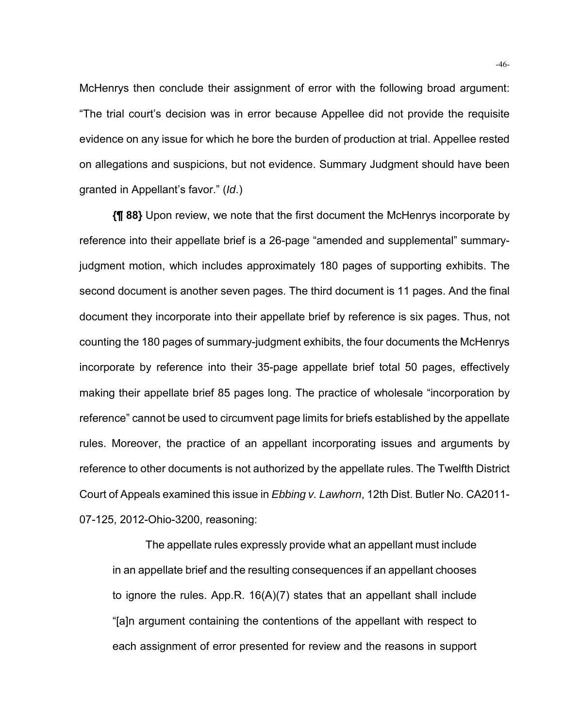McHenrys then conclude their assignment of error with the following broad argument: "The trial court's decision was in error because Appellee did not provide the requisite evidence on any issue for which he bore the burden of production at trial. Appellee rested on allegations and suspicions, but not evidence. Summary Judgment should have been granted in Appellant's favor." (*Id*.)

**{¶ 88}** Upon review, we note that the first document the McHenrys incorporate by reference into their appellate brief is a 26-page "amended and supplemental" summary-judgment motion, which includes approximately 180 pages of supporting exhibits. The second document is another seven pages. The third document is 11 pages. And the final document they incorporate into their appellate brief by reference is six pages. Thus, not counting the 180 pages of summary-judgment exhibits, the four documents the McHenrys incorporate by reference into their 35-page appellate brief total 50 pages, effectively making their appellate brief 85 pages long. The practice of wholesale "incorporation by reference" cannot be used to circumvent page limits for briefs established by the appellate rules. Moreover, the practice of an appellant incorporating issues and arguments by reference to other documents is not authorized by the appellate rules. The Twelfth District Court of Appeals examined this issue in *Ebbing v. Lawhorn*, 12th Dist. Butler No. CA2011-07-125, 2012-Ohio-3200, reasoning:

> The appellate rules expressly provide what an appellant must include in an appellate brief and the resulting consequences if an appellant chooses to ignore the rules. App.R. 16(A)(7) states that an appellant shall include "[a]n argument containing the contentions of the appellant with respect to each assignment of error presented for review and the reasons in support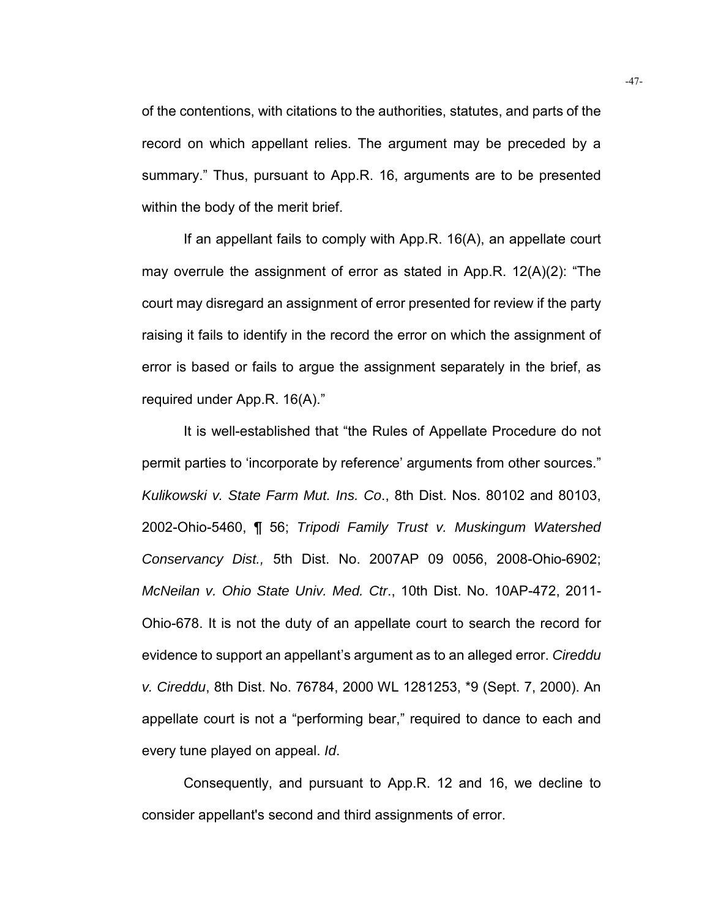of the contentions, with citations to the authorities, statutes, and parts of the record on which appellant relies. The argument may be preceded by a summary." Thus, pursuant to App.R. 16, arguments are to be presented within the body of the merit brief.

If an appellant fails to comply with App.R. 16(A), an appellate court may overrule the assignment of error as stated in App.R. 12(A)(2): "The court may disregard an assignment of error presented for review if the party raising it fails to identify in the record the error on which the assignment of error is based or fails to argue the assignment separately in the brief, as required under App.R. 16(A)."

It is well-established that "the Rules of Appellate Procedure do not permit parties to 'incorporate by reference' arguments from other sources." *Kulikowski v. State Farm Mut. Ins. Co*., 8th Dist. Nos. 80102 and 80103, 2002-Ohio-5460, ¶ 56; *Tripodi Family Trust v. Muskingum Watershed Conservancy Dist.,* 5th Dist. No. 2007AP 09 0056, 2008-Ohio-6902; *McNeilan v. Ohio State Univ. Med. Ctr*., 10th Dist. No. 10AP-472, 2011-Ohio-678. It is not the duty of an appellate court to search the record for evidence to support an appellant's argument as to an alleged error. *Cireddu v. Cireddu*, 8th Dist. No. 76784, 2000 WL 1281253, *9 (Sept. 7, 2000). An appellate court is not a "performing bear," required to dance to each and every tune played on appeal. *Id*.

Consequently, and pursuant to App.R. 12 and 16, we decline to consider appellant's second and third assignments of error.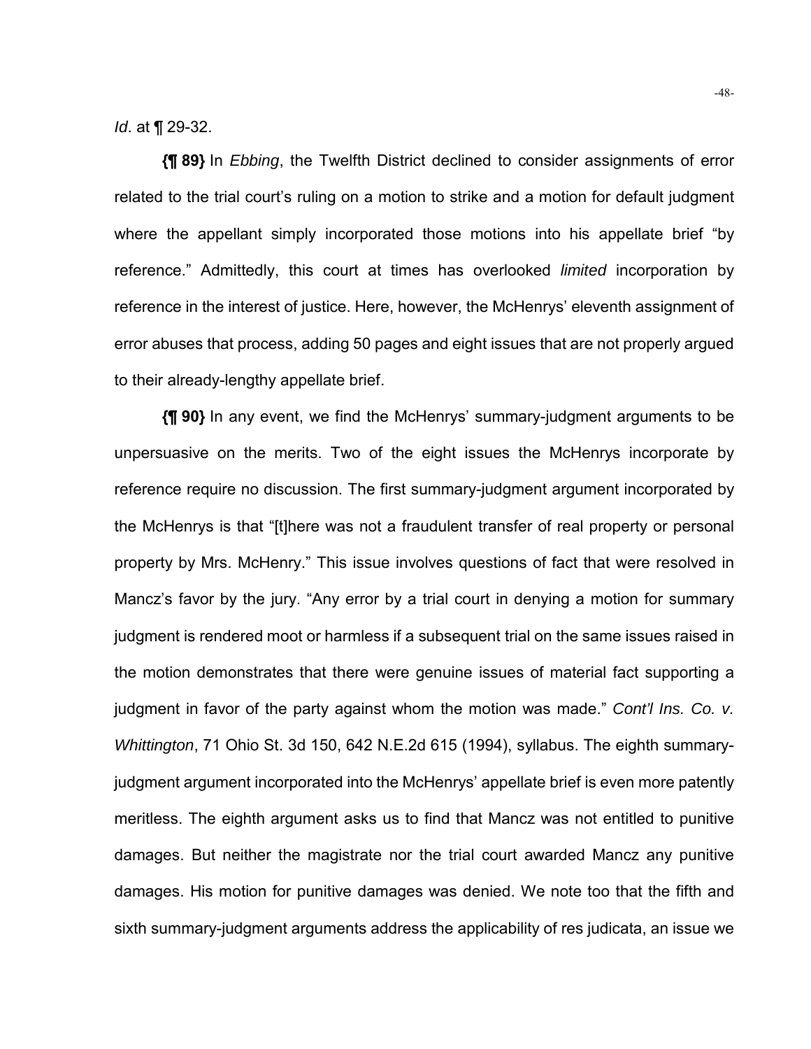*Id*. at ¶ 29-32.

**{¶ 89}** In *Ebbing*, the Twelfth District declined to consider assignments of error related to the trial court's ruling on a motion to strike and a motion for default judgment where the appellant simply incorporated those motions into his appellate brief "by reference." Admittedly, this court at times has overlooked *limited* incorporation by reference in the interest of justice. Here, however, the McHenrys' eleventh assignment of error abuses that process, adding 50 pages and eight issues that are not properly argued to their already-lengthy appellate brief.

**{¶ 90}** In any event, we find the McHenrys' summary-judgment arguments to be unpersuasive on the merits. Two of the eight issues the McHenrys incorporate by reference require no discussion. The first summary-judgment argument incorporated by the McHenrys is that "[t]here was not a fraudulent transfer of real property or personal property by Mrs. McHenry." This issue involves questions of fact that were resolved in Mancz's favor by the jury. "Any error by a trial court in denying a motion for summary judgment is rendered moot or harmless if a subsequent trial on the same issues raised in the motion demonstrates that there were genuine issues of material fact supporting a judgment in favor of the party against whom the motion was made." *Cont'l Ins. Co. v. Whittington*, 71 Ohio St. 3d 150, 642 N.E.2d 615 (1994), syllabus. The eighth summary-judgment argument incorporated into the McHenrys' appellate brief is even more patently meritless. The eighth argument asks us to find that Mancz was not entitled to punitive damages. But neither the magistrate nor the trial court awarded Mancz any punitive damages. His motion for punitive damages was denied. We note too that the fifth and sixth summary-judgment arguments address the applicability of res judicata, an issue we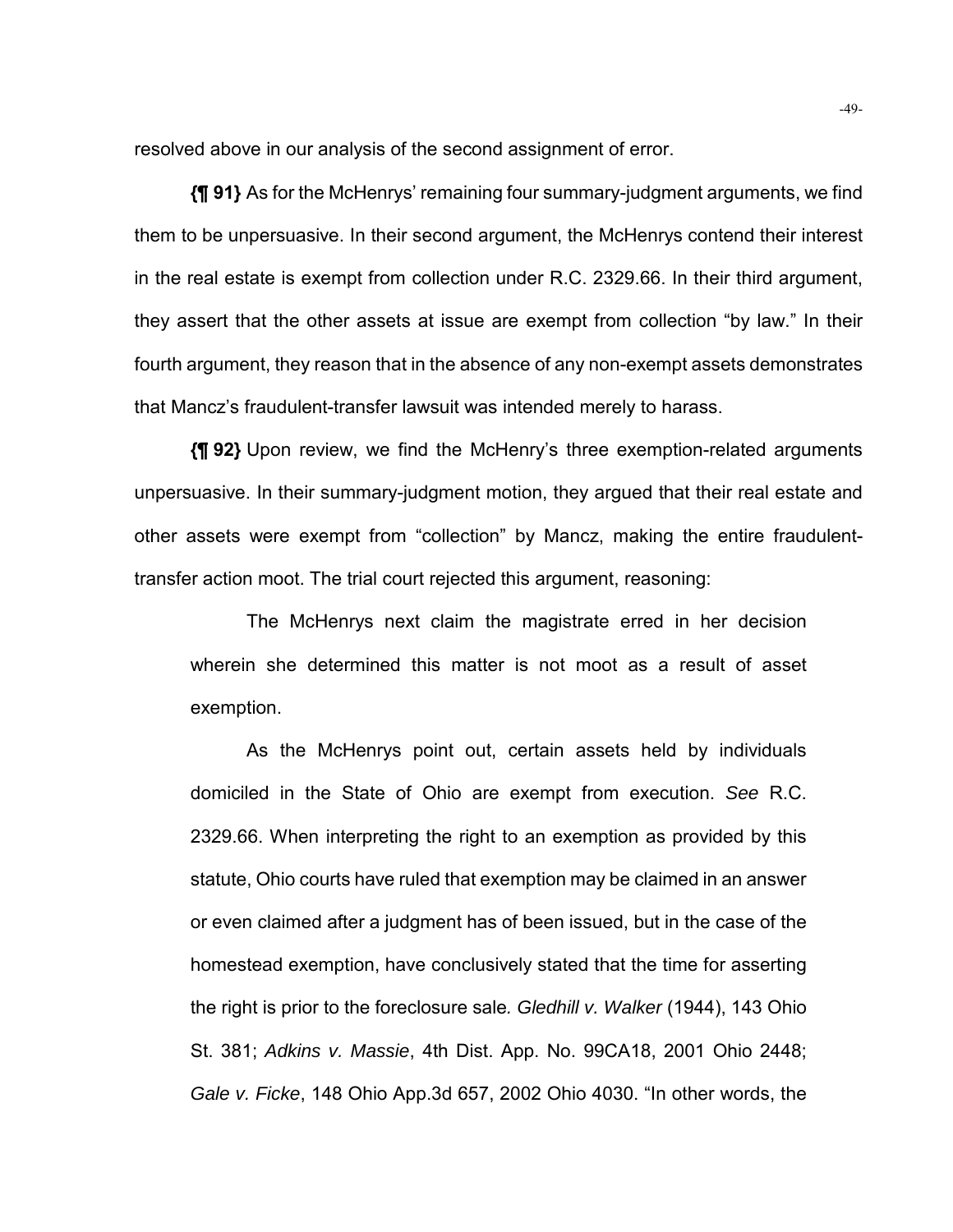resolved above in our analysis of the second assignment of error.

**{¶ 91}** As for the McHenrys' remaining four summary-judgment arguments, we find them to be unpersuasive. In their second argument, the McHenrys contend their interest in the real estate is exempt from collection under R.C. 2329.66. In their third argument, they assert that the other assets at issue are exempt from collection "by law." In their fourth argument, they reason that in the absence of any non-exempt assets demonstrates that Mancz's fraudulent-transfer lawsuit was intended merely to harass.

**{¶ 92}** Upon review, we find the McHenry's three exemption-related arguments unpersuasive. In their summary-judgment motion, they argued that their real estate and other assets were exempt from "collection" by Mancz, making the entire fraudulent-transfer action moot. The trial court rejected this argument, reasoning:

> The McHenrys next claim the magistrate erred in her decision wherein she determined this matter is not moot as a result of asset exemption.
>
> As the McHenrys point out, certain assets held by individuals domiciled in the State of Ohio are exempt from execution. *See* R.C. 2329.66. When interpreting the right to an exemption as provided by this statute, Ohio courts have ruled that exemption may be claimed in an answer or even claimed after a judgment has of been issued, but in the case of the homestead exemption, have conclusively stated that the time for asserting the right is prior to the foreclosure sale. *Gledhill v. Walker* (1944), 143 Ohio St. 381; *Adkins v. Massie*, 4th Dist. App. No. 99CA18, 2001 Ohio 2448; *Gale v. Ficke*, 148 Ohio App.3d 657, 2002 Ohio 4030. "In other words, the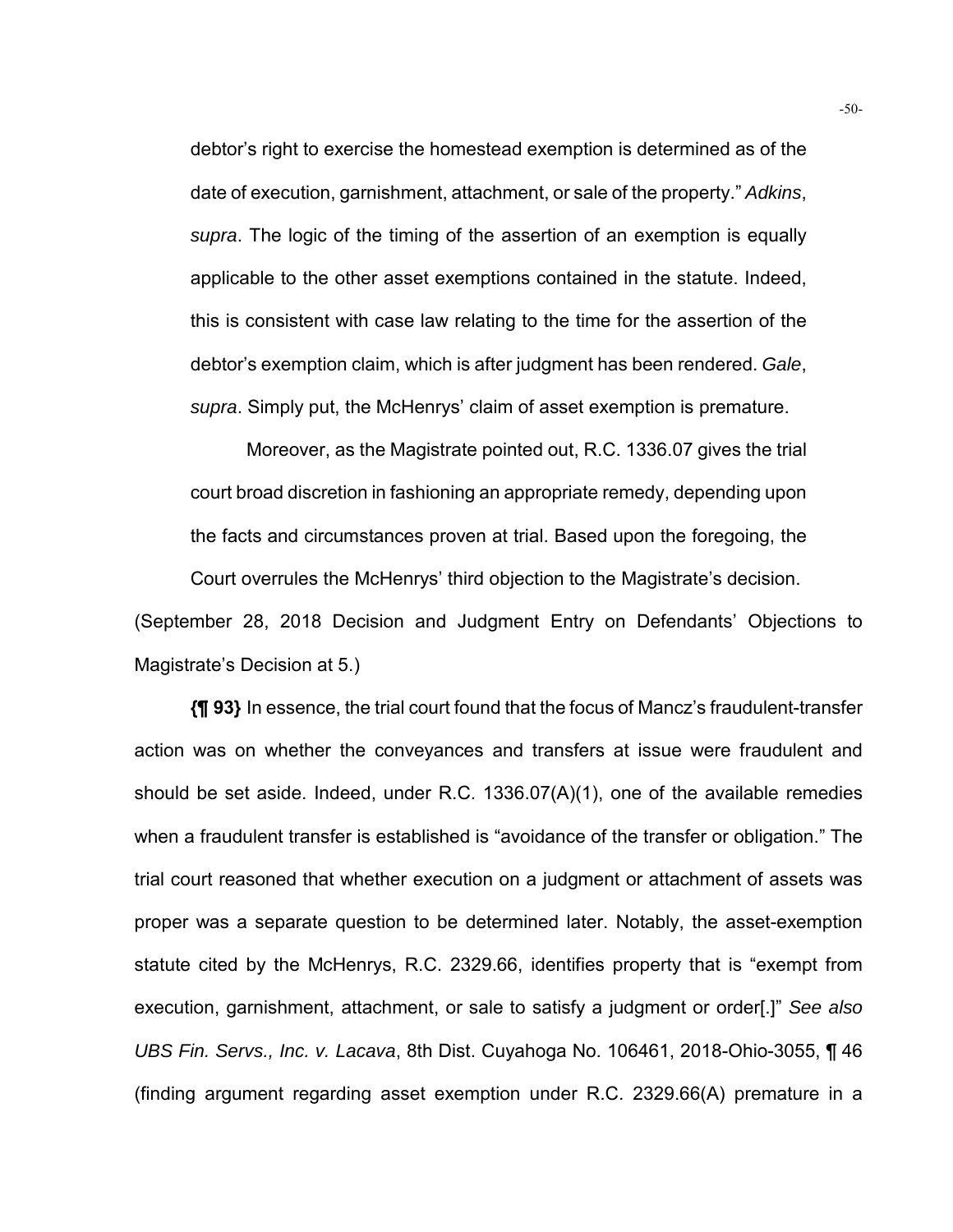debtor's right to exercise the homestead exemption is determined as of the date of execution, garnishment, attachment, or sale of the property." *Adkins*, *supra*. The logic of the timing of the assertion of an exemption is equally applicable to the other asset exemptions contained in the statute. Indeed, this is consistent with case law relating to the time for the assertion of the debtor's exemption claim, which is after judgment has been rendered. *Gale*, *supra*. Simply put, the McHenrys' claim of asset exemption is premature.

> Moreover, as the Magistrate pointed out, R.C. 1336.07 gives the trial court broad discretion in fashioning an appropriate remedy, depending upon the facts and circumstances proven at trial. Based upon the foregoing, the Court overrules the McHenrys' third objection to the Magistrate's decision.

(September 28, 2018 Decision and Judgment Entry on Defendants' Objections to Magistrate's Decision at 5.)

**{¶ 93}** In essence, the trial court found that the focus of Mancz's fraudulent-transfer action was on whether the conveyances and transfers at issue were fraudulent and should be set aside. Indeed, under R.C. 1336.07(A)(1), one of the available remedies when a fraudulent transfer is established is "avoidance of the transfer or obligation." The trial court reasoned that whether execution on a judgment or attachment of assets was proper was a separate question to be determined later. Notably, the asset-exemption statute cited by the McHenrys, R.C. 2329.66, identifies property that is "exempt from execution, garnishment, attachment, or sale to satisfy a judgment or order[.]" *See also UBS Fin. Servs., Inc. v. Lacava*, 8th Dist. Cuyahoga No. 106461, 2018-Ohio-3055, ¶ 46 (finding argument regarding asset exemption under R.C. 2329.66(A) premature in a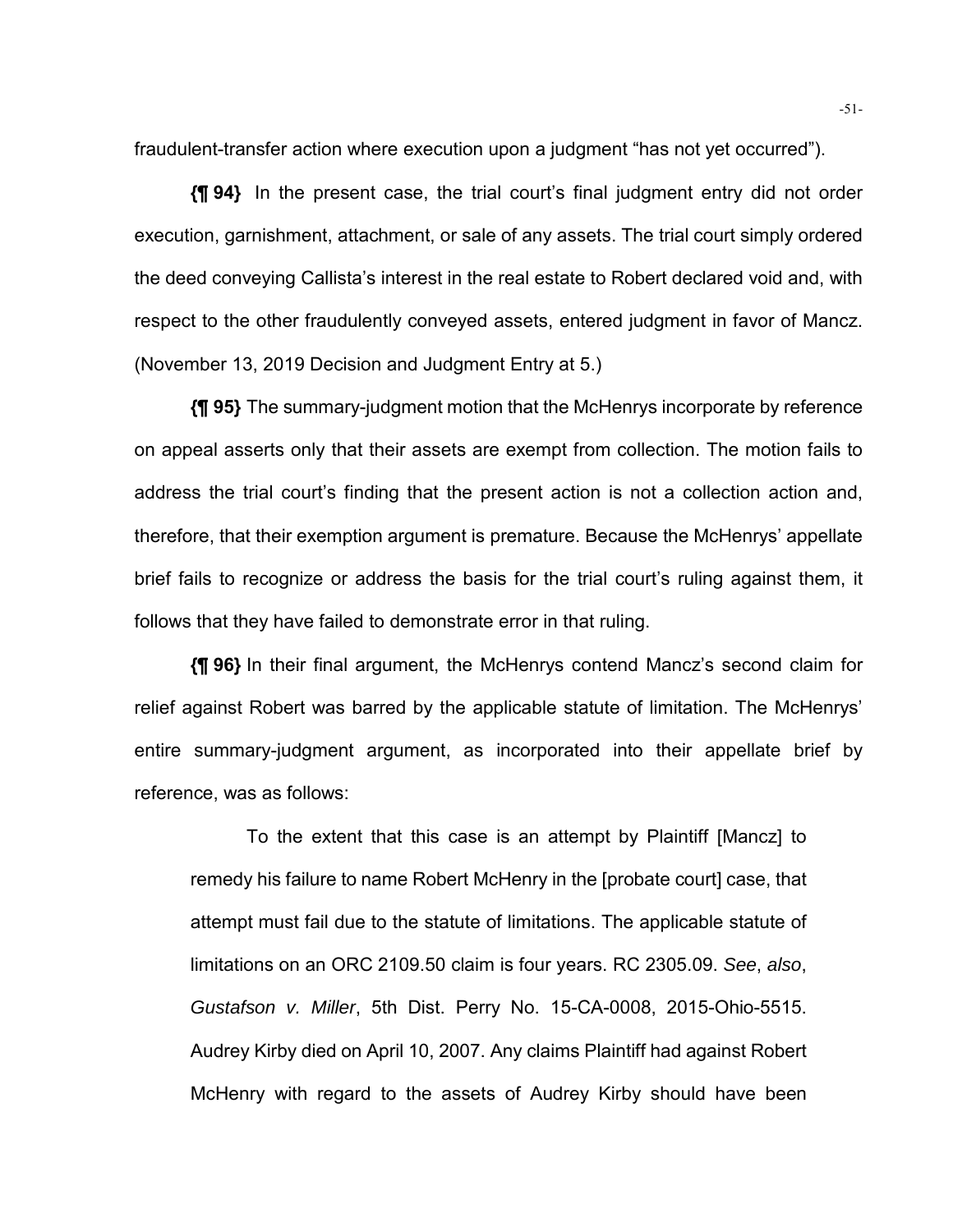fraudulent-transfer action where execution upon a judgment "has not yet occurred").

**{¶ 94}** In the present case, the trial court's final judgment entry did not order execution, garnishment, attachment, or sale of any assets. The trial court simply ordered the deed conveying Callista's interest in the real estate to Robert declared void and, with respect to the other fraudulently conveyed assets, entered judgment in favor of Mancz. (November 13, 2019 Decision and Judgment Entry at 5.)

**{¶ 95}** The summary-judgment motion that the McHenrys incorporate by reference on appeal asserts only that their assets are exempt from collection. The motion fails to address the trial court's finding that the present action is not a collection action and, therefore, that their exemption argument is premature. Because the McHenrys' appellate brief fails to recognize or address the basis for the trial court's ruling against them, it follows that they have failed to demonstrate error in that ruling.

**{¶ 96}** In their final argument, the McHenrys contend Mancz's second claim for relief against Robert was barred by the applicable statute of limitation. The McHenrys' entire summary-judgment argument, as incorporated into their appellate brief by reference, was as follows:

> To the extent that this case is an attempt by Plaintiff [Mancz] to remedy his failure to name Robert McHenry in the [probate court] case, that attempt must fail due to the statute of limitations. The applicable statute of limitations on an ORC 2109.50 claim is four years. RC 2305.09. *See*, *also*, *Gustafson v. Miller*, 5th Dist. Perry No. 15-CA-0008, 2015-Ohio-5515. Audrey Kirby died on April 10, 2007. Any claims Plaintiff had against Robert McHenry with regard to the assets of Audrey Kirby should have been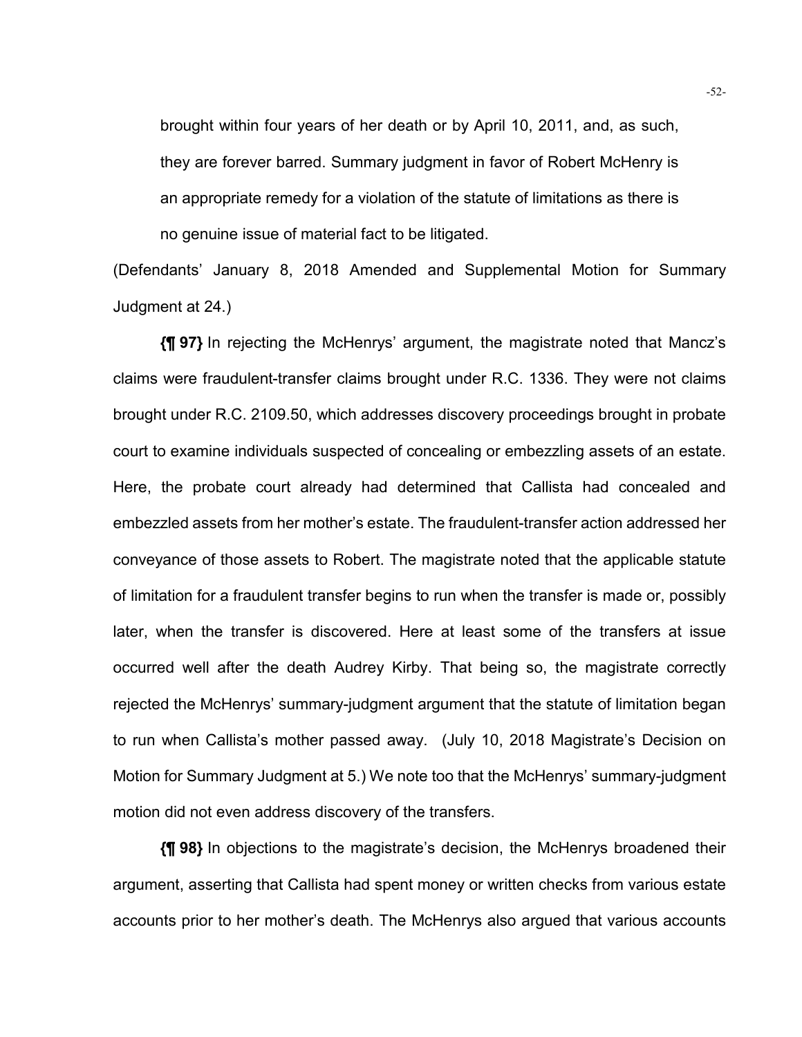brought within four years of her death or by April 10, 2011, and, as such, they are forever barred. Summary judgment in favor of Robert McHenry is an appropriate remedy for a violation of the statute of limitations as there is no genuine issue of material fact to be litigated.

(Defendants' January 8, 2018 Amended and Supplemental Motion for Summary Judgment at 24.)

**{¶ 97}** In rejecting the McHenrys' argument, the magistrate noted that Mancz's claims were fraudulent-transfer claims brought under R.C. 1336. They were not claims brought under R.C. 2109.50, which addresses discovery proceedings brought in probate court to examine individuals suspected of concealing or embezzling assets of an estate. Here, the probate court already had determined that Callista had concealed and embezzled assets from her mother's estate. The fraudulent-transfer action addressed her conveyance of those assets to Robert. The magistrate noted that the applicable statute of limitation for a fraudulent transfer begins to run when the transfer is made or, possibly later, when the transfer is discovered. Here at least some of the transfers at issue occurred well after the death Audrey Kirby. That being so, the magistrate correctly rejected the McHenrys' summary-judgment argument that the statute of limitation began to run when Callista's mother passed away. (July 10, 2018 Magistrate's Decision on Motion for Summary Judgment at 5.) We note too that the McHenrys' summary-judgment motion did not even address discovery of the transfers.

**{¶ 98}** In objections to the magistrate's decision, the McHenrys broadened their argument, asserting that Callista had spent money or written checks from various estate accounts prior to her mother's death. The McHenrys also argued that various accounts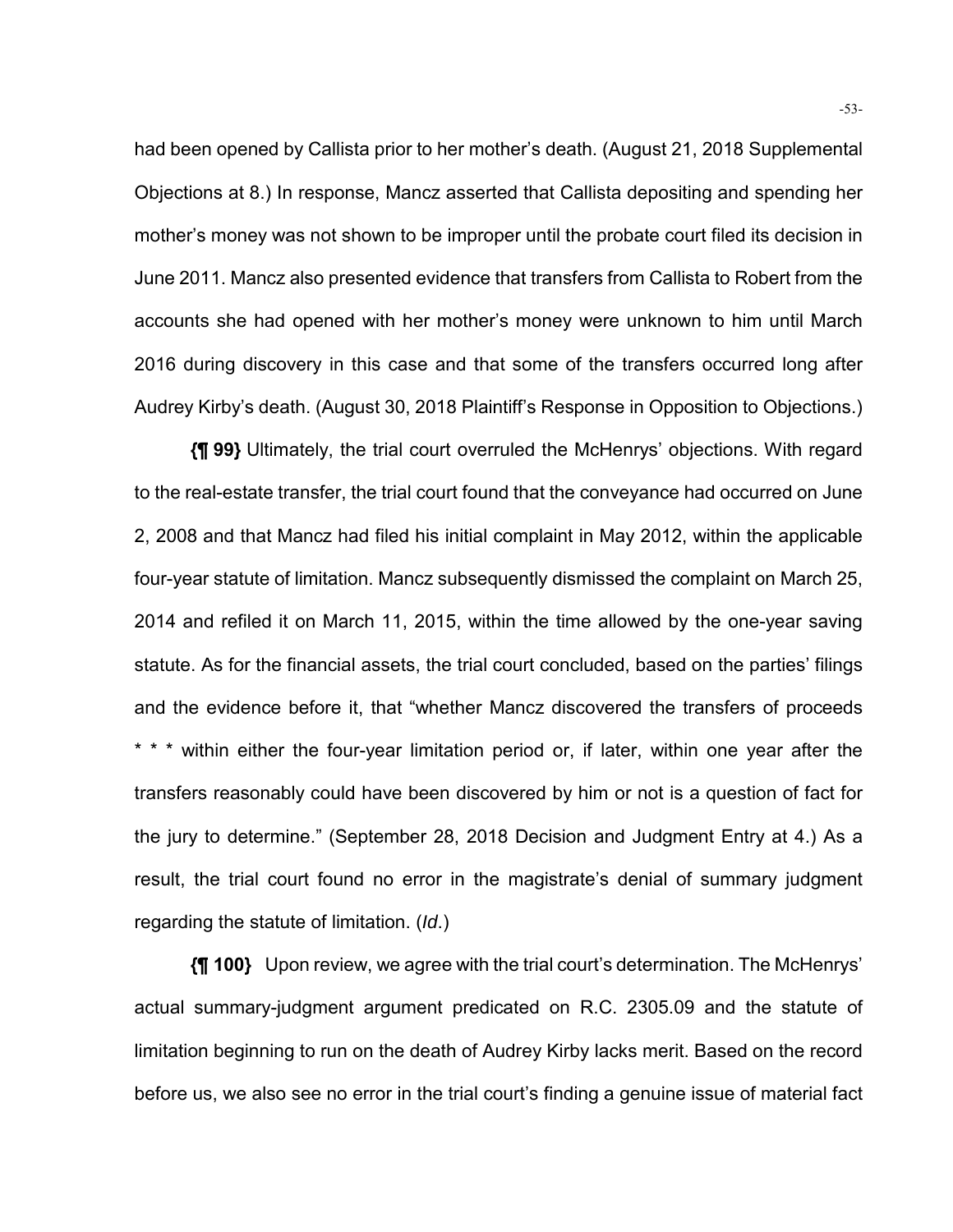had been opened by Callista prior to her mother's death. (August 21, 2018 Supplemental Objections at 8.) In response, Mancz asserted that Callista depositing and spending her mother's money was not shown to be improper until the probate court filed its decision in June 2011. Mancz also presented evidence that transfers from Callista to Robert from the accounts she had opened with her mother's money were unknown to him until March 2016 during discovery in this case and that some of the transfers occurred long after Audrey Kirby's death. (August 30, 2018 Plaintiff's Response in Opposition to Objections.)

**{¶ 99}** Ultimately, the trial court overruled the McHenrys' objections. With regard to the real-estate transfer, the trial court found that the conveyance had occurred on June 2, 2008 and that Mancz had filed his initial complaint in May 2012, within the applicable four-year statute of limitation. Mancz subsequently dismissed the complaint on March 25, 2014 and refiled it on March 11, 2015, within the time allowed by the one-year saving statute. As for the financial assets, the trial court concluded, based on the parties' filings and the evidence before it, that "whether Mancz discovered the transfers of proceeds * * * within either the four-year limitation period or, if later, within one year after the transfers reasonably could have been discovered by him or not is a question of fact for the jury to determine." (September 28, 2018 Decision and Judgment Entry at 4.) As a result, the trial court found no error in the magistrate's denial of summary judgment regarding the statute of limitation. (*Id*.)

**{¶ 100}** Upon review, we agree with the trial court's determination. The McHenrys' actual summary-judgment argument predicated on R.C. 2305.09 and the statute of limitation beginning to run on the death of Audrey Kirby lacks merit. Based on the record before us, we also see no error in the trial court's finding a genuine issue of material fact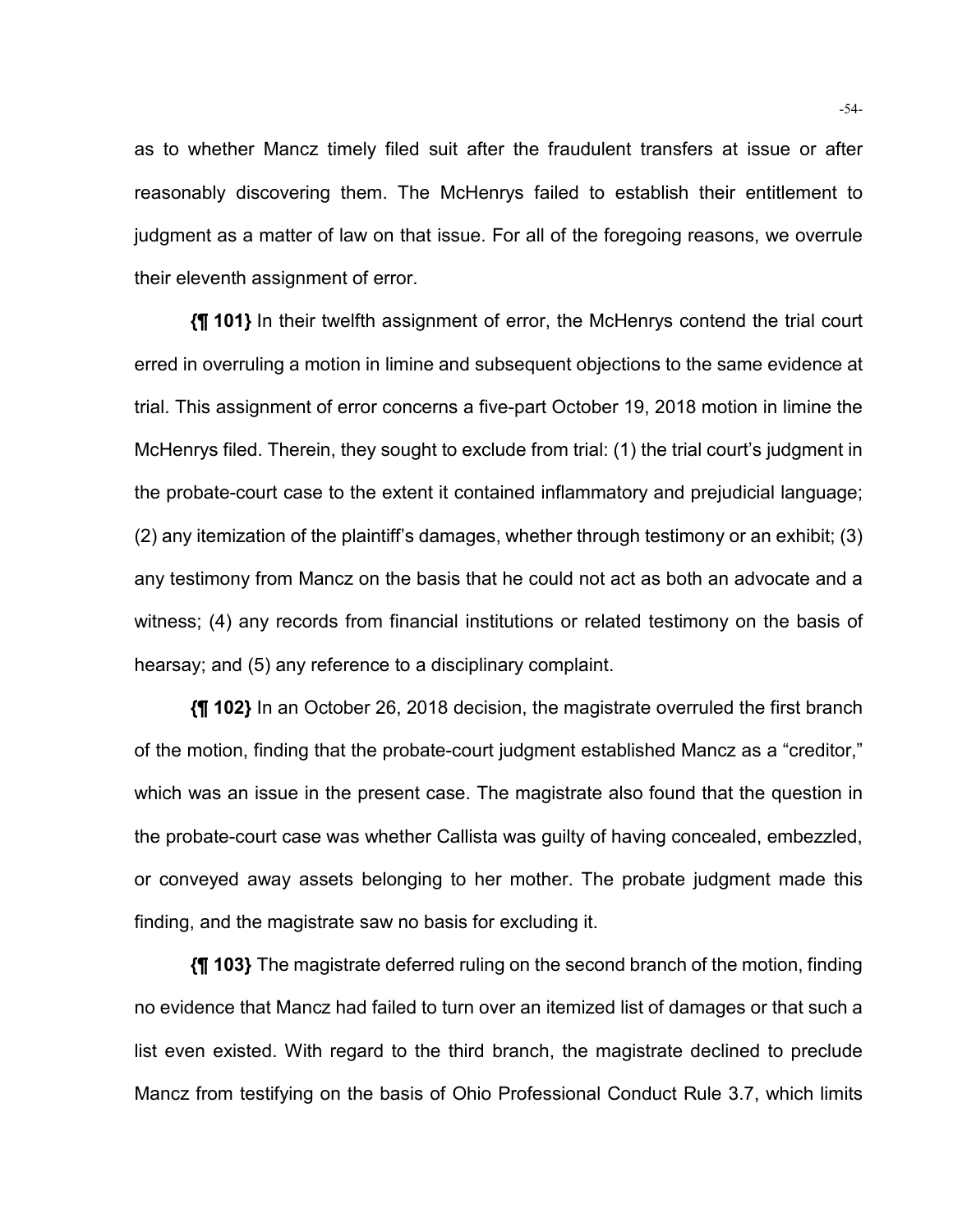as to whether Mancz timely filed suit after the fraudulent transfers at issue or after reasonably discovering them. The McHenrys failed to establish their entitlement to judgment as a matter of law on that issue. For all of the foregoing reasons, we overrule their eleventh assignment of error.

**{¶ 101}** In their twelfth assignment of error, the McHenrys contend the trial court erred in overruling a motion in limine and subsequent objections to the same evidence at trial. This assignment of error concerns a five-part October 19, 2018 motion in limine the McHenrys filed. Therein, they sought to exclude from trial: (1) the trial court's judgment in the probate-court case to the extent it contained inflammatory and prejudicial language; (2) any itemization of the plaintiff's damages, whether through testimony or an exhibit; (3) any testimony from Mancz on the basis that he could not act as both an advocate and a witness; (4) any records from financial institutions or related testimony on the basis of hearsay; and (5) any reference to a disciplinary complaint.

**{¶ 102}** In an October 26, 2018 decision, the magistrate overruled the first branch of the motion, finding that the probate-court judgment established Mancz as a "creditor," which was an issue in the present case. The magistrate also found that the question in the probate-court case was whether Callista was guilty of having concealed, embezzled, or conveyed away assets belonging to her mother. The probate judgment made this finding, and the magistrate saw no basis for excluding it.

**{¶ 103}** The magistrate deferred ruling on the second branch of the motion, finding no evidence that Mancz had failed to turn over an itemized list of damages or that such a list even existed. With regard to the third branch, the magistrate declined to preclude Mancz from testifying on the basis of Ohio Professional Conduct Rule 3.7, which limits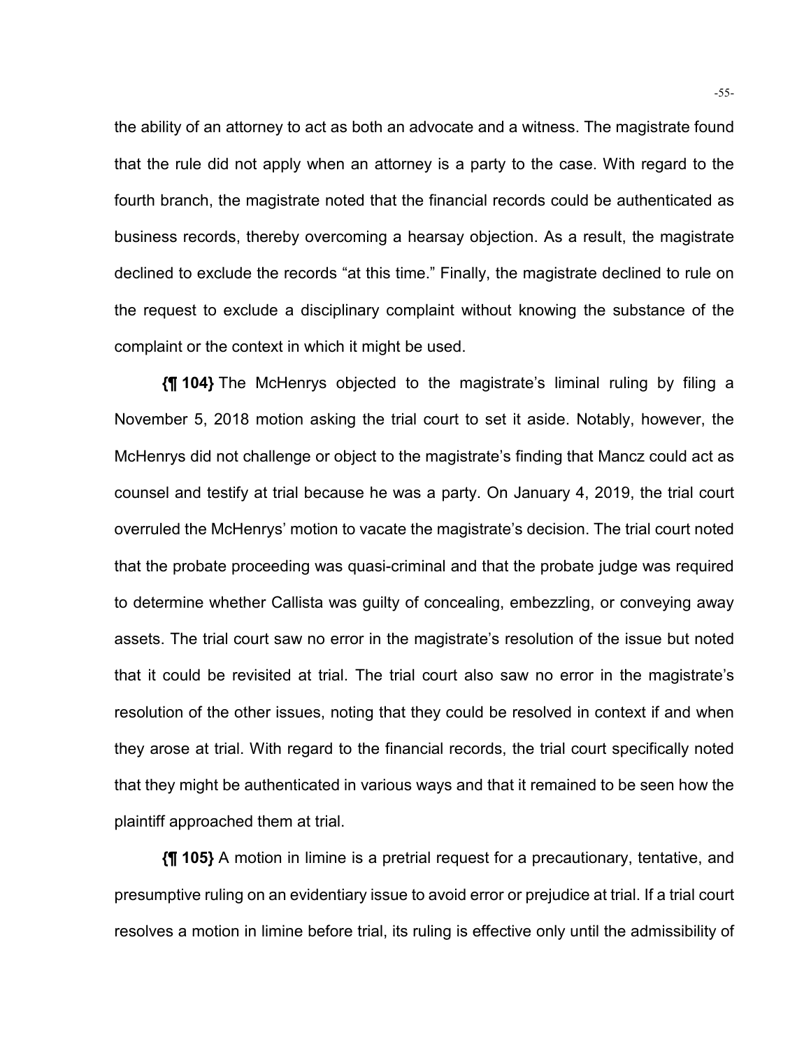the ability of an attorney to act as both an advocate and a witness. The magistrate found that the rule did not apply when an attorney is a party to the case. With regard to the fourth branch, the magistrate noted that the financial records could be authenticated as business records, thereby overcoming a hearsay objection. As a result, the magistrate declined to exclude the records "at this time." Finally, the magistrate declined to rule on the request to exclude a disciplinary complaint without knowing the substance of the complaint or the context in which it might be used.

**{¶ 104}** The McHenrys objected to the magistrate's liminal ruling by filing a November 5, 2018 motion asking the trial court to set it aside. Notably, however, the McHenrys did not challenge or object to the magistrate's finding that Mancz could act as counsel and testify at trial because he was a party. On January 4, 2019, the trial court overruled the McHenrys' motion to vacate the magistrate's decision. The trial court noted that the probate proceeding was quasi-criminal and that the probate judge was required to determine whether Callista was guilty of concealing, embezzling, or conveying away assets. The trial court saw no error in the magistrate's resolution of the issue but noted that it could be revisited at trial. The trial court also saw no error in the magistrate's resolution of the other issues, noting that they could be resolved in context if and when they arose at trial. With regard to the financial records, the trial court specifically noted that they might be authenticated in various ways and that it remained to be seen how the plaintiff approached them at trial.

**{¶ 105}** A motion in limine is a pretrial request for a precautionary, tentative, and presumptive ruling on an evidentiary issue to avoid error or prejudice at trial. If a trial court resolves a motion in limine before trial, its ruling is effective only until the admissibility of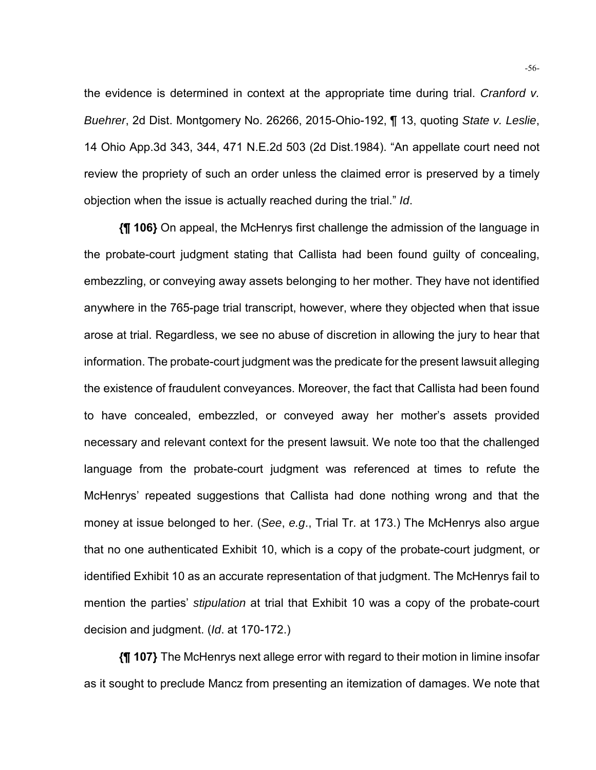the evidence is determined in context at the appropriate time during trial. *Cranford v. Buehrer*, 2d Dist. Montgomery No. 26266, 2015-Ohio-192, ¶ 13, quoting *State v. Leslie*, 14 Ohio App.3d 343, 344, 471 N.E.2d 503 (2d Dist.1984). "An appellate court need not review the propriety of such an order unless the claimed error is preserved by a timely objection when the issue is actually reached during the trial." *Id*.

**{¶ 106}** On appeal, the McHenrys first challenge the admission of the language in the probate-court judgment stating that Callista had been found guilty of concealing, embezzling, or conveying away assets belonging to her mother. They have not identified anywhere in the 765-page trial transcript, however, where they objected when that issue arose at trial. Regardless, we see no abuse of discretion in allowing the jury to hear that information. The probate-court judgment was the predicate for the present lawsuit alleging the existence of fraudulent conveyances. Moreover, the fact that Callista had been found to have concealed, embezzled, or conveyed away her mother's assets provided necessary and relevant context for the present lawsuit. We note too that the challenged language from the probate-court judgment was referenced at times to refute the McHenrys' repeated suggestions that Callista had done nothing wrong and that the money at issue belonged to her. (*See*, *e.g*., Trial Tr. at 173.) The McHenrys also argue that no one authenticated Exhibit 10, which is a copy of the probate-court judgment, or identified Exhibit 10 as an accurate representation of that judgment. The McHenrys fail to mention the parties' *stipulation* at trial that Exhibit 10 was a copy of the probate-court decision and judgment. (*Id*. at 170-172.)

**{¶ 107}** The McHenrys next allege error with regard to their motion in limine insofar as it sought to preclude Mancz from presenting an itemization of damages. We note that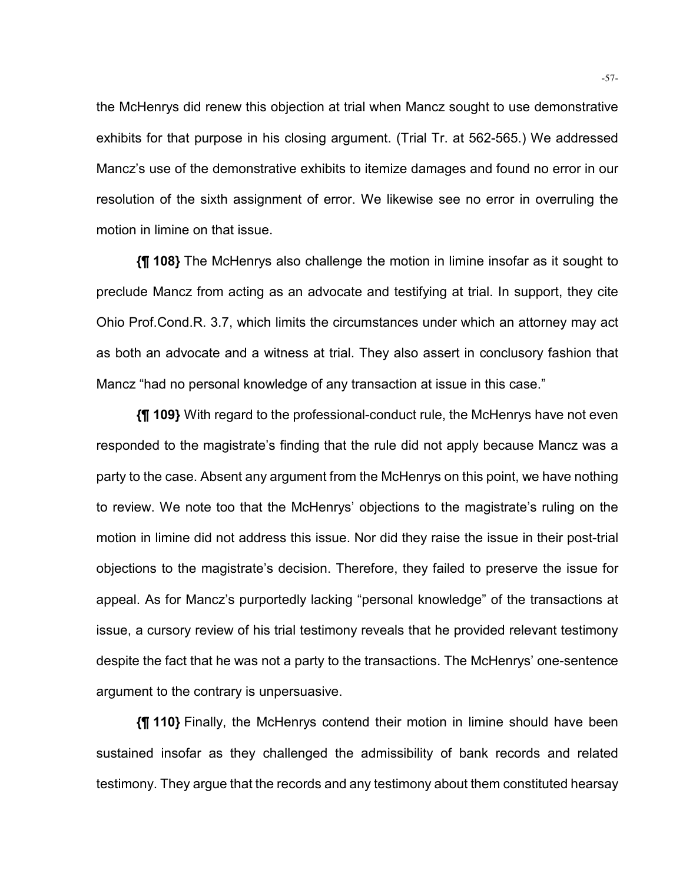the McHenrys did renew this objection at trial when Mancz sought to use demonstrative exhibits for that purpose in his closing argument. (Trial Tr. at 562-565.) We addressed Mancz's use of the demonstrative exhibits to itemize damages and found no error in our resolution of the sixth assignment of error. We likewise see no error in overruling the motion in limine on that issue.

**{¶ 108}** The McHenrys also challenge the motion in limine insofar as it sought to preclude Mancz from acting as an advocate and testifying at trial. In support, they cite Ohio Prof.Cond.R. 3.7, which limits the circumstances under which an attorney may act as both an advocate and a witness at trial. They also assert in conclusory fashion that Mancz "had no personal knowledge of any transaction at issue in this case."

**{¶ 109}** With regard to the professional-conduct rule, the McHenrys have not even responded to the magistrate's finding that the rule did not apply because Mancz was a party to the case. Absent any argument from the McHenrys on this point, we have nothing to review. We note too that the McHenrys' objections to the magistrate's ruling on the motion in limine did not address this issue. Nor did they raise the issue in their post-trial objections to the magistrate's decision. Therefore, they failed to preserve the issue for appeal. As for Mancz's purportedly lacking "personal knowledge" of the transactions at issue, a cursory review of his trial testimony reveals that he provided relevant testimony despite the fact that he was not a party to the transactions. The McHenrys' one-sentence argument to the contrary is unpersuasive.

**{¶ 110}** Finally, the McHenrys contend their motion in limine should have been sustained insofar as they challenged the admissibility of bank records and related testimony. They argue that the records and any testimony about them constituted hearsay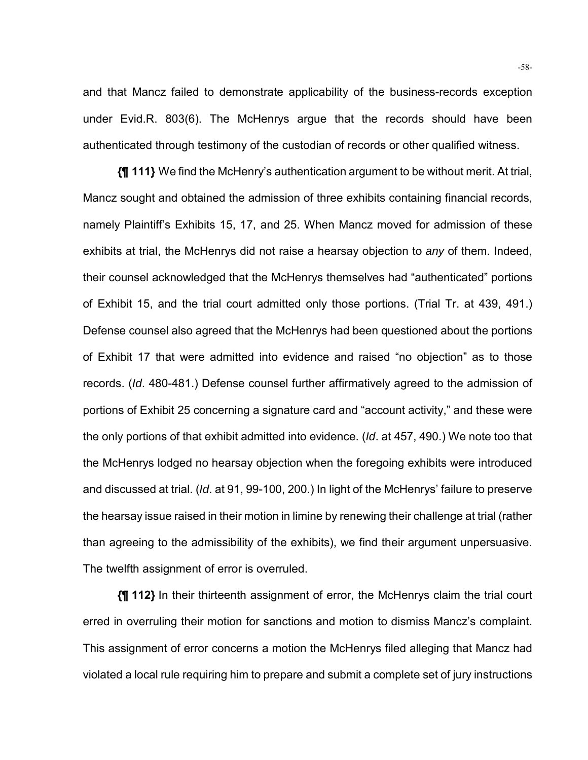and that Mancz failed to demonstrate applicability of the business-records exception under Evid.R. 803(6). The McHenrys argue that the records should have been authenticated through testimony of the custodian of records or other qualified witness.

**{¶ 111}** We find the McHenry's authentication argument to be without merit. At trial, Mancz sought and obtained the admission of three exhibits containing financial records, namely Plaintiff's Exhibits 15, 17, and 25. When Mancz moved for admission of these exhibits at trial, the McHenrys did not raise a hearsay objection to *any* of them. Indeed, their counsel acknowledged that the McHenrys themselves had "authenticated" portions of Exhibit 15, and the trial court admitted only those portions. (Trial Tr. at 439, 491.) Defense counsel also agreed that the McHenrys had been questioned about the portions of Exhibit 17 that were admitted into evidence and raised "no objection" as to those records. (*Id*. 480-481.) Defense counsel further affirmatively agreed to the admission of portions of Exhibit 25 concerning a signature card and "account activity," and these were the only portions of that exhibit admitted into evidence. (*Id*. at 457, 490.) We note too that the McHenrys lodged no hearsay objection when the foregoing exhibits were introduced and discussed at trial. (*Id*. at 91, 99-100, 200.) In light of the McHenrys' failure to preserve the hearsay issue raised in their motion in limine by renewing their challenge at trial (rather than agreeing to the admissibility of the exhibits), we find their argument unpersuasive. The twelfth assignment of error is overruled.

**{¶ 112}** In their thirteenth assignment of error, the McHenrys claim the trial court erred in overruling their motion for sanctions and motion to dismiss Mancz's complaint. This assignment of error concerns a motion the McHenrys filed alleging that Mancz had violated a local rule requiring him to prepare and submit a complete set of jury instructions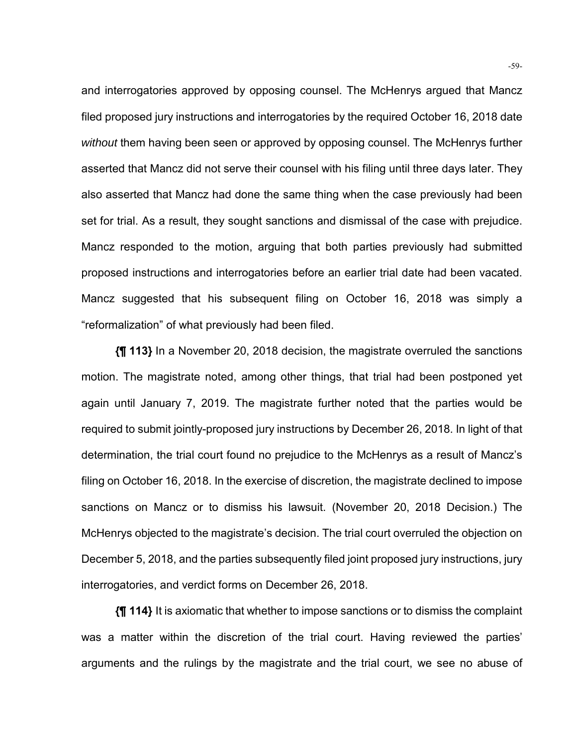and interrogatories approved by opposing counsel. The McHenrys argued that Mancz filed proposed jury instructions and interrogatories by the required October 16, 2018 date *without* them having been seen or approved by opposing counsel. The McHenrys further asserted that Mancz did not serve their counsel with his filing until three days later. They also asserted that Mancz had done the same thing when the case previously had been set for trial. As a result, they sought sanctions and dismissal of the case with prejudice. Mancz responded to the motion, arguing that both parties previously had submitted proposed instructions and interrogatories before an earlier trial date had been vacated. Mancz suggested that his subsequent filing on October 16, 2018 was simply a "reformalization" of what previously had been filed.

**{¶ 113}** In a November 20, 2018 decision, the magistrate overruled the sanctions motion. The magistrate noted, among other things, that trial had been postponed yet again until January 7, 2019. The magistrate further noted that the parties would be required to submit jointly-proposed jury instructions by December 26, 2018. In light of that determination, the trial court found no prejudice to the McHenrys as a result of Mancz's filing on October 16, 2018. In the exercise of discretion, the magistrate declined to impose sanctions on Mancz or to dismiss his lawsuit. (November 20, 2018 Decision.) The McHenrys objected to the magistrate's decision. The trial court overruled the objection on December 5, 2018, and the parties subsequently filed joint proposed jury instructions, jury interrogatories, and verdict forms on December 26, 2018.

**{¶ 114}** It is axiomatic that whether to impose sanctions or to dismiss the complaint was a matter within the discretion of the trial court. Having reviewed the parties' arguments and the rulings by the magistrate and the trial court, we see no abuse of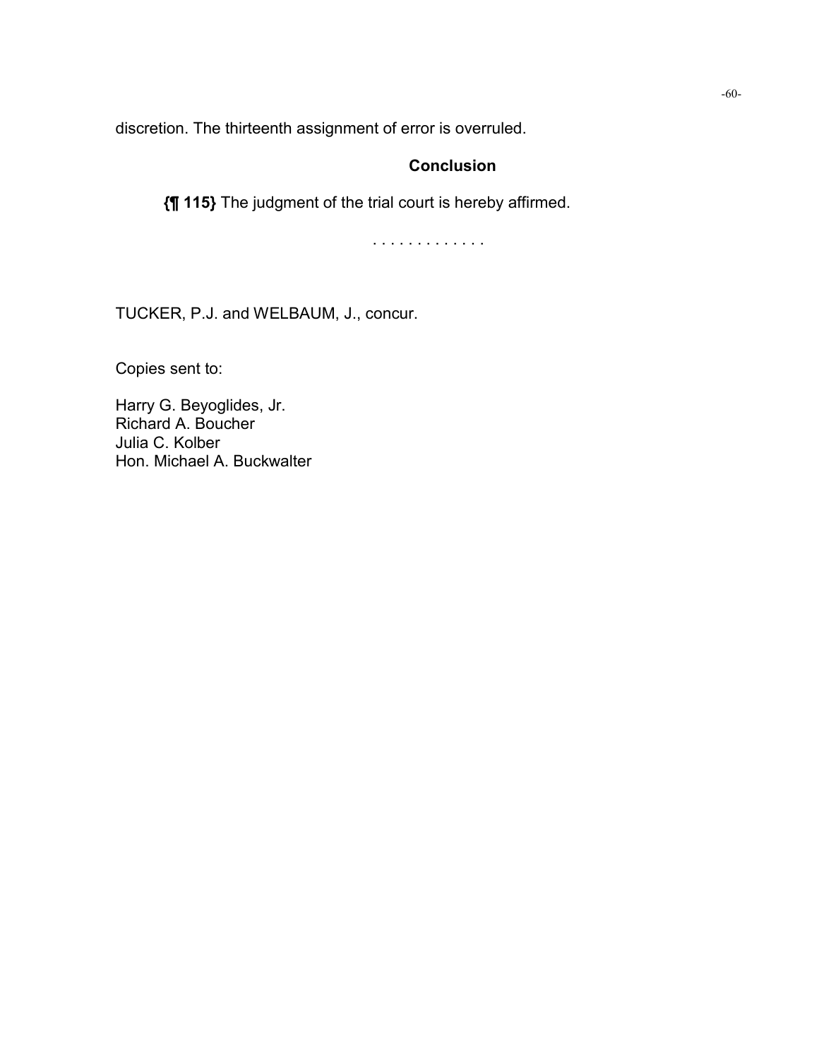discretion. The thirteenth assignment of error is overruled.

## Conclusion

**{¶ 115}** The judgment of the trial court is hereby affirmed.

. . . . . . . . . . . . .

TUCKER, P.J. and WELBAUM, J., concur.

Copies sent to:

Harry G. Beyoglides, Jr.
Richard A. Boucher
Julia C. Kolber
Hon. Michael A. Buckwalter